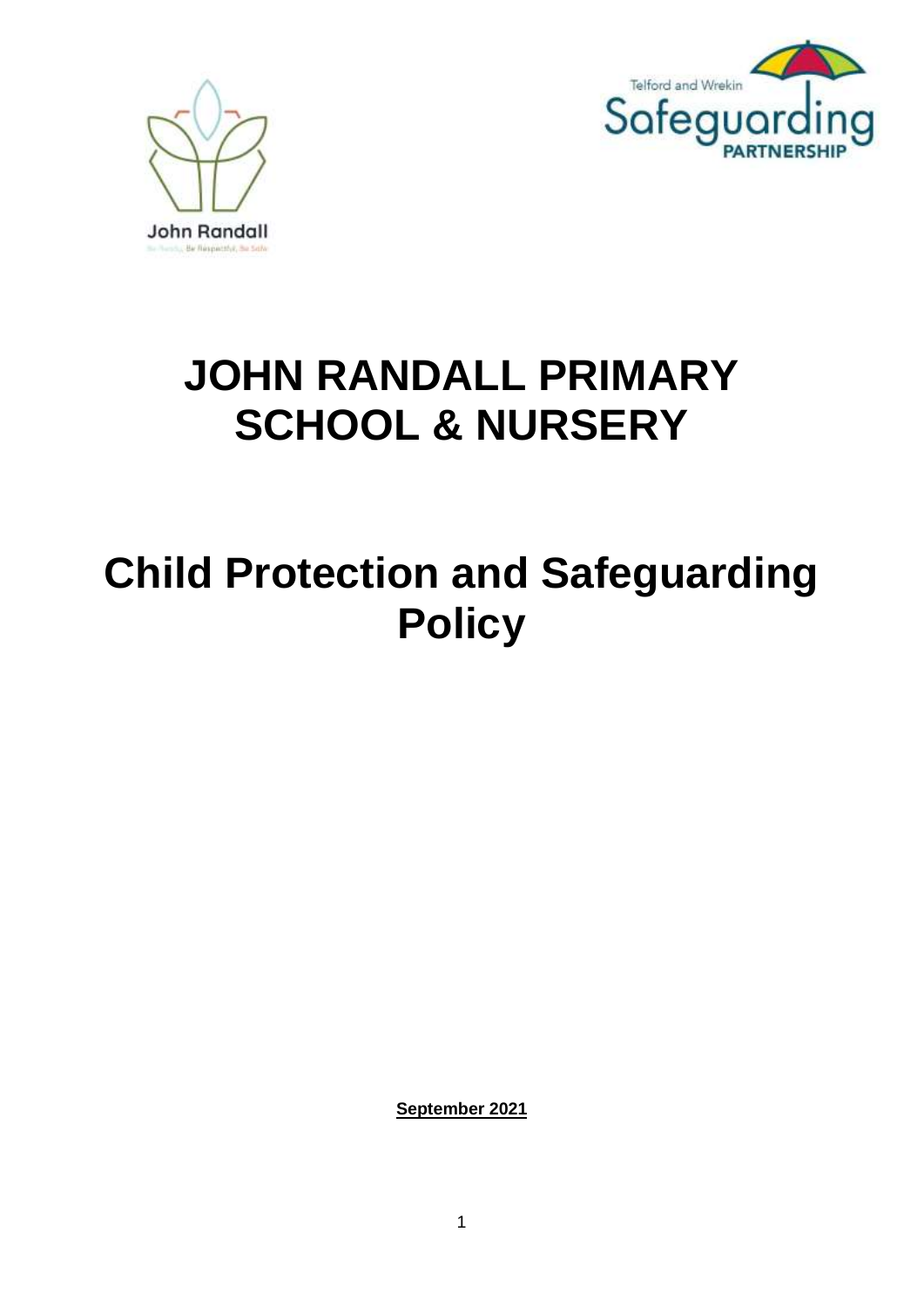# JOHN RANDALL PRIMARY SCHOOL & NURSERY

# Child Protection and Safeguarding Policy

**September 2021**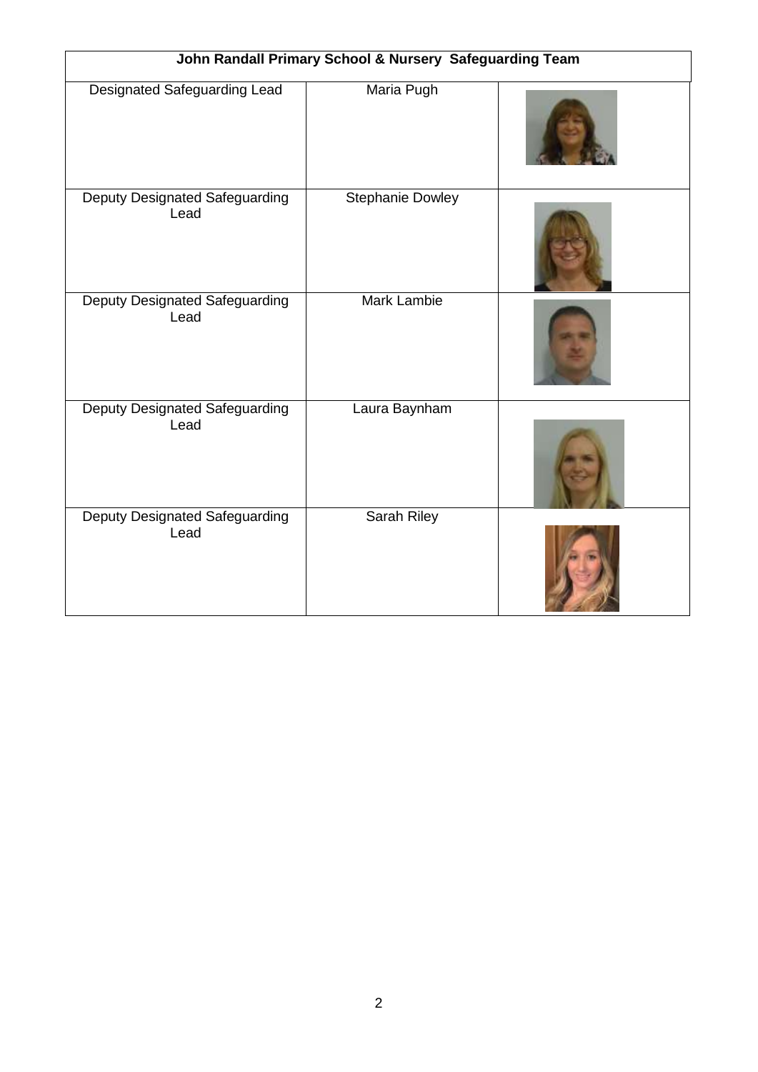| John Randall Primary School & Nursery Safeguarding Team | | |
|---|---|---|
| Designated Safeguarding Lead | Maria Pugh | |
| Deputy Designated Safeguarding Lead | Stephanie Dowley | |
| Deputy Designated Safeguarding Lead | Mark Lambie | |
| Deputy Designated Safeguarding Lead | Laura Baynham | |
| Deputy Designated Safeguarding Lead | Sarah Riley | |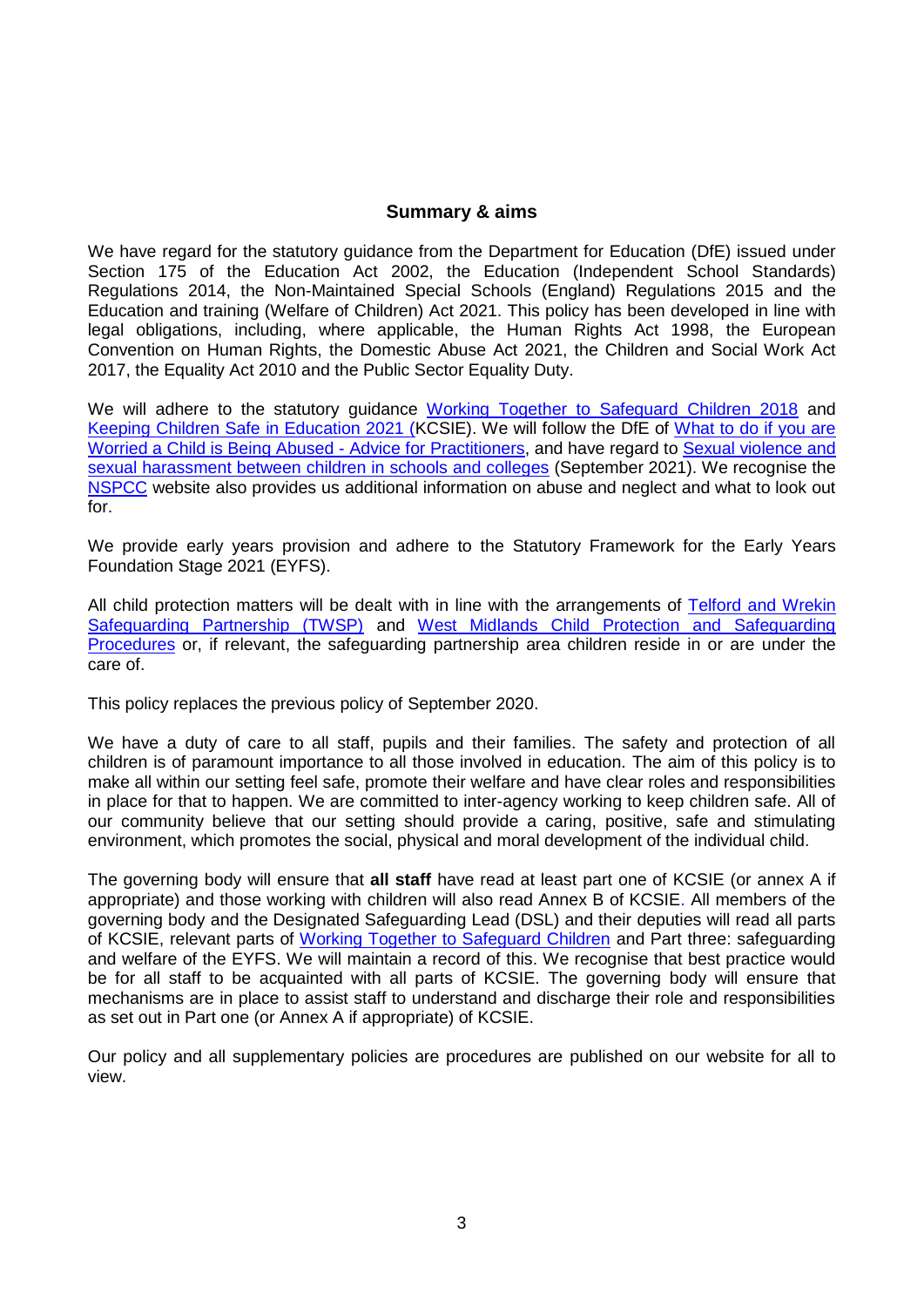## Summary & aims

We have regard for the statutory guidance from the Department for Education (DfE) issued under Section 175 of the Education Act 2002, the Education (Independent School Standards) Regulations 2014, the Non-Maintained Special Schools (England) Regulations 2015 and the Education and training (Welfare of Children) Act 2021. This policy has been developed in line with legal obligations, including, where applicable, the Human Rights Act 1998, the European Convention on Human Rights, the Domestic Abuse Act 2021, the Children and Social Work Act 2017, the Equality Act 2010 and the Public Sector Equality Duty.

We will adhere to the statutory guidance Working Together to Safeguard Children 2018 and Keeping Children Safe in Education 2021 (KCSIE). We will follow the DfE of What to do if you are Worried a Child is Being Abused - Advice for Practitioners, and have regard to Sexual violence and sexual harassment between children in schools and colleges (September 2021). We recognise the NSPCC website also provides us additional information on abuse and neglect and what to look out for.

We provide early years provision and adhere to the Statutory Framework for the Early Years Foundation Stage 2021 (EYFS).

All child protection matters will be dealt with in line with the arrangements of Telford and Wrekin Safeguarding Partnership (TWSP) and West Midlands Child Protection and Safeguarding Procedures or, if relevant, the safeguarding partnership area children reside in or are under the care of.

This policy replaces the previous policy of September 2020.

We have a duty of care to all staff, pupils and their families. The safety and protection of all children is of paramount importance to all those involved in education. The aim of this policy is to make all within our setting feel safe, promote their welfare and have clear roles and responsibilities in place for that to happen. We are committed to inter-agency working to keep children safe. All of our community believe that our setting should provide a caring, positive, safe and stimulating environment, which promotes the social, physical and moral development of the individual child.

The governing body will ensure that **all staff** have read at least part one of KCSIE (or annex A if appropriate) and those working with children will also read Annex B of KCSIE. All members of the governing body and the Designated Safeguarding Lead (DSL) and their deputies will read all parts of KCSIE, relevant parts of Working Together to Safeguard Children and Part three: safeguarding and welfare of the EYFS. We will maintain a record of this. We recognise that best practice would be for all staff to be acquainted with all parts of KCSIE. The governing body will ensure that mechanisms are in place to assist staff to understand and discharge their role and responsibilities as set out in Part one (or Annex A if appropriate) of KCSIE.

Our policy and all supplementary policies are procedures are published on our website for all to view.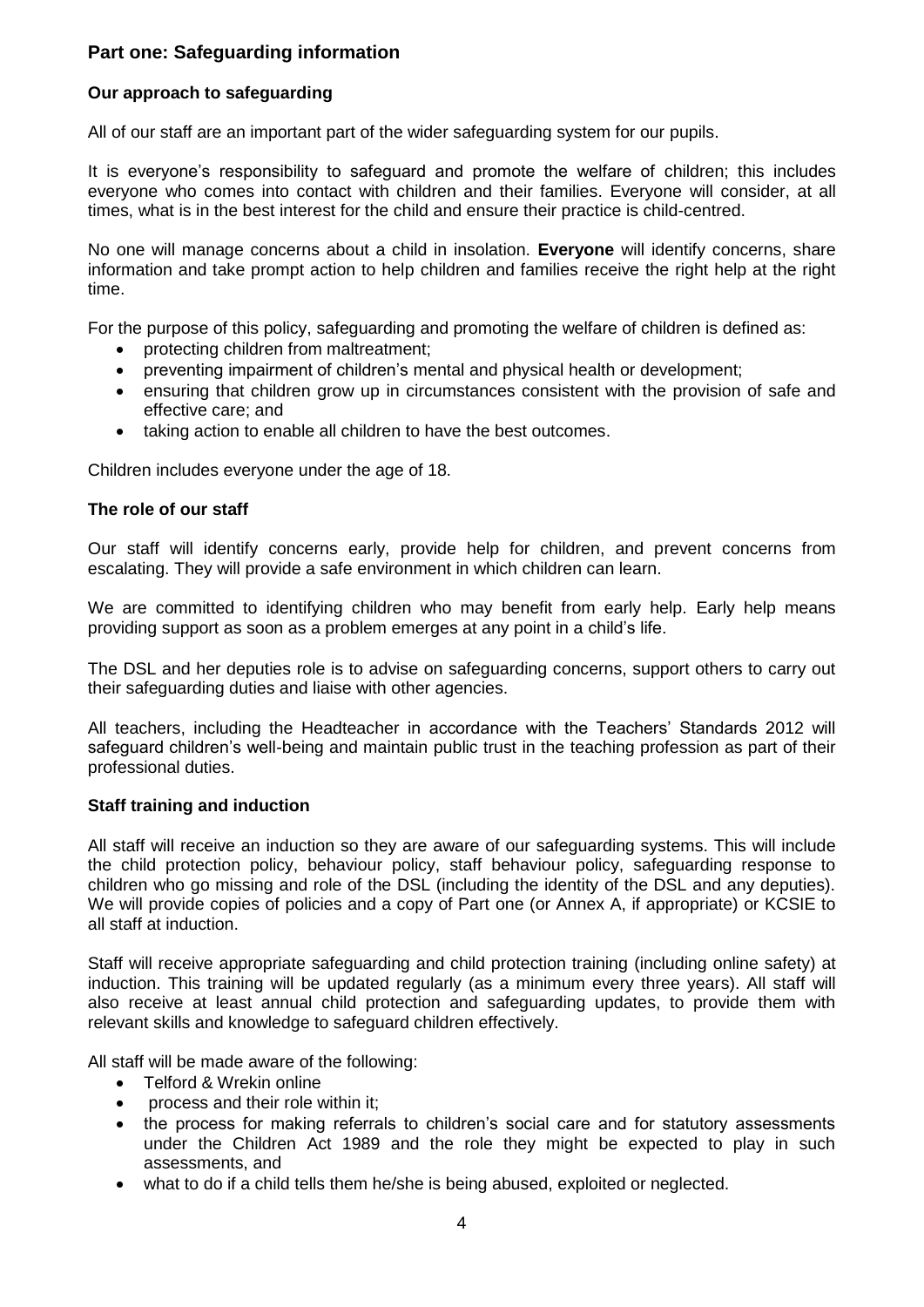## Part one: Safeguarding information

### Our approach to safeguarding

All of our staff are an important part of the wider safeguarding system for our pupils.

It is everyone's responsibility to safeguard and promote the welfare of children; this includes everyone who comes into contact with children and their families. Everyone will consider, at all times, what is in the best interest for the child and ensure their practice is child-centred.

No one will manage concerns about a child in insolation. **Everyone** will identify concerns, share information and take prompt action to help children and families receive the right help at the right time.

For the purpose of this policy, safeguarding and promoting the welfare of children is defined as:

- protecting children from maltreatment;
- preventing impairment of children's mental and physical health or development;
- ensuring that children grow up in circumstances consistent with the provision of safe and effective care; and
- taking action to enable all children to have the best outcomes.

Children includes everyone under the age of 18.

### The role of our staff

Our staff will identify concerns early, provide help for children, and prevent concerns from escalating. They will provide a safe environment in which children can learn.

We are committed to identifying children who may benefit from early help. Early help means providing support as soon as a problem emerges at any point in a child's life.

The DSL and her deputies role is to advise on safeguarding concerns, support others to carry out their safeguarding duties and liaise with other agencies.

All teachers, including the Headteacher in accordance with the Teachers' Standards 2012 will safeguard children's well-being and maintain public trust in the teaching profession as part of their professional duties.

### Staff training and induction

All staff will receive an induction so they are aware of our safeguarding systems. This will include the child protection policy, behaviour policy, staff behaviour policy, safeguarding response to children who go missing and role of the DSL (including the identity of the DSL and any deputies). We will provide copies of policies and a copy of Part one (or Annex A, if appropriate) or KCSIE to all staff at induction.

Staff will receive appropriate safeguarding and child protection training (including online safety) at induction. This training will be updated regularly (as a minimum every three years). All staff will also receive at least annual child protection and safeguarding updates, to provide them with relevant skills and knowledge to safeguard children effectively.

All staff will be made aware of the following:

- Telford & Wrekin online
- process and their role within it;
- the process for making referrals to children's social care and for statutory assessments under the Children Act 1989 and the role they might be expected to play in such assessments, and
- what to do if a child tells them he/she is being abused, exploited or neglected.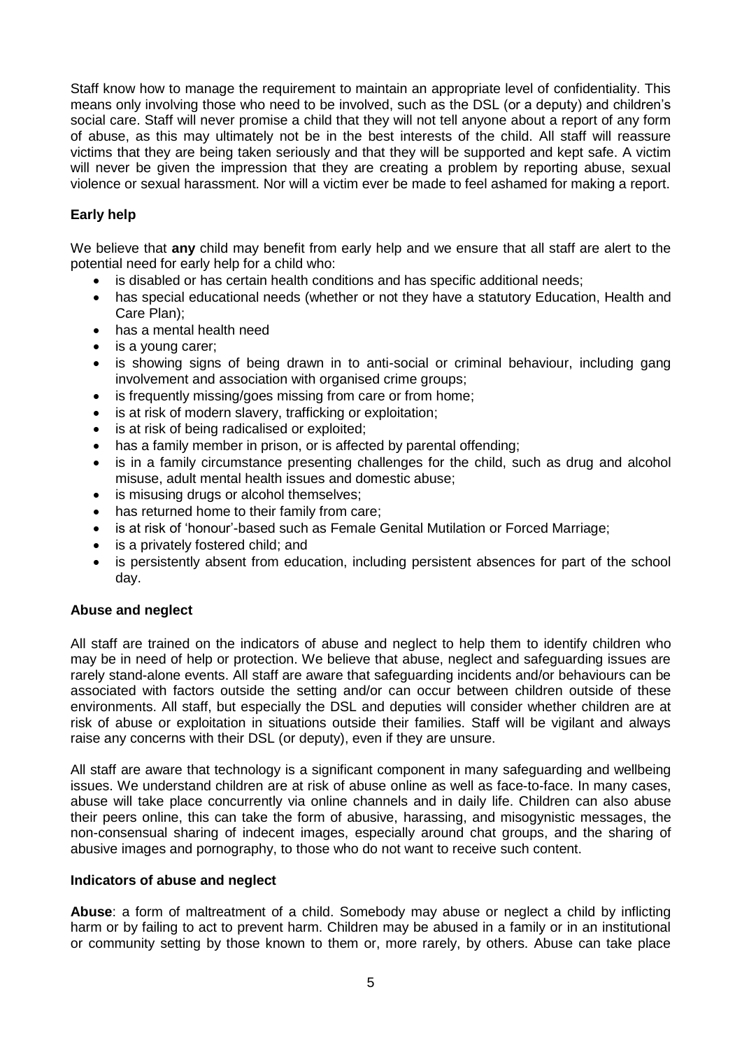Staff know how to manage the requirement to maintain an appropriate level of confidentiality. This means only involving those who need to be involved, such as the DSL (or a deputy) and children's social care. Staff will never promise a child that they will not tell anyone about a report of any form of abuse, as this may ultimately not be in the best interests of the child. All staff will reassure victims that they are being taken seriously and that they will be supported and kept safe. A victim will never be given the impression that they are creating a problem by reporting abuse, sexual violence or sexual harassment. Nor will a victim ever be made to feel ashamed for making a report.

**Early help**

We believe that **any** child may benefit from early help and we ensure that all staff are alert to the potential need for early help for a child who:

- is disabled or has certain health conditions and has specific additional needs;
- has special educational needs (whether or not they have a statutory Education, Health and Care Plan);
- has a mental health need
- is a young carer;
- is showing signs of being drawn in to anti-social or criminal behaviour, including gang involvement and association with organised crime groups;
- is frequently missing/goes missing from care or from home;
- is at risk of modern slavery, trafficking or exploitation;
- is at risk of being radicalised or exploited;
- has a family member in prison, or is affected by parental offending;
- is in a family circumstance presenting challenges for the child, such as drug and alcohol misuse, adult mental health issues and domestic abuse;
- is misusing drugs or alcohol themselves;
- has returned home to their family from care;
- is at risk of 'honour'-based such as Female Genital Mutilation or Forced Marriage;
- is a privately fostered child; and
- is persistently absent from education, including persistent absences for part of the school day.

**Abuse and neglect**

All staff are trained on the indicators of abuse and neglect to help them to identify children who may be in need of help or protection. We believe that abuse, neglect and safeguarding issues are rarely stand-alone events. All staff are aware that safeguarding incidents and/or behaviours can be associated with factors outside the setting and/or can occur between children outside of these environments. All staff, but especially the DSL and deputies will consider whether children are at risk of abuse or exploitation in situations outside their families. Staff will be vigilant and always raise any concerns with their DSL (or deputy), even if they are unsure.

All staff are aware that technology is a significant component in many safeguarding and wellbeing issues. We understand children are at risk of abuse online as well as face-to-face. In many cases, abuse will take place concurrently via online channels and in daily life. Children can also abuse their peers online, this can take the form of abusive, harassing, and misogynistic messages, the non-consensual sharing of indecent images, especially around chat groups, and the sharing of abusive images and pornography, to those who do not want to receive such content.

**Indicators of abuse and neglect**

**Abuse**: a form of maltreatment of a child. Somebody may abuse or neglect a child by inflicting harm or by failing to act to prevent harm. Children may be abused in a family or in an institutional or community setting by those known to them or, more rarely, by others. Abuse can take place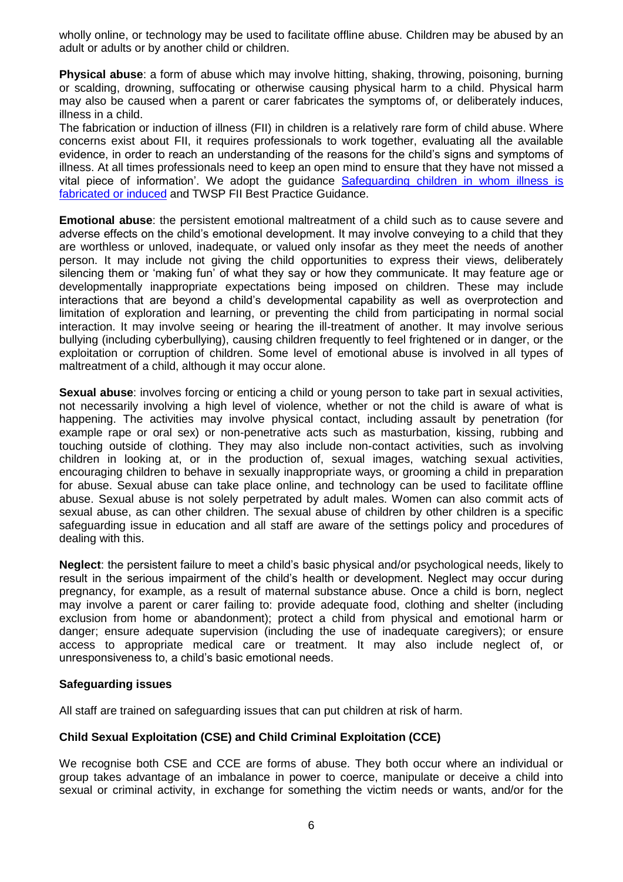wholly online, or technology may be used to facilitate offline abuse. Children may be abused by an adult or adults or by another child or children.

**Physical abuse**: a form of abuse which may involve hitting, shaking, throwing, poisoning, burning or scalding, drowning, suffocating or otherwise causing physical harm to a child. Physical harm may also be caused when a parent or carer fabricates the symptoms of, or deliberately induces, illness in a child.

The fabrication or induction of illness (FII) in children is a relatively rare form of child abuse. Where concerns exist about FII, it requires professionals to work together, evaluating all the available evidence, in order to reach an understanding of the reasons for the child's signs and symptoms of illness. At all times professionals need to keep an open mind to ensure that they have not missed a vital piece of information'. We adopt the guidance [Safeguarding children in whom illness is fabricated or induced]() and TWSP FII Best Practice Guidance.

**Emotional abuse**: the persistent emotional maltreatment of a child such as to cause severe and adverse effects on the child's emotional development. It may involve conveying to a child that they are worthless or unloved, inadequate, or valued only insofar as they meet the needs of another person. It may include not giving the child opportunities to express their views, deliberately silencing them or 'making fun' of what they say or how they communicate. It may feature age or developmentally inappropriate expectations being imposed on children. These may include interactions that are beyond a child's developmental capability as well as overprotection and limitation of exploration and learning, or preventing the child from participating in normal social interaction. It may involve seeing or hearing the ill-treatment of another. It may involve serious bullying (including cyberbullying), causing children frequently to feel frightened or in danger, or the exploitation or corruption of children. Some level of emotional abuse is involved in all types of maltreatment of a child, although it may occur alone.

**Sexual abuse**: involves forcing or enticing a child or young person to take part in sexual activities, not necessarily involving a high level of violence, whether or not the child is aware of what is happening. The activities may involve physical contact, including assault by penetration (for example rape or oral sex) or non-penetrative acts such as masturbation, kissing, rubbing and touching outside of clothing. They may also include non-contact activities, such as involving children in looking at, or in the production of, sexual images, watching sexual activities, encouraging children to behave in sexually inappropriate ways, or grooming a child in preparation for abuse. Sexual abuse can take place online, and technology can be used to facilitate offline abuse. Sexual abuse is not solely perpetrated by adult males. Women can also commit acts of sexual abuse, as can other children. The sexual abuse of children by other children is a specific safeguarding issue in education and all staff are aware of the settings policy and procedures of dealing with this.

**Neglect**: the persistent failure to meet a child's basic physical and/or psychological needs, likely to result in the serious impairment of the child's health or development. Neglect may occur during pregnancy, for example, as a result of maternal substance abuse. Once a child is born, neglect may involve a parent or carer failing to: provide adequate food, clothing and shelter (including exclusion from home or abandonment); protect a child from physical and emotional harm or danger; ensure adequate supervision (including the use of inadequate caregivers); or ensure access to appropriate medical care or treatment. It may also include neglect of, or unresponsiveness to, a child's basic emotional needs.

### Safeguarding issues

All staff are trained on safeguarding issues that can put children at risk of harm.

### Child Sexual Exploitation (CSE) and Child Criminal Exploitation (CCE)

We recognise both CSE and CCE are forms of abuse. They both occur where an individual or group takes advantage of an imbalance in power to coerce, manipulate or deceive a child into sexual or criminal activity, in exchange for something the victim needs or wants, and/or for the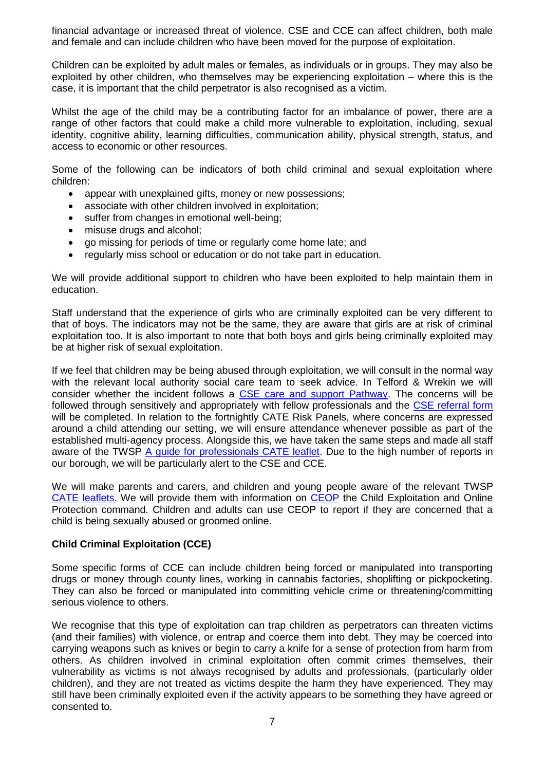financial advantage or increased threat of violence. CSE and CCE can affect children, both male and female and can include children who have been moved for the purpose of exploitation.

Children can be exploited by adult males or females, as individuals or in groups. They may also be exploited by other children, who themselves may be experiencing exploitation – where this is the case, it is important that the child perpetrator is also recognised as a victim.

Whilst the age of the child may be a contributing factor for an imbalance of power, there are a range of other factors that could make a child more vulnerable to exploitation, including, sexual identity, cognitive ability, learning difficulties, communication ability, physical strength, status, and access to economic or other resources.

Some of the following can be indicators of both child criminal and sexual exploitation where children:

- appear with unexplained gifts, money or new possessions;
- associate with other children involved in exploitation;
- suffer from changes in emotional well-being;
- misuse drugs and alcohol;
- go missing for periods of time or regularly come home late; and
- regularly miss school or education or do not take part in education.

We will provide additional support to children who have been exploited to help maintain them in education.

Staff understand that the experience of girls who are criminally exploited can be very different to that of boys. The indicators may not be the same, they are aware that girls are at risk of criminal exploitation too. It is also important to note that both boys and girls being criminally exploited may be at higher risk of sexual exploitation.

If we feel that children may be being abused through exploitation, we will consult in the normal way with the relevant local authority social care team to seek advice. In Telford & Wrekin we will consider whether the incident follows a CSE care and support Pathway. The concerns will be followed through sensitively and appropriately with fellow professionals and the CSE referral form will be completed. In relation to the fortnightly CATE Risk Panels, where concerns are expressed around a child attending our setting, we will ensure attendance whenever possible as part of the established multi-agency process. Alongside this, we have taken the same steps and made all staff aware of the TWSP A guide for professionals CATE leaflet. Due to the high number of reports in our borough, we will be particularly alert to the CSE and CCE.

We will make parents and carers, and children and young people aware of the relevant TWSP CATE leaflets. We will provide them with information on CEOP the Child Exploitation and Online Protection command. Children and adults can use CEOP to report if they are concerned that a child is being sexually abused or groomed online.

**Child Criminal Exploitation (CCE)**

Some specific forms of CCE can include children being forced or manipulated into transporting drugs or money through county lines, working in cannabis factories, shoplifting or pickpocketing. They can also be forced or manipulated into committing vehicle crime or threatening/committing serious violence to others.

We recognise that this type of exploitation can trap children as perpetrators can threaten victims (and their families) with violence, or entrap and coerce them into debt. They may be coerced into carrying weapons such as knives or begin to carry a knife for a sense of protection from harm from others. As children involved in criminal exploitation often commit crimes themselves, their vulnerability as victims is not always recognised by adults and professionals, (particularly older children), and they are not treated as victims despite the harm they have experienced. They may still have been criminally exploited even if the activity appears to be something they have agreed or consented to.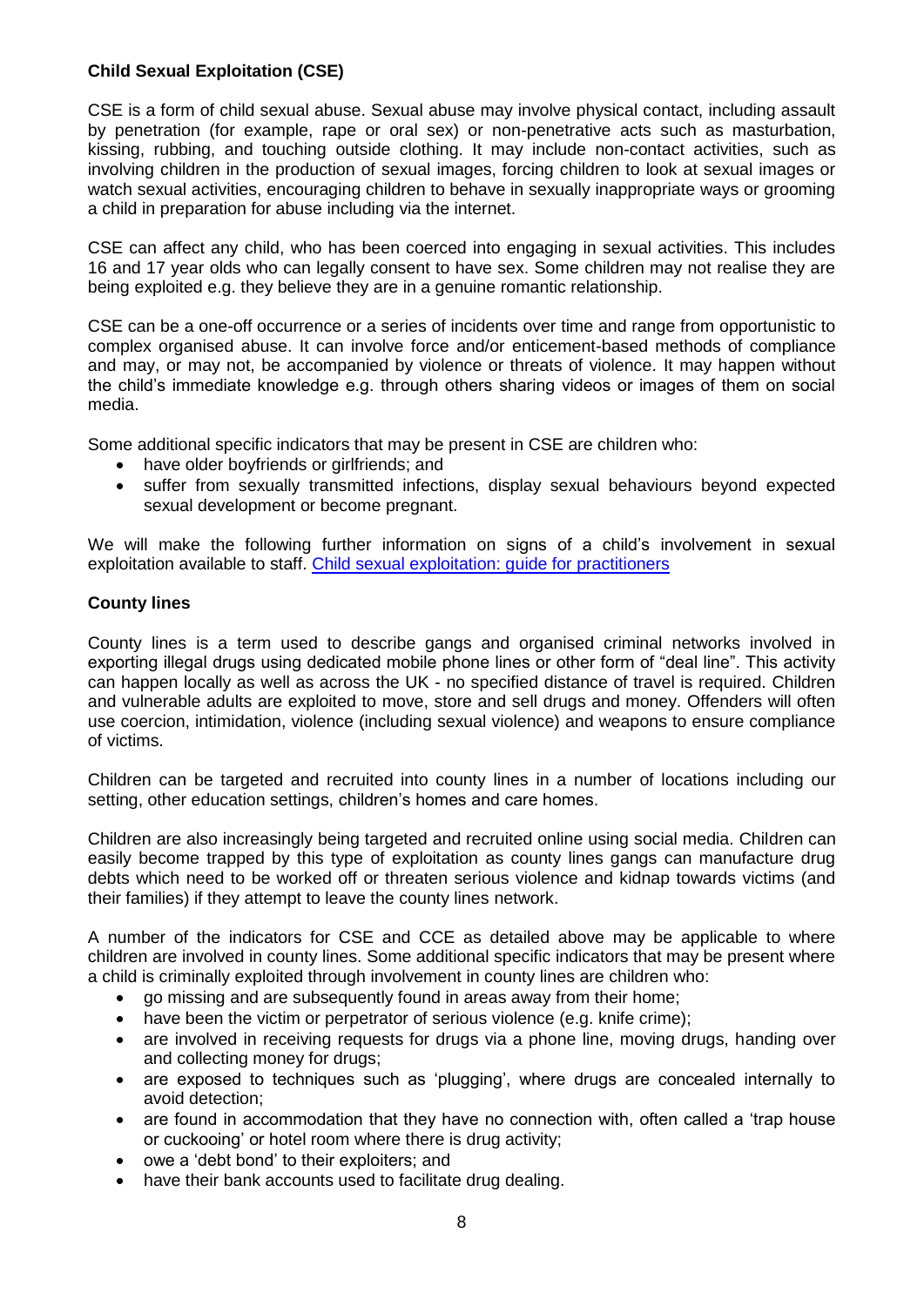**Child Sexual Exploitation (CSE)**

CSE is a form of child sexual abuse. Sexual abuse may involve physical contact, including assault by penetration (for example, rape or oral sex) or non-penetrative acts such as masturbation, kissing, rubbing, and touching outside clothing. It may include non-contact activities, such as involving children in the production of sexual images, forcing children to look at sexual images or watch sexual activities, encouraging children to behave in sexually inappropriate ways or grooming a child in preparation for abuse including via the internet.

CSE can affect any child, who has been coerced into engaging in sexual activities. This includes 16 and 17 year olds who can legally consent to have sex. Some children may not realise they are being exploited e.g. they believe they are in a genuine romantic relationship.

CSE can be a one-off occurrence or a series of incidents over time and range from opportunistic to complex organised abuse. It can involve force and/or enticement-based methods of compliance and may, or may not, be accompanied by violence or threats of violence. It may happen without the child's immediate knowledge e.g. through others sharing videos or images of them on social media.

Some additional specific indicators that may be present in CSE are children who:

- have older boyfriends or girlfriends; and
- suffer from sexually transmitted infections, display sexual behaviours beyond expected sexual development or become pregnant.

We will make the following further information on signs of a child's involvement in sexual exploitation available to staff. [Child sexual exploitation: guide for practitioners]

**County lines**

County lines is a term used to describe gangs and organised criminal networks involved in exporting illegal drugs using dedicated mobile phone lines or other form of "deal line". This activity can happen locally as well as across the UK - no specified distance of travel is required. Children and vulnerable adults are exploited to move, store and sell drugs and money. Offenders will often use coercion, intimidation, violence (including sexual violence) and weapons to ensure compliance of victims.

Children can be targeted and recruited into county lines in a number of locations including our setting, other education settings, children's homes and care homes.

Children are also increasingly being targeted and recruited online using social media. Children can easily become trapped by this type of exploitation as county lines gangs can manufacture drug debts which need to be worked off or threaten serious violence and kidnap towards victims (and their families) if they attempt to leave the county lines network.

A number of the indicators for CSE and CCE as detailed above may be applicable to where children are involved in county lines. Some additional specific indicators that may be present where a child is criminally exploited through involvement in county lines are children who:

- go missing and are subsequently found in areas away from their home;
- have been the victim or perpetrator of serious violence (e.g. knife crime);
- are involved in receiving requests for drugs via a phone line, moving drugs, handing over and collecting money for drugs;
- are exposed to techniques such as 'plugging', where drugs are concealed internally to avoid detection;
- are found in accommodation that they have no connection with, often called a 'trap house or cuckooing' or hotel room where there is drug activity;
- owe a 'debt bond' to their exploiters; and
- have their bank accounts used to facilitate drug dealing.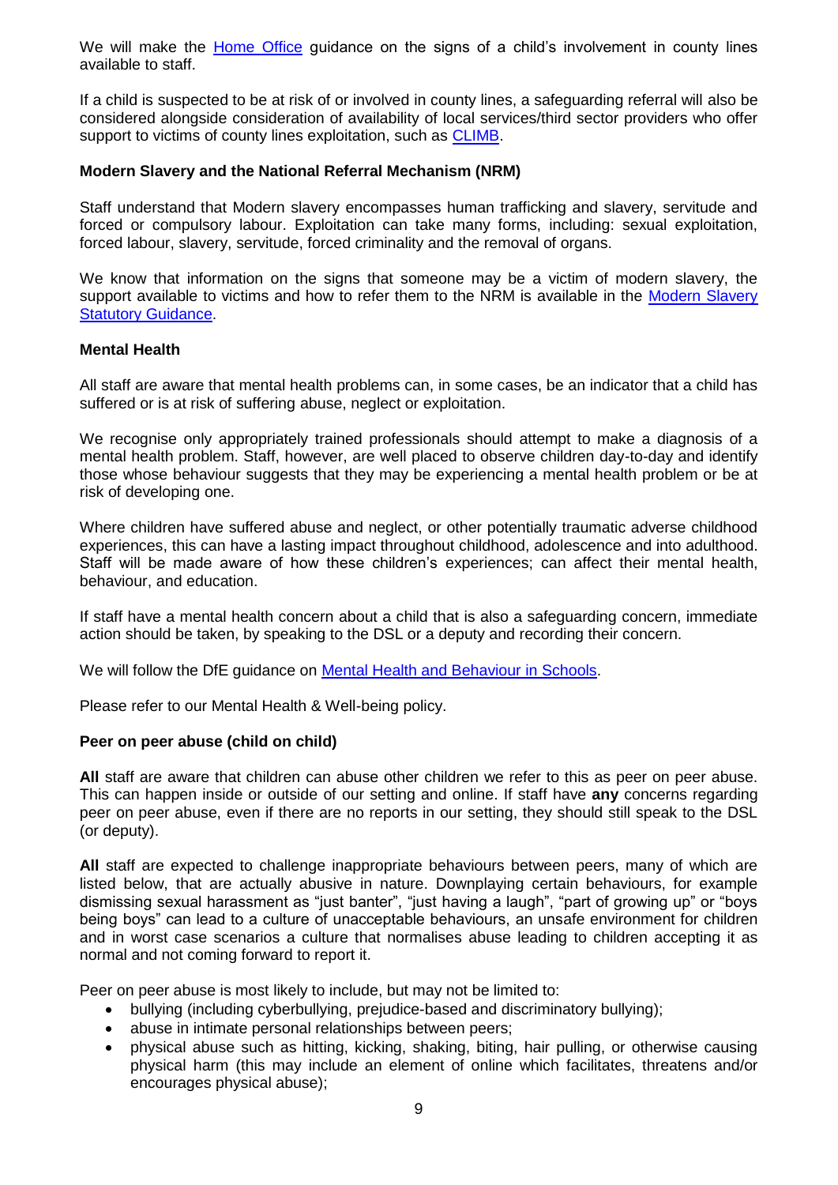We will make the Home Office guidance on the signs of a child's involvement in county lines available to staff.

If a child is suspected to be at risk of or involved in county lines, a safeguarding referral will also be considered alongside consideration of availability of local services/third sector providers who offer support to victims of county lines exploitation, such as CLIMB.

**Modern Slavery and the National Referral Mechanism (NRM)**

Staff understand that Modern slavery encompasses human trafficking and slavery, servitude and forced or compulsory labour. Exploitation can take many forms, including: sexual exploitation, forced labour, slavery, servitude, forced criminality and the removal of organs.

We know that information on the signs that someone may be a victim of modern slavery, the support available to victims and how to refer them to the NRM is available in the Modern Slavery Statutory Guidance.

**Mental Health**

All staff are aware that mental health problems can, in some cases, be an indicator that a child has suffered or is at risk of suffering abuse, neglect or exploitation.

We recognise only appropriately trained professionals should attempt to make a diagnosis of a mental health problem. Staff, however, are well placed to observe children day-to-day and identify those whose behaviour suggests that they may be experiencing a mental health problem or be at risk of developing one.

Where children have suffered abuse and neglect, or other potentially traumatic adverse childhood experiences, this can have a lasting impact throughout childhood, adolescence and into adulthood. Staff will be made aware of how these children's experiences; can affect their mental health, behaviour, and education.

If staff have a mental health concern about a child that is also a safeguarding concern, immediate action should be taken, by speaking to the DSL or a deputy and recording their concern.

We will follow the DfE guidance on Mental Health and Behaviour in Schools.

Please refer to our Mental Health & Well-being policy.

**Peer on peer abuse (child on child)**

**All** staff are aware that children can abuse other children we refer to this as peer on peer abuse. This can happen inside or outside of our setting and online. If staff have **any** concerns regarding peer on peer abuse, even if there are no reports in our setting, they should still speak to the DSL (or deputy).

**All** staff are expected to challenge inappropriate behaviours between peers, many of which are listed below, that are actually abusive in nature. Downplaying certain behaviours, for example dismissing sexual harassment as "just banter", "just having a laugh", "part of growing up" or "boys being boys" can lead to a culture of unacceptable behaviours, an unsafe environment for children and in worst case scenarios a culture that normalises abuse leading to children accepting it as normal and not coming forward to report it.

Peer on peer abuse is most likely to include, but may not be limited to:

- bullying (including cyberbullying, prejudice-based and discriminatory bullying);
- abuse in intimate personal relationships between peers;
- physical abuse such as hitting, kicking, shaking, biting, hair pulling, or otherwise causing physical harm (this may include an element of online which facilitates, threatens and/or encourages physical abuse);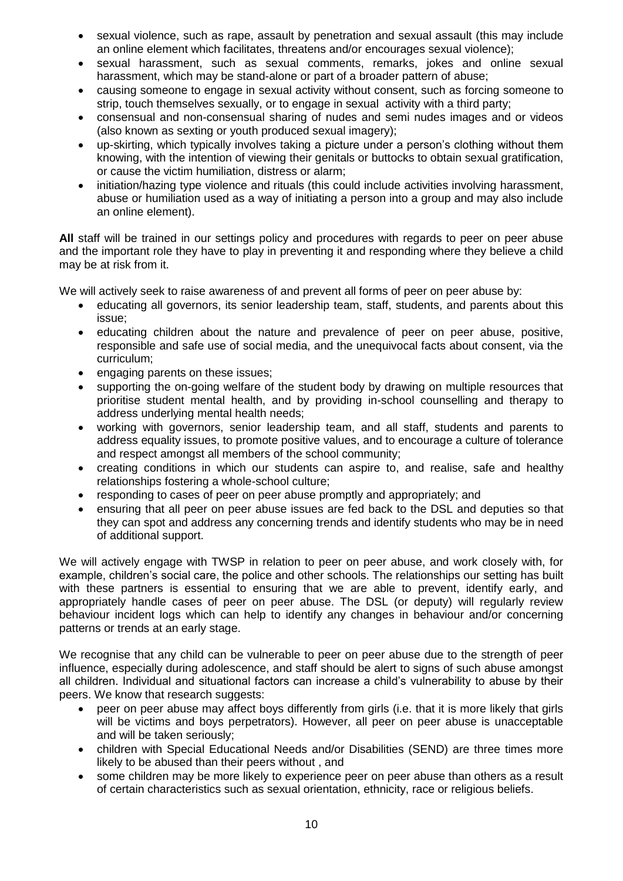- sexual violence, such as rape, assault by penetration and sexual assault (this may include an online element which facilitates, threatens and/or encourages sexual violence);
- sexual harassment, such as sexual comments, remarks, jokes and online sexual harassment, which may be stand-alone or part of a broader pattern of abuse;
- causing someone to engage in sexual activity without consent, such as forcing someone to strip, touch themselves sexually, or to engage in sexual activity with a third party;
- consensual and non-consensual sharing of nudes and semi nudes images and or videos (also known as sexting or youth produced sexual imagery);
- up-skirting, which typically involves taking a picture under a person's clothing without them knowing, with the intention of viewing their genitals or buttocks to obtain sexual gratification, or cause the victim humiliation, distress or alarm;
- initiation/hazing type violence and rituals (this could include activities involving harassment, abuse or humiliation used as a way of initiating a person into a group and may also include an online element).

**All** staff will be trained in our settings policy and procedures with regards to peer on peer abuse and the important role they have to play in preventing it and responding where they believe a child may be at risk from it.

We will actively seek to raise awareness of and prevent all forms of peer on peer abuse by:

- educating all governors, its senior leadership team, staff, students, and parents about this issue;
- educating children about the nature and prevalence of peer on peer abuse, positive, responsible and safe use of social media, and the unequivocal facts about consent, via the curriculum;
- engaging parents on these issues;
- supporting the on-going welfare of the student body by drawing on multiple resources that prioritise student mental health, and by providing in-school counselling and therapy to address underlying mental health needs;
- working with governors, senior leadership team, and all staff, students and parents to address equality issues, to promote positive values, and to encourage a culture of tolerance and respect amongst all members of the school community;
- creating conditions in which our students can aspire to, and realise, safe and healthy relationships fostering a whole-school culture;
- responding to cases of peer on peer abuse promptly and appropriately; and
- ensuring that all peer on peer abuse issues are fed back to the DSL and deputies so that they can spot and address any concerning trends and identify students who may be in need of additional support.

We will actively engage with TWSP in relation to peer on peer abuse, and work closely with, for example, children's social care, the police and other schools. The relationships our setting has built with these partners is essential to ensuring that we are able to prevent, identify early, and appropriately handle cases of peer on peer abuse. The DSL (or deputy) will regularly review behaviour incident logs which can help to identify any changes in behaviour and/or concerning patterns or trends at an early stage.

We recognise that any child can be vulnerable to peer on peer abuse due to the strength of peer influence, especially during adolescence, and staff should be alert to signs of such abuse amongst all children. Individual and situational factors can increase a child's vulnerability to abuse by their peers. We know that research suggests:

- peer on peer abuse may affect boys differently from girls (i.e. that it is more likely that girls will be victims and boys perpetrators). However, all peer on peer abuse is unacceptable and will be taken seriously;
- children with Special Educational Needs and/or Disabilities (SEND) are three times more likely to be abused than their peers without , and
- some children may be more likely to experience peer on peer abuse than others as a result of certain characteristics such as sexual orientation, ethnicity, race or religious beliefs.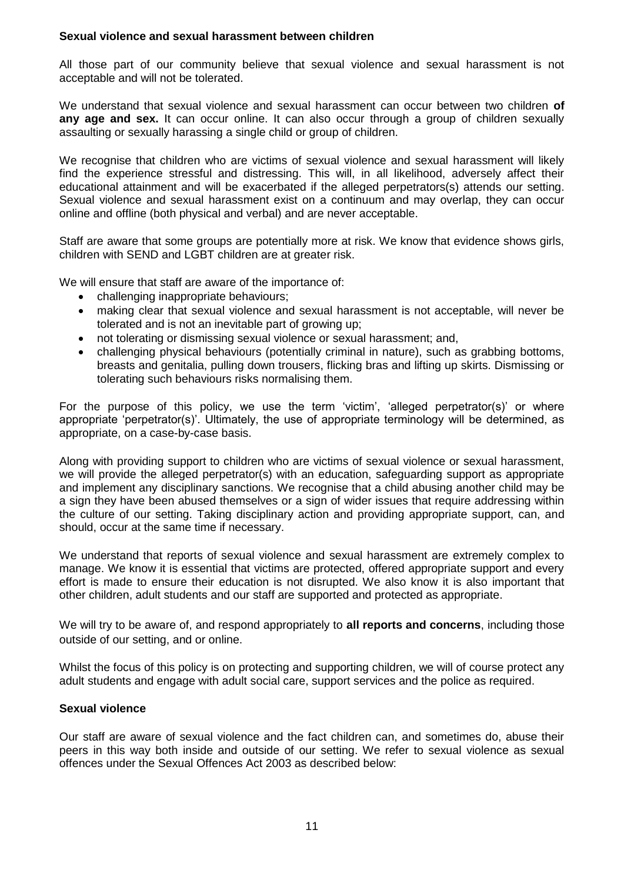**Sexual violence and sexual harassment between children**

All those part of our community believe that sexual violence and sexual harassment is not acceptable and will not be tolerated.

We understand that sexual violence and sexual harassment can occur between two children **of any age and sex.** It can occur online. It can also occur through a group of children sexually assaulting or sexually harassing a single child or group of children.

We recognise that children who are victims of sexual violence and sexual harassment will likely find the experience stressful and distressing. This will, in all likelihood, adversely affect their educational attainment and will be exacerbated if the alleged perpetrators(s) attends our setting. Sexual violence and sexual harassment exist on a continuum and may overlap, they can occur online and offline (both physical and verbal) and are never acceptable.

Staff are aware that some groups are potentially more at risk. We know that evidence shows girls, children with SEND and LGBT children are at greater risk.

We will ensure that staff are aware of the importance of:

- challenging inappropriate behaviours;
- making clear that sexual violence and sexual harassment is not acceptable, will never be tolerated and is not an inevitable part of growing up;
- not tolerating or dismissing sexual violence or sexual harassment; and,
- challenging physical behaviours (potentially criminal in nature), such as grabbing bottoms, breasts and genitalia, pulling down trousers, flicking bras and lifting up skirts. Dismissing or tolerating such behaviours risks normalising them.

For the purpose of this policy, we use the term 'victim', 'alleged perpetrator(s)' or where appropriate 'perpetrator(s)'. Ultimately, the use of appropriate terminology will be determined, as appropriate, on a case-by-case basis.

Along with providing support to children who are victims of sexual violence or sexual harassment, we will provide the alleged perpetrator(s) with an education, safeguarding support as appropriate and implement any disciplinary sanctions. We recognise that a child abusing another child may be a sign they have been abused themselves or a sign of wider issues that require addressing within the culture of our setting. Taking disciplinary action and providing appropriate support, can, and should, occur at the same time if necessary.

We understand that reports of sexual violence and sexual harassment are extremely complex to manage. We know it is essential that victims are protected, offered appropriate support and every effort is made to ensure their education is not disrupted. We also know it is also important that other children, adult students and our staff are supported and protected as appropriate.

We will try to be aware of, and respond appropriately to **all reports and concerns**, including those outside of our setting, and or online.

Whilst the focus of this policy is on protecting and supporting children, we will of course protect any adult students and engage with adult social care, support services and the police as required.

**Sexual violence**

Our staff are aware of sexual violence and the fact children can, and sometimes do, abuse their peers in this way both inside and outside of our setting. We refer to sexual violence as sexual offences under the Sexual Offences Act 2003 as described below: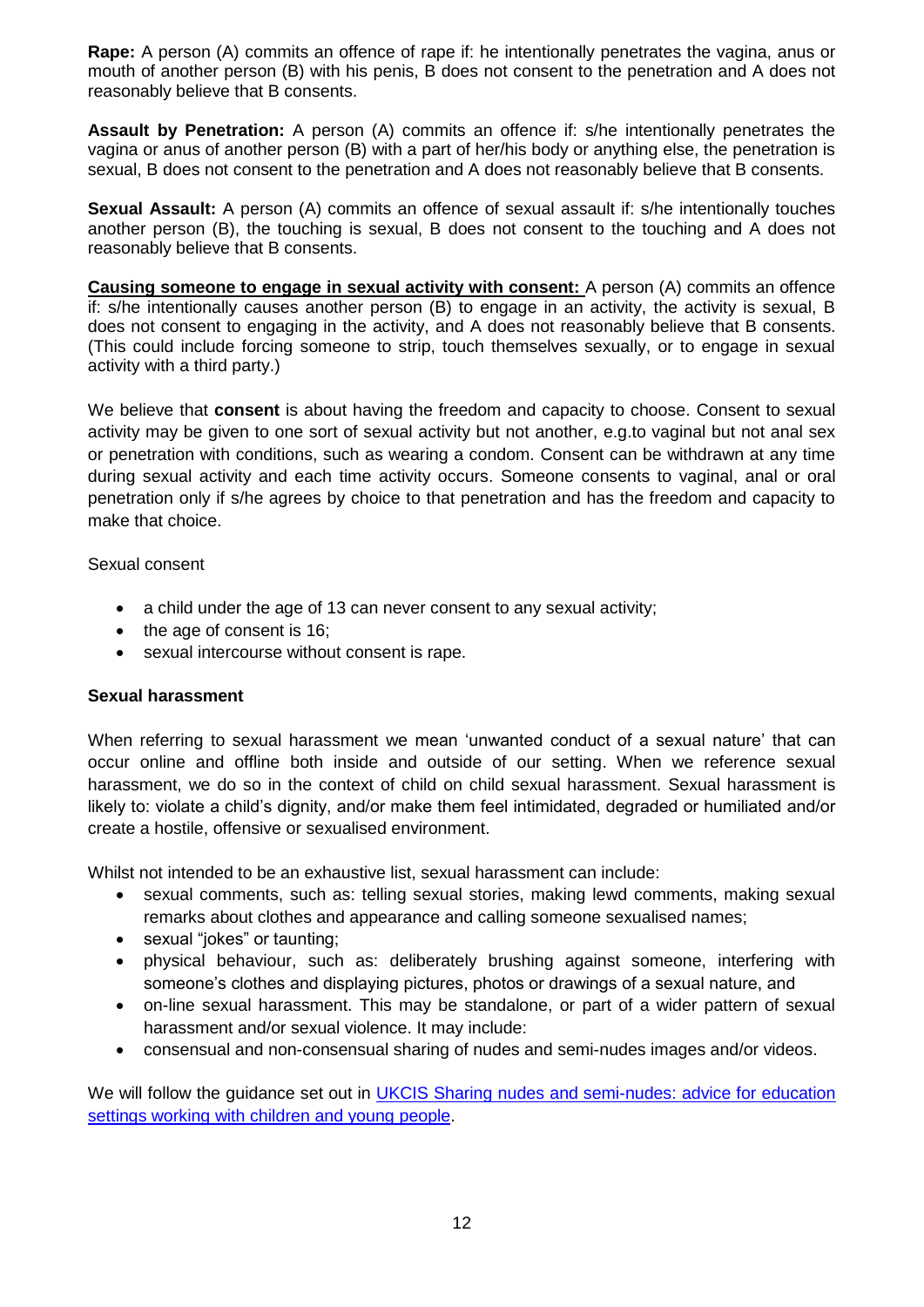**Rape:** A person (A) commits an offence of rape if: he intentionally penetrates the vagina, anus or mouth of another person (B) with his penis, B does not consent to the penetration and A does not reasonably believe that B consents.

**Assault by Penetration:** A person (A) commits an offence if: s/he intentionally penetrates the vagina or anus of another person (B) with a part of her/his body or anything else, the penetration is sexual, B does not consent to the penetration and A does not reasonably believe that B consents.

**Sexual Assault:** A person (A) commits an offence of sexual assault if: s/he intentionally touches another person (B), the touching is sexual, B does not consent to the touching and A does not reasonably believe that B consents.

**Causing someone to engage in sexual activity with consent:** A person (A) commits an offence if: s/he intentionally causes another person (B) to engage in an activity, the activity is sexual, B does not consent to engaging in the activity, and A does not reasonably believe that B consents. (This could include forcing someone to strip, touch themselves sexually, or to engage in sexual activity with a third party.)

We believe that **consent** is about having the freedom and capacity to choose. Consent to sexual activity may be given to one sort of sexual activity but not another, e.g.to vaginal but not anal sex or penetration with conditions, such as wearing a condom. Consent can be withdrawn at any time during sexual activity and each time activity occurs. Someone consents to vaginal, anal or oral penetration only if s/he agrees by choice to that penetration and has the freedom and capacity to make that choice.

Sexual consent

- a child under the age of 13 can never consent to any sexual activity;
- the age of consent is 16;
- sexual intercourse without consent is rape.

**Sexual harassment**

When referring to sexual harassment we mean 'unwanted conduct of a sexual nature' that can occur online and offline both inside and outside of our setting. When we reference sexual harassment, we do so in the context of child on child sexual harassment. Sexual harassment is likely to: violate a child's dignity, and/or make them feel intimidated, degraded or humiliated and/or create a hostile, offensive or sexualised environment.

Whilst not intended to be an exhaustive list, sexual harassment can include:

- sexual comments, such as: telling sexual stories, making lewd comments, making sexual remarks about clothes and appearance and calling someone sexualised names;
- sexual "jokes" or taunting;
- physical behaviour, such as: deliberately brushing against someone, interfering with someone's clothes and displaying pictures, photos or drawings of a sexual nature, and
- on-line sexual harassment. This may be standalone, or part of a wider pattern of sexual harassment and/or sexual violence. It may include:
- consensual and non-consensual sharing of nudes and semi-nudes images and/or videos.

We will follow the guidance set out in [UKCIS Sharing nudes and semi-nudes: advice for education settings working with children and young people]().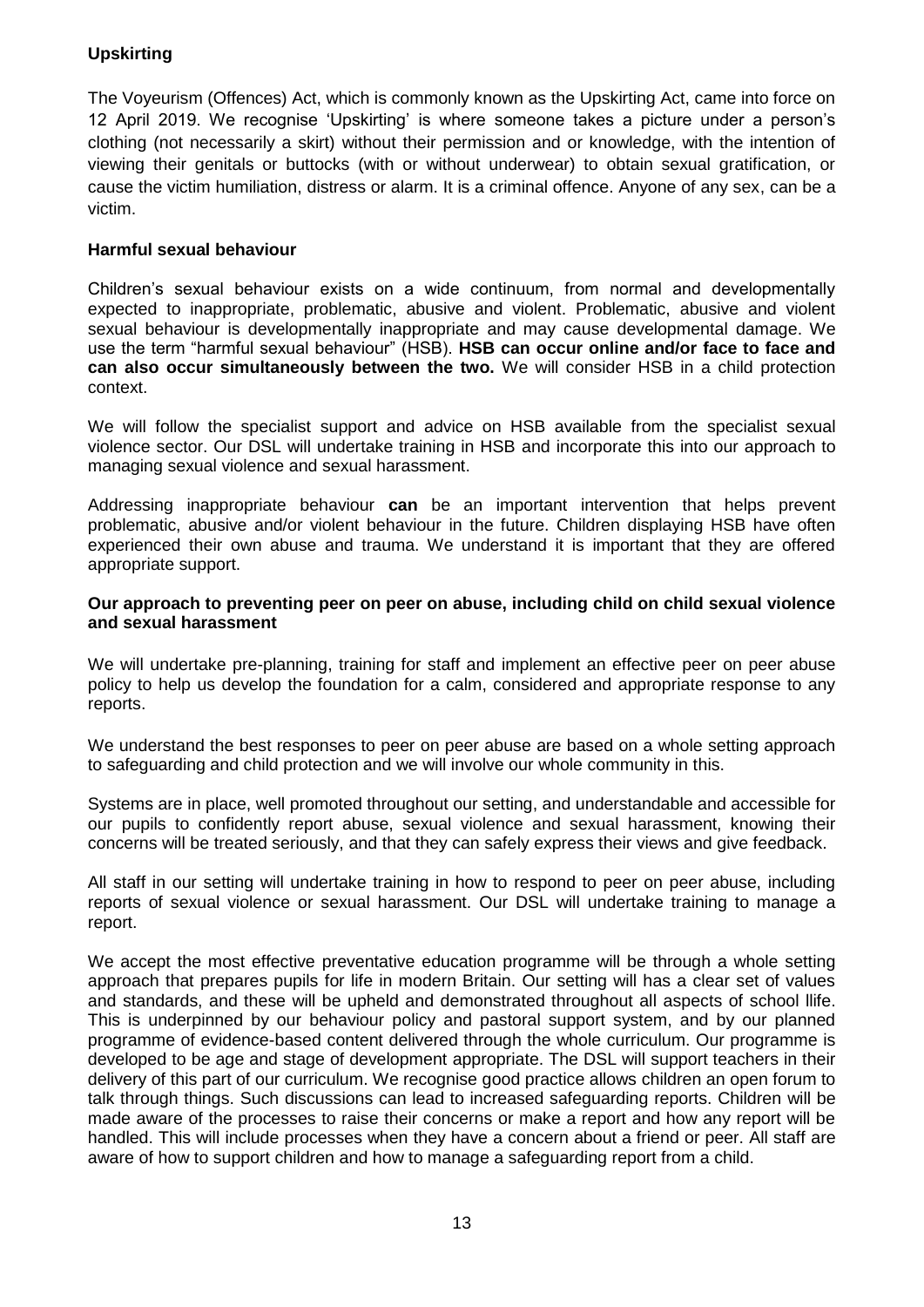### Upskirting

The Voyeurism (Offences) Act, which is commonly known as the Upskirting Act, came into force on 12 April 2019. We recognise 'Upskirting' is where someone takes a picture under a person's clothing (not necessarily a skirt) without their permission and or knowledge, with the intention of viewing their genitals or buttocks (with or without underwear) to obtain sexual gratification, or cause the victim humiliation, distress or alarm. It is a criminal offence. Anyone of any sex, can be a victim.

### Harmful sexual behaviour

Children's sexual behaviour exists on a wide continuum, from normal and developmentally expected to inappropriate, problematic, abusive and violent. Problematic, abusive and violent sexual behaviour is developmentally inappropriate and may cause developmental damage. We use the term "harmful sexual behaviour" (HSB). **HSB can occur online and/or face to face and can also occur simultaneously between the two.** We will consider HSB in a child protection context.

We will follow the specialist support and advice on HSB available from the specialist sexual violence sector. Our DSL will undertake training in HSB and incorporate this into our approach to managing sexual violence and sexual harassment.

Addressing inappropriate behaviour **can** be an important intervention that helps prevent problematic, abusive and/or violent behaviour in the future. Children displaying HSB have often experienced their own abuse and trauma. We understand it is important that they are offered appropriate support.

### Our approach to preventing peer on peer on abuse, including child on child sexual violence and sexual harassment

We will undertake pre-planning, training for staff and implement an effective peer on peer abuse policy to help us develop the foundation for a calm, considered and appropriate response to any reports.

We understand the best responses to peer on peer abuse are based on a whole setting approach to safeguarding and child protection and we will involve our whole community in this.

Systems are in place, well promoted throughout our setting, and understandable and accessible for our pupils to confidently report abuse, sexual violence and sexual harassment, knowing their concerns will be treated seriously, and that they can safely express their views and give feedback.

All staff in our setting will undertake training in how to respond to peer on peer abuse, including reports of sexual violence or sexual harassment. Our DSL will undertake training to manage a report.

We accept the most effective preventative education programme will be through a whole setting approach that prepares pupils for life in modern Britain. Our setting will has a clear set of values and standards, and these will be upheld and demonstrated throughout all aspects of school llife. This is underpinned by our behaviour policy and pastoral support system, and by our planned programme of evidence-based content delivered through the whole curriculum. Our programme is developed to be age and stage of development appropriate. The DSL will support teachers in their delivery of this part of our curriculum. We recognise good practice allows children an open forum to talk through things. Such discussions can lead to increased safeguarding reports. Children will be made aware of the processes to raise their concerns or make a report and how any report will be handled. This will include processes when they have a concern about a friend or peer. All staff are aware of how to support children and how to manage a safeguarding report from a child.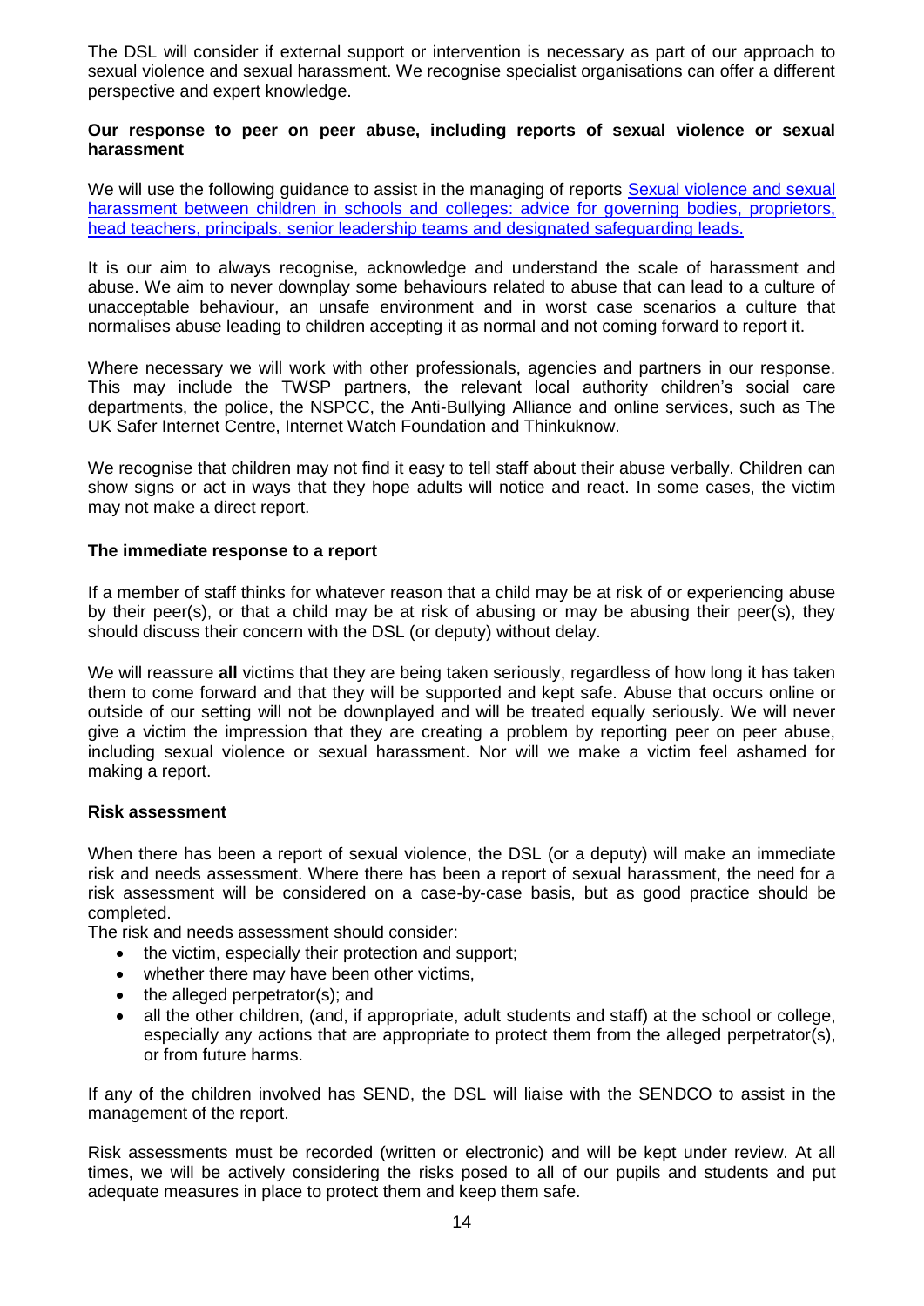The DSL will consider if external support or intervention is necessary as part of our approach to sexual violence and sexual harassment. We recognise specialist organisations can offer a different perspective and expert knowledge.

**Our response to peer on peer abuse, including reports of sexual violence or sexual harassment**

We will use the following guidance to assist in the managing of reports [Sexual violence and sexual harassment between children in schools and colleges: advice for governing bodies, proprietors, head teachers, principals, senior leadership teams and designated safeguarding leads.]()

It is our aim to always recognise, acknowledge and understand the scale of harassment and abuse. We aim to never downplay some behaviours related to abuse that can lead to a culture of unacceptable behaviour, an unsafe environment and in worst case scenarios a culture that normalises abuse leading to children accepting it as normal and not coming forward to report it.

Where necessary we will work with other professionals, agencies and partners in our response. This may include the TWSP partners, the relevant local authority children's social care departments, the police, the NSPCC, the Anti-Bullying Alliance and online services, such as The UK Safer Internet Centre, Internet Watch Foundation and Thinkuknow.

We recognise that children may not find it easy to tell staff about their abuse verbally. Children can show signs or act in ways that they hope adults will notice and react. In some cases, the victim may not make a direct report.

**The immediate response to a report**

If a member of staff thinks for whatever reason that a child may be at risk of or experiencing abuse by their peer(s), or that a child may be at risk of abusing or may be abusing their peer(s), they should discuss their concern with the DSL (or deputy) without delay.

We will reassure **all** victims that they are being taken seriously, regardless of how long it has taken them to come forward and that they will be supported and kept safe. Abuse that occurs online or outside of our setting will not be downplayed and will be treated equally seriously. We will never give a victim the impression that they are creating a problem by reporting peer on peer abuse, including sexual violence or sexual harassment. Nor will we make a victim feel ashamed for making a report.

**Risk assessment**

When there has been a report of sexual violence, the DSL (or a deputy) will make an immediate risk and needs assessment. Where there has been a report of sexual harassment, the need for a risk assessment will be considered on a case-by-case basis, but as good practice should be completed.

The risk and needs assessment should consider:

- the victim, especially their protection and support;
- whether there may have been other victims,
- the alleged perpetrator(s); and
- all the other children, (and, if appropriate, adult students and staff) at the school or college, especially any actions that are appropriate to protect them from the alleged perpetrator(s), or from future harms.

If any of the children involved has SEND, the DSL will liaise with the SENDCO to assist in the management of the report.

Risk assessments must be recorded (written or electronic) and will be kept under review. At all times, we will be actively considering the risks posed to all of our pupils and students and put adequate measures in place to protect them and keep them safe.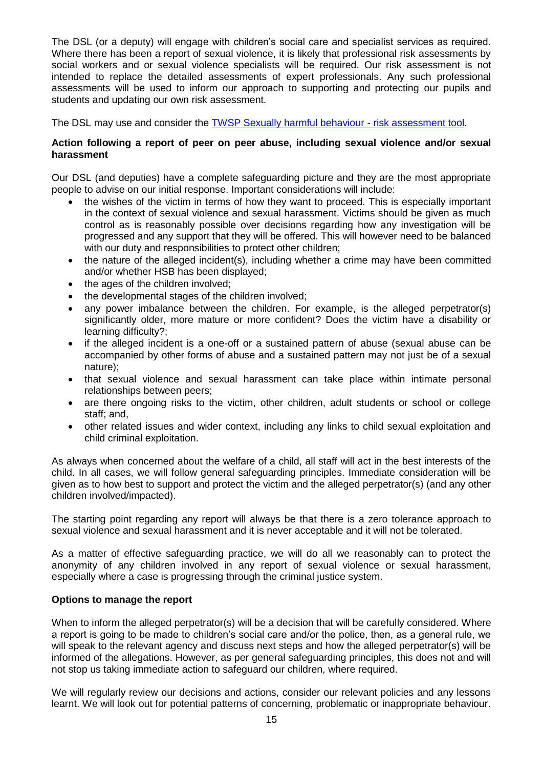The DSL (or a deputy) will engage with children's social care and specialist services as required. Where there has been a report of sexual violence, it is likely that professional risk assessments by social workers and or sexual violence specialists will be required. Our risk assessment is not intended to replace the detailed assessments of expert professionals. Any such professional assessments will be used to inform our approach to supporting and protecting our pupils and students and updating our own risk assessment.

The DSL may use and consider the TWSP Sexually harmful behaviour - risk assessment tool.

**Action following a report of peer on peer abuse, including sexual violence and/or sexual harassment**

Our DSL (and deputies) have a complete safeguarding picture and they are the most appropriate people to advise on our initial response. Important considerations will include:

- the wishes of the victim in terms of how they want to proceed. This is especially important in the context of sexual violence and sexual harassment. Victims should be given as much control as is reasonably possible over decisions regarding how any investigation will be progressed and any support that they will be offered. This will however need to be balanced with our duty and responsibilities to protect other children;
- the nature of the alleged incident(s), including whether a crime may have been committed and/or whether HSB has been displayed;
- the ages of the children involved;
- the developmental stages of the children involved;
- any power imbalance between the children. For example, is the alleged perpetrator(s) significantly older, more mature or more confident? Does the victim have a disability or learning difficulty?;
- if the alleged incident is a one-off or a sustained pattern of abuse (sexual abuse can be accompanied by other forms of abuse and a sustained pattern may not just be of a sexual nature);
- that sexual violence and sexual harassment can take place within intimate personal relationships between peers;
- are there ongoing risks to the victim, other children, adult students or school or college staff; and,
- other related issues and wider context, including any links to child sexual exploitation and child criminal exploitation.

As always when concerned about the welfare of a child, all staff will act in the best interests of the child. In all cases, we will follow general safeguarding principles. Immediate consideration will be given as to how best to support and protect the victim and the alleged perpetrator(s) (and any other children involved/impacted).

The starting point regarding any report will always be that there is a zero tolerance approach to sexual violence and sexual harassment and it is never acceptable and it will not be tolerated.

As a matter of effective safeguarding practice, we will do all we reasonably can to protect the anonymity of any children involved in any report of sexual violence or sexual harassment, especially where a case is progressing through the criminal justice system.

**Options to manage the report**

When to inform the alleged perpetrator(s) will be a decision that will be carefully considered. Where a report is going to be made to children's social care and/or the police, then, as a general rule, we will speak to the relevant agency and discuss next steps and how the alleged perpetrator(s) will be informed of the allegations. However, as per general safeguarding principles, this does not and will not stop us taking immediate action to safeguard our children, where required.

We will regularly review our decisions and actions, consider our relevant policies and any lessons learnt. We will look out for potential patterns of concerning, problematic or inappropriate behaviour.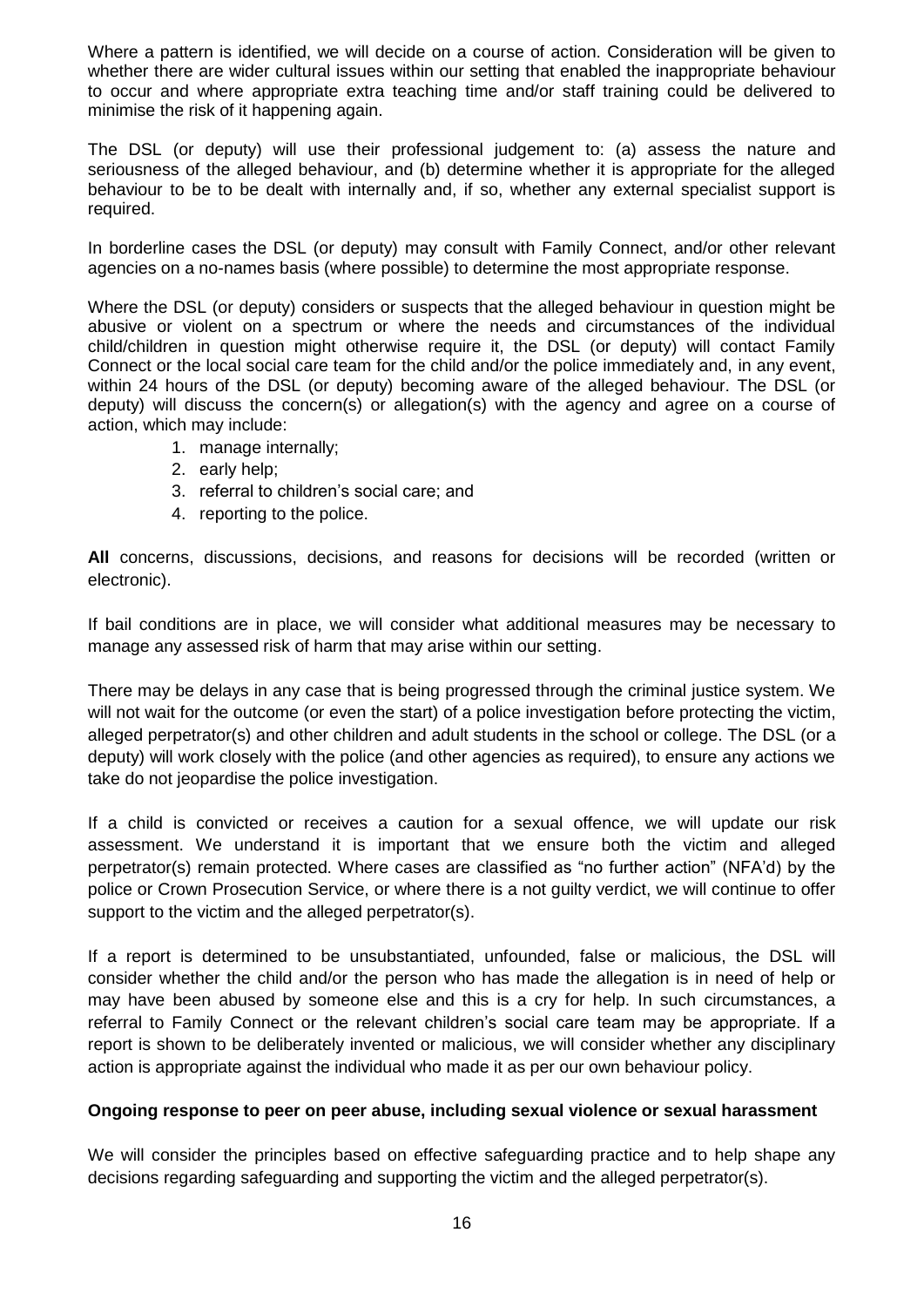Where a pattern is identified, we will decide on a course of action. Consideration will be given to whether there are wider cultural issues within our setting that enabled the inappropriate behaviour to occur and where appropriate extra teaching time and/or staff training could be delivered to minimise the risk of it happening again.

The DSL (or deputy) will use their professional judgement to: (a) assess the nature and seriousness of the alleged behaviour, and (b) determine whether it is appropriate for the alleged behaviour to be to be dealt with internally and, if so, whether any external specialist support is required.

In borderline cases the DSL (or deputy) may consult with Family Connect, and/or other relevant agencies on a no-names basis (where possible) to determine the most appropriate response.

Where the DSL (or deputy) considers or suspects that the alleged behaviour in question might be abusive or violent on a spectrum or where the needs and circumstances of the individual child/children in question might otherwise require it, the DSL (or deputy) will contact Family Connect or the local social care team for the child and/or the police immediately and, in any event, within 24 hours of the DSL (or deputy) becoming aware of the alleged behaviour. The DSL (or deputy) will discuss the concern(s) or allegation(s) with the agency and agree on a course of action, which may include:

1. manage internally;
2. early help;
3. referral to children's social care; and
4. reporting to the police.

**All** concerns, discussions, decisions, and reasons for decisions will be recorded (written or electronic).

If bail conditions are in place, we will consider what additional measures may be necessary to manage any assessed risk of harm that may arise within our setting.

There may be delays in any case that is being progressed through the criminal justice system. We will not wait for the outcome (or even the start) of a police investigation before protecting the victim, alleged perpetrator(s) and other children and adult students in the school or college. The DSL (or a deputy) will work closely with the police (and other agencies as required), to ensure any actions we take do not jeopardise the police investigation.

If a child is convicted or receives a caution for a sexual offence, we will update our risk assessment. We understand it is important that we ensure both the victim and alleged perpetrator(s) remain protected. Where cases are classified as "no further action" (NFA'd) by the police or Crown Prosecution Service, or where there is a not guilty verdict, we will continue to offer support to the victim and the alleged perpetrator(s).

If a report is determined to be unsubstantiated, unfounded, false or malicious, the DSL will consider whether the child and/or the person who has made the allegation is in need of help or may have been abused by someone else and this is a cry for help. In such circumstances, a referral to Family Connect or the relevant children's social care team may be appropriate. If a report is shown to be deliberately invented or malicious, we will consider whether any disciplinary action is appropriate against the individual who made it as per our own behaviour policy.

**Ongoing response to peer on peer abuse, including sexual violence or sexual harassment**

We will consider the principles based on effective safeguarding practice and to help shape any decisions regarding safeguarding and supporting the victim and the alleged perpetrator(s).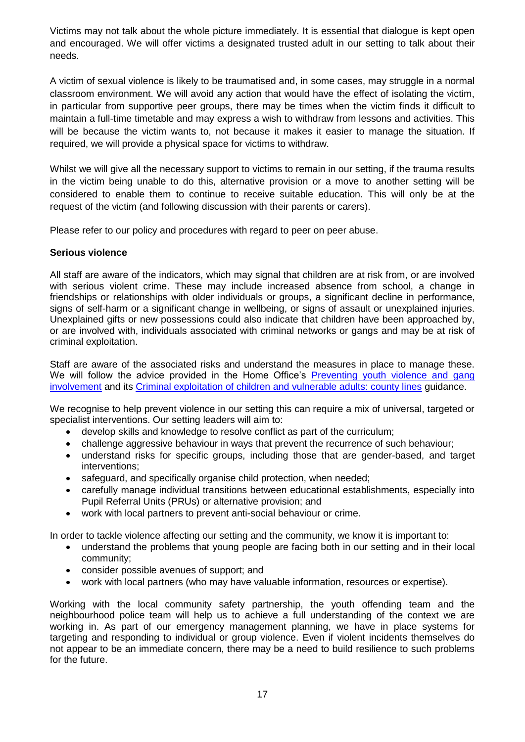Victims may not talk about the whole picture immediately. It is essential that dialogue is kept open and encouraged. We will offer victims a designated trusted adult in our setting to talk about their needs.

A victim of sexual violence is likely to be traumatised and, in some cases, may struggle in a normal classroom environment. We will avoid any action that would have the effect of isolating the victim, in particular from supportive peer groups, there may be times when the victim finds it difficult to maintain a full-time timetable and may express a wish to withdraw from lessons and activities. This will be because the victim wants to, not because it makes it easier to manage the situation. If required, we will provide a physical space for victims to withdraw.

Whilst we will give all the necessary support to victims to remain in our setting, if the trauma results in the victim being unable to do this, alternative provision or a move to another setting will be considered to enable them to continue to receive suitable education. This will only be at the request of the victim (and following discussion with their parents or carers).

Please refer to our policy and procedures with regard to peer on peer abuse.

**Serious violence**

All staff are aware of the indicators, which may signal that children are at risk from, or are involved with serious violent crime. These may include increased absence from school, a change in friendships or relationships with older individuals or groups, a significant decline in performance, signs of self-harm or a significant change in wellbeing, or signs of assault or unexplained injuries. Unexplained gifts or new possessions could also indicate that children have been approached by, or are involved with, individuals associated with criminal networks or gangs and may be at risk of criminal exploitation.

Staff are aware of the associated risks and understand the measures in place to manage these. We will follow the advice provided in the Home Office's Preventing youth violence and gang involvement and its Criminal exploitation of children and vulnerable adults: county lines guidance.

We recognise to help prevent violence in our setting this can require a mix of universal, targeted or specialist interventions. Our setting leaders will aim to:

- develop skills and knowledge to resolve conflict as part of the curriculum;
- challenge aggressive behaviour in ways that prevent the recurrence of such behaviour;
- understand risks for specific groups, including those that are gender-based, and target interventions;
- safeguard, and specifically organise child protection, when needed;
- carefully manage individual transitions between educational establishments, especially into Pupil Referral Units (PRUs) or alternative provision; and
- work with local partners to prevent anti-social behaviour or crime.

In order to tackle violence affecting our setting and the community, we know it is important to:

- understand the problems that young people are facing both in our setting and in their local community;
- consider possible avenues of support; and
- work with local partners (who may have valuable information, resources or expertise).

Working with the local community safety partnership, the youth offending team and the neighbourhood police team will help us to achieve a full understanding of the context we are working in. As part of our emergency management planning, we have in place systems for targeting and responding to individual or group violence. Even if violent incidents themselves do not appear to be an immediate concern, there may be a need to build resilience to such problems for the future.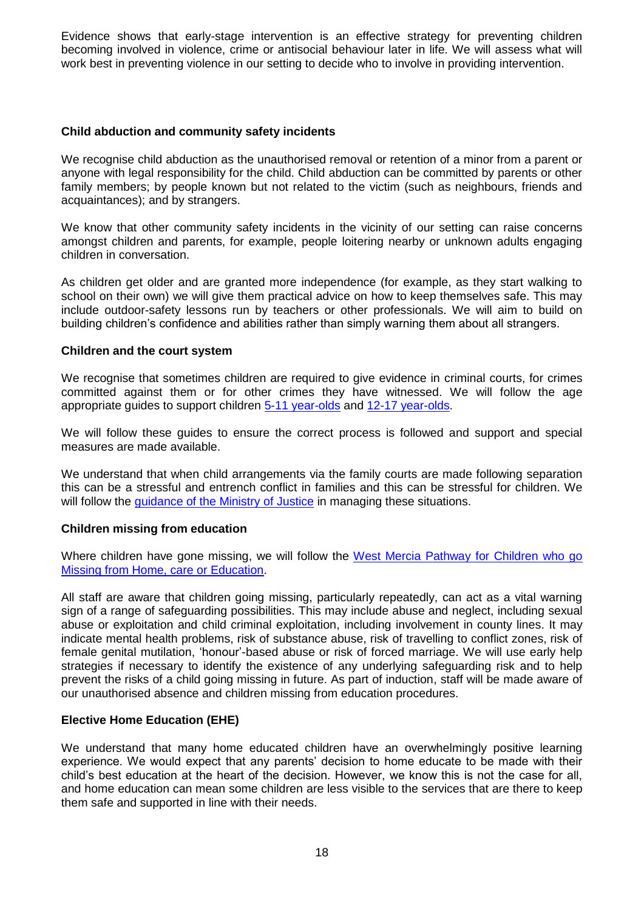Evidence shows that early-stage intervention is an effective strategy for preventing children becoming involved in violence, crime or antisocial behaviour later in life. We will assess what will work best in preventing violence in our setting to decide who to involve in providing intervention.

**Child abduction and community safety incidents**

We recognise child abduction as the unauthorised removal or retention of a minor from a parent or anyone with legal responsibility for the child. Child abduction can be committed by parents or other family members; by people known but not related to the victim (such as neighbours, friends and acquaintances); and by strangers.

We know that other community safety incidents in the vicinity of our setting can raise concerns amongst children and parents, for example, people loitering nearby or unknown adults engaging children in conversation.

As children get older and are granted more independence (for example, as they start walking to school on their own) we will give them practical advice on how to keep themselves safe. This may include outdoor-safety lessons run by teachers or other professionals. We will aim to build on building children's confidence and abilities rather than simply warning them about all strangers.

**Children and the court system**

We recognise that sometimes children are required to give evidence in criminal courts, for crimes committed against them or for other crimes they have witnessed. We will follow the age appropriate guides to support children [5-11 year-olds] and [12-17 year-olds].

We will follow these guides to ensure the correct process is followed and support and special measures are made available.

We understand that when child arrangements via the family courts are made following separation this can be a stressful and entrench conflict in families and this can be stressful for children. We will follow the [guidance of the Ministry of Justice] in managing these situations.

**Children missing from education**

Where children have gone missing, we will follow the [West Mercia Pathway for Children who go Missing from Home, care or Education].

All staff are aware that children going missing, particularly repeatedly, can act as a vital warning sign of a range of safeguarding possibilities. This may include abuse and neglect, including sexual abuse or exploitation and child criminal exploitation, including involvement in county lines. It may indicate mental health problems, risk of substance abuse, risk of travelling to conflict zones, risk of female genital mutilation, 'honour'-based abuse or risk of forced marriage. We will use early help strategies if necessary to identify the existence of any underlying safeguarding risk and to help prevent the risks of a child going missing in future. As part of induction, staff will be made aware of our unauthorised absence and children missing from education procedures.

**Elective Home Education (EHE)**

We understand that many home educated children have an overwhelmingly positive learning experience. We would expect that any parents' decision to home educate to be made with their child's best education at the heart of the decision. However, we know this is not the case for all, and home education can mean some children are less visible to the services that are there to keep them safe and supported in line with their needs.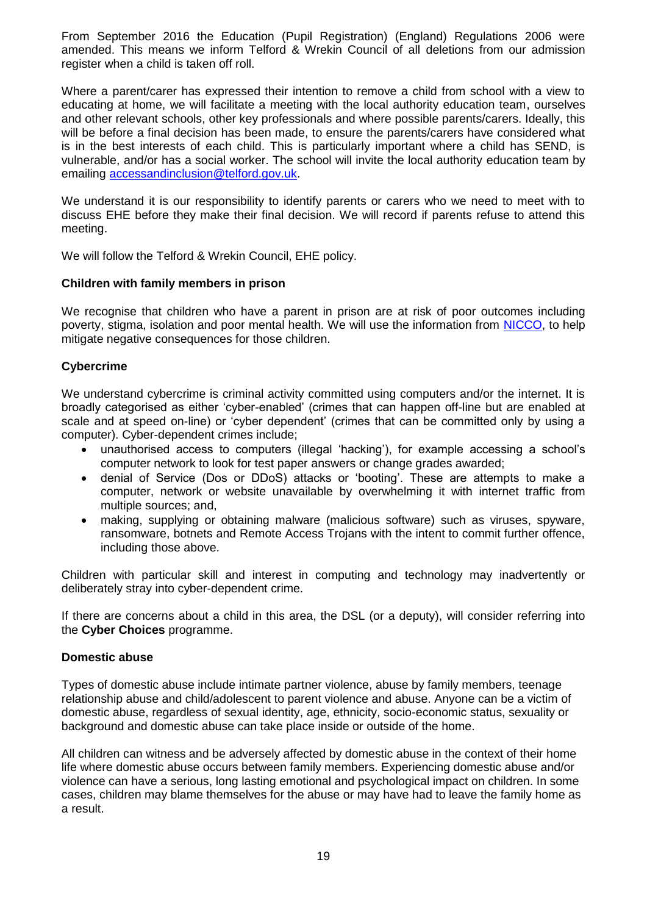From September 2016 the Education (Pupil Registration) (England) Regulations 2006 were amended. This means we inform Telford & Wrekin Council of all deletions from our admission register when a child is taken off roll.

Where a parent/carer has expressed their intention to remove a child from school with a view to educating at home, we will facilitate a meeting with the local authority education team, ourselves and other relevant schools, other key professionals and where possible parents/carers. Ideally, this will be before a final decision has been made, to ensure the parents/carers have considered what is in the best interests of each child. This is particularly important where a child has SEND, is vulnerable, and/or has a social worker. The school will invite the local authority education team by emailing [accessandinclusion@telford.gov.uk](mailto:accessandinclusion@telford.gov.uk).

We understand it is our responsibility to identify parents or carers who we need to meet with to discuss EHE before they make their final decision. We will record if parents refuse to attend this meeting.

We will follow the Telford & Wrekin Council, EHE policy.

**Children with family members in prison**

We recognise that children who have a parent in prison are at risk of poor outcomes including poverty, stigma, isolation and poor mental health. We will use the information from NICCO, to help mitigate negative consequences for those children.

**Cybercrime**

We understand cybercrime is criminal activity committed using computers and/or the internet. It is broadly categorised as either 'cyber-enabled' (crimes that can happen off-line but are enabled at scale and at speed on-line) or 'cyber dependent' (crimes that can be committed only by using a computer). Cyber-dependent crimes include;

- unauthorised access to computers (illegal 'hacking'), for example accessing a school's computer network to look for test paper answers or change grades awarded;
- denial of Service (Dos or DDoS) attacks or 'booting'. These are attempts to make a computer, network or website unavailable by overwhelming it with internet traffic from multiple sources; and,
- making, supplying or obtaining malware (malicious software) such as viruses, spyware, ransomware, botnets and Remote Access Trojans with the intent to commit further offence, including those above.

Children with particular skill and interest in computing and technology may inadvertently or deliberately stray into cyber-dependent crime.

If there are concerns about a child in this area, the DSL (or a deputy), will consider referring into the **Cyber Choices** programme.

**Domestic abuse**

Types of domestic abuse include intimate partner violence, abuse by family members, teenage relationship abuse and child/adolescent to parent violence and abuse. Anyone can be a victim of domestic abuse, regardless of sexual identity, age, ethnicity, socio-economic status, sexuality or background and domestic abuse can take place inside or outside of the home.

All children can witness and be adversely affected by domestic abuse in the context of their home life where domestic abuse occurs between family members. Experiencing domestic abuse and/or violence can have a serious, long lasting emotional and psychological impact on children. In some cases, children may blame themselves for the abuse or may have had to leave the family home as a result.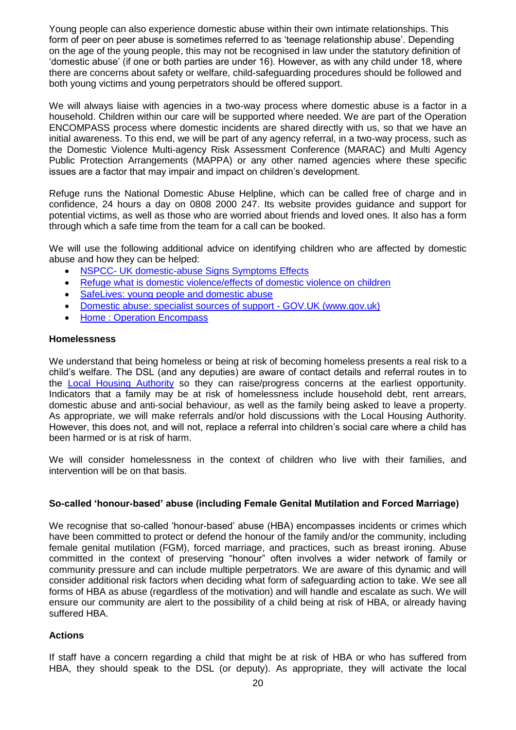Young people can also experience domestic abuse within their own intimate relationships. This form of peer on peer abuse is sometimes referred to as 'teenage relationship abuse'. Depending on the age of the young people, this may not be recognised in law under the statutory definition of 'domestic abuse' (if one or both parties are under 16). However, as with any child under 18, where there are concerns about safety or welfare, child-safeguarding procedures should be followed and both young victims and young perpetrators should be offered support.

We will always liaise with agencies in a two-way process where domestic abuse is a factor in a household. Children within our care will be supported where needed. We are part of the Operation ENCOMPASS process where domestic incidents are shared directly with us, so that we have an initial awareness. To this end, we will be part of any agency referral, in a two-way process, such as the Domestic Violence Multi-agency Risk Assessment Conference (MARAC) and Multi Agency Public Protection Arrangements (MAPPA) or any other named agencies where these specific issues are a factor that may impair and impact on children's development.

Refuge runs the National Domestic Abuse Helpline, which can be called free of charge and in confidence, 24 hours a day on 0808 2000 247. Its website provides guidance and support for potential victims, as well as those who are worried about friends and loved ones. It also has a form through which a safe time from the team for a call can be booked.

We will use the following additional advice on identifying children who are affected by domestic abuse and how they can be helped:

- NSPCC- UK domestic-abuse Signs Symptoms Effects
- Refuge what is domestic violence/effects of domestic violence on children
- SafeLives: young people and domestic abuse
- Domestic abuse: specialist sources of support - GOV.UK (www.gov.uk)
- Home : Operation Encompass

**Homelessness**

We understand that being homeless or being at risk of becoming homeless presents a real risk to a child's welfare. The DSL (and any deputies) are aware of contact details and referral routes in to the Local Housing Authority so they can raise/progress concerns at the earliest opportunity. Indicators that a family may be at risk of homelessness include household debt, rent arrears, domestic abuse and anti-social behaviour, as well as the family being asked to leave a property. As appropriate, we will make referrals and/or hold discussions with the Local Housing Authority. However, this does not, and will not, replace a referral into children's social care where a child has been harmed or is at risk of harm.

We will consider homelessness in the context of children who live with their families, and intervention will be on that basis.

**So-called 'honour-based' abuse (including Female Genital Mutilation and Forced Marriage)**

We recognise that so-called 'honour-based' abuse (HBA) encompasses incidents or crimes which have been committed to protect or defend the honour of the family and/or the community, including female genital mutilation (FGM), forced marriage, and practices, such as breast ironing. Abuse committed in the context of preserving "honour" often involves a wider network of family or community pressure and can include multiple perpetrators. We are aware of this dynamic and will consider additional risk factors when deciding what form of safeguarding action to take. We see all forms of HBA as abuse (regardless of the motivation) and will handle and escalate as such. We will ensure our community are alert to the possibility of a child being at risk of HBA, or already having suffered HBA.

**Actions**

If staff have a concern regarding a child that might be at risk of HBA or who has suffered from HBA, they should speak to the DSL (or deputy). As appropriate, they will activate the local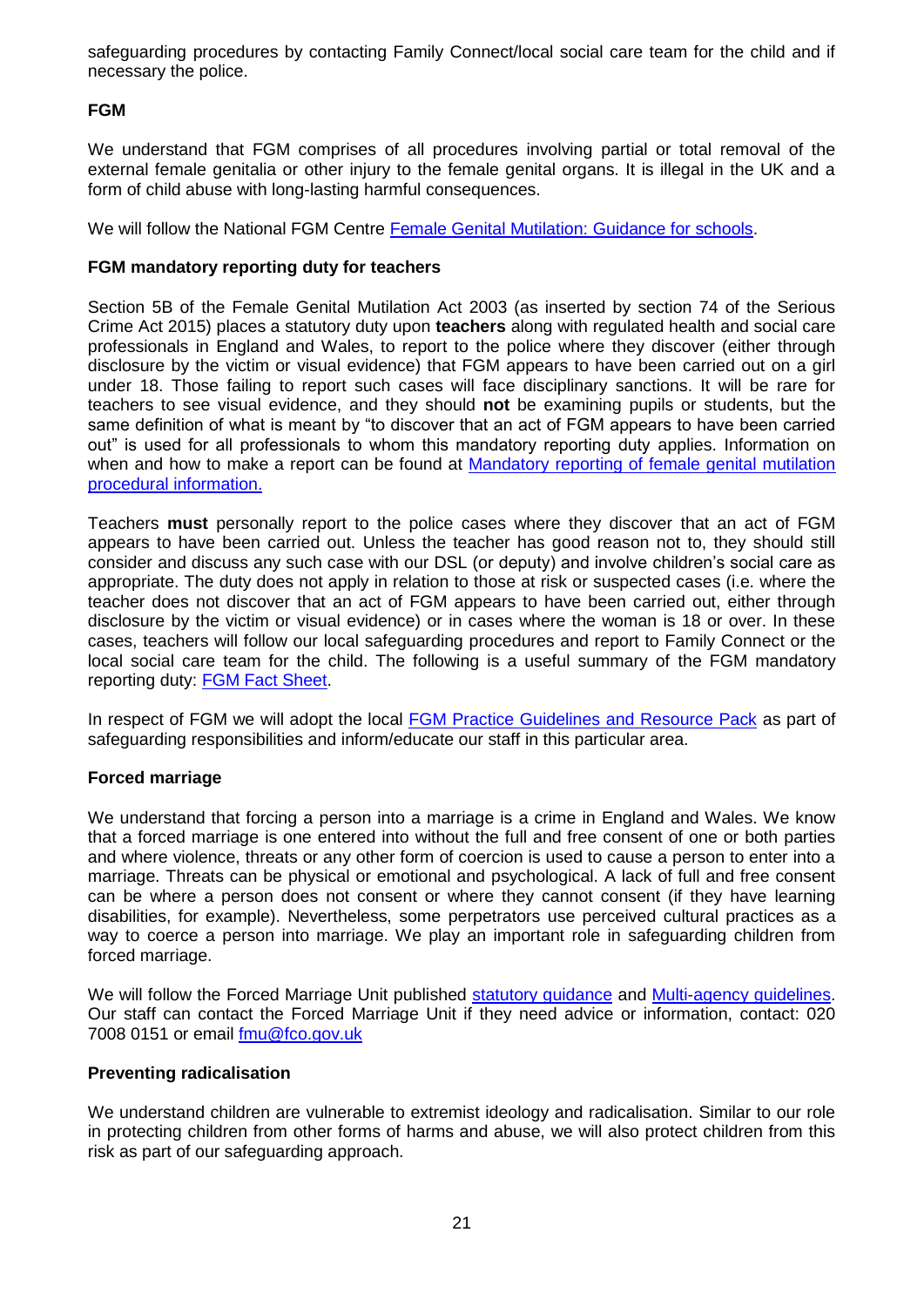safeguarding procedures by contacting Family Connect/local social care team for the child and if necessary the police.

**FGM**

We understand that FGM comprises of all procedures involving partial or total removal of the external female genitalia or other injury to the female genital organs. It is illegal in the UK and a form of child abuse with long-lasting harmful consequences.

We will follow the National FGM Centre [Female Genital Mutilation: Guidance for schools](#).

**FGM mandatory reporting duty for teachers**

Section 5B of the Female Genital Mutilation Act 2003 (as inserted by section 74 of the Serious Crime Act 2015) places a statutory duty upon **teachers** along with regulated health and social care professionals in England and Wales, to report to the police where they discover (either through disclosure by the victim or visual evidence) that FGM appears to have been carried out on a girl under 18. Those failing to report such cases will face disciplinary sanctions. It will be rare for teachers to see visual evidence, and they should **not** be examining pupils or students, but the same definition of what is meant by "to discover that an act of FGM appears to have been carried out" is used for all professionals to whom this mandatory reporting duty applies. Information on when and how to make a report can be found at [Mandatory reporting of female genital mutilation procedural information.](#)

Teachers **must** personally report to the police cases where they discover that an act of FGM appears to have been carried out. Unless the teacher has good reason not to, they should still consider and discuss any such case with our DSL (or deputy) and involve children's social care as appropriate. The duty does not apply in relation to those at risk or suspected cases (i.e. where the teacher does not discover that an act of FGM appears to have been carried out, either through disclosure by the victim or visual evidence) or in cases where the woman is 18 or over. In these cases, teachers will follow our local safeguarding procedures and report to Family Connect or the local social care team for the child. The following is a useful summary of the FGM mandatory reporting duty: [FGM Fact Sheet](#).

In respect of FGM we will adopt the local [FGM Practice Guidelines and Resource Pack](#) as part of safeguarding responsibilities and inform/educate our staff in this particular area.

**Forced marriage**

We understand that forcing a person into a marriage is a crime in England and Wales. We know that a forced marriage is one entered into without the full and free consent of one or both parties and where violence, threats or any other form of coercion is used to cause a person to enter into a marriage. Threats can be physical or emotional and psychological. A lack of full and free consent can be where a person does not consent or where they cannot consent (if they have learning disabilities, for example). Nevertheless, some perpetrators use perceived cultural practices as a way to coerce a person into marriage. We play an important role in safeguarding children from forced marriage.

We will follow the Forced Marriage Unit published [statutory guidance](#) and [Multi-agency guidelines](#). Our staff can contact the Forced Marriage Unit if they need advice or information, contact: 020 7008 0151 or email [fmu@fco.gov.uk](mailto:fmu@fco.gov.uk)

**Preventing radicalisation**

We understand children are vulnerable to extremist ideology and radicalisation. Similar to our role in protecting children from other forms of harms and abuse, we will also protect children from this risk as part of our safeguarding approach.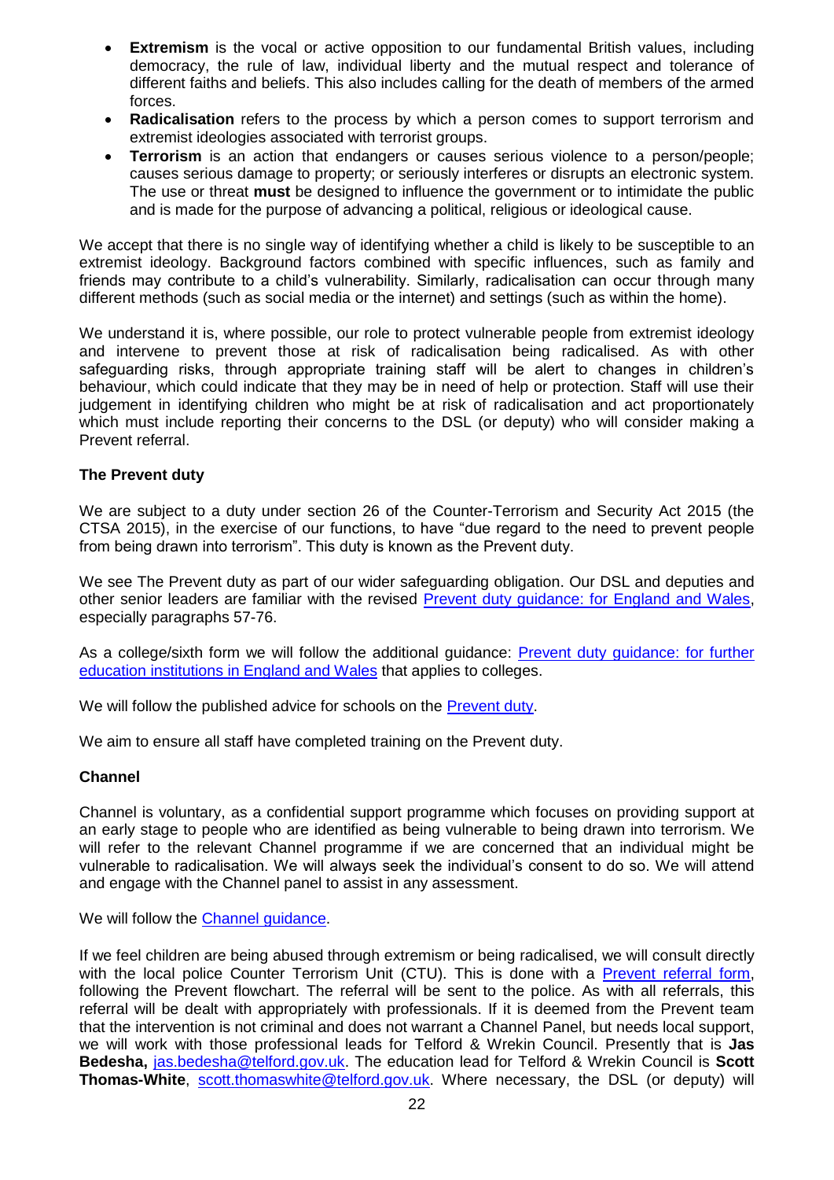- **Extremism** is the vocal or active opposition to our fundamental British values, including democracy, the rule of law, individual liberty and the mutual respect and tolerance of different faiths and beliefs. This also includes calling for the death of members of the armed forces.
- **Radicalisation** refers to the process by which a person comes to support terrorism and extremist ideologies associated with terrorist groups.
- **Terrorism** is an action that endangers or causes serious violence to a person/people; causes serious damage to property; or seriously interferes or disrupts an electronic system. The use or threat **must** be designed to influence the government or to intimidate the public and is made for the purpose of advancing a political, religious or ideological cause.

We accept that there is no single way of identifying whether a child is likely to be susceptible to an extremist ideology. Background factors combined with specific influences, such as family and friends may contribute to a child's vulnerability. Similarly, radicalisation can occur through many different methods (such as social media or the internet) and settings (such as within the home).

We understand it is, where possible, our role to protect vulnerable people from extremist ideology and intervene to prevent those at risk of radicalisation being radicalised. As with other safeguarding risks, through appropriate training staff will be alert to changes in children's behaviour, which could indicate that they may be in need of help or protection. Staff will use their judgement in identifying children who might be at risk of radicalisation and act proportionately which must include reporting their concerns to the DSL (or deputy) who will consider making a Prevent referral.

**The Prevent duty**

We are subject to a duty under section 26 of the Counter-Terrorism and Security Act 2015 (the CTSA 2015), in the exercise of our functions, to have "due regard to the need to prevent people from being drawn into terrorism". This duty is known as the Prevent duty.

We see The Prevent duty as part of our wider safeguarding obligation. Our DSL and deputies and other senior leaders are familiar with the revised Prevent duty guidance: for England and Wales, especially paragraphs 57-76.

As a college/sixth form we will follow the additional guidance: Prevent duty guidance: for further education institutions in England and Wales that applies to colleges.

We will follow the published advice for schools on the Prevent duty.

We aim to ensure all staff have completed training on the Prevent duty.

**Channel**

Channel is voluntary, as a confidential support programme which focuses on providing support at an early stage to people who are identified as being vulnerable to being drawn into terrorism. We will refer to the relevant Channel programme if we are concerned that an individual might be vulnerable to radicalisation. We will always seek the individual's consent to do so. We will attend and engage with the Channel panel to assist in any assessment.

We will follow the Channel guidance.

If we feel children are being abused through extremism or being radicalised, we will consult directly with the local police Counter Terrorism Unit (CTU). This is done with a Prevent referral form, following the Prevent flowchart. The referral will be sent to the police. As with all referrals, this referral will be dealt with appropriately with professionals. If it is deemed from the Prevent team that the intervention is not criminal and does not warrant a Channel Panel, but needs local support, we will work with those professional leads for Telford & Wrekin Council. Presently that is **Jas Bedesha,** jas.bedesha@telford.gov.uk. The education lead for Telford & Wrekin Council is **Scott Thomas-White**, scott.thomaswhite@telford.gov.uk. Where necessary, the DSL (or deputy) will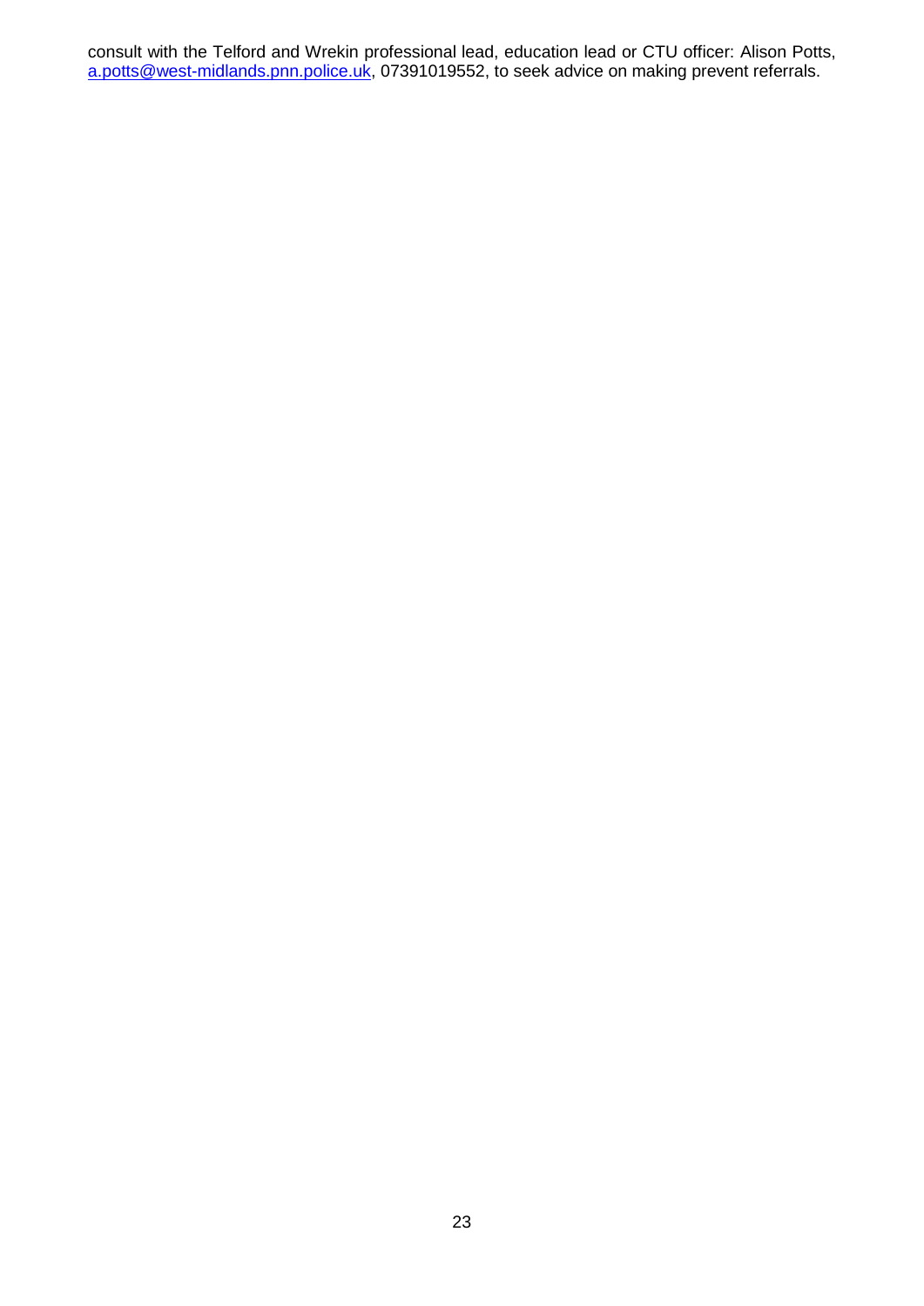consult with the Telford and Wrekin professional lead, education lead or CTU officer: Alison Potts, [a.potts@west-midlands.pnn.police.uk](mailto:a.potts@west-midlands.pnn.police.uk), 07391019552, to seek advice on making prevent referrals.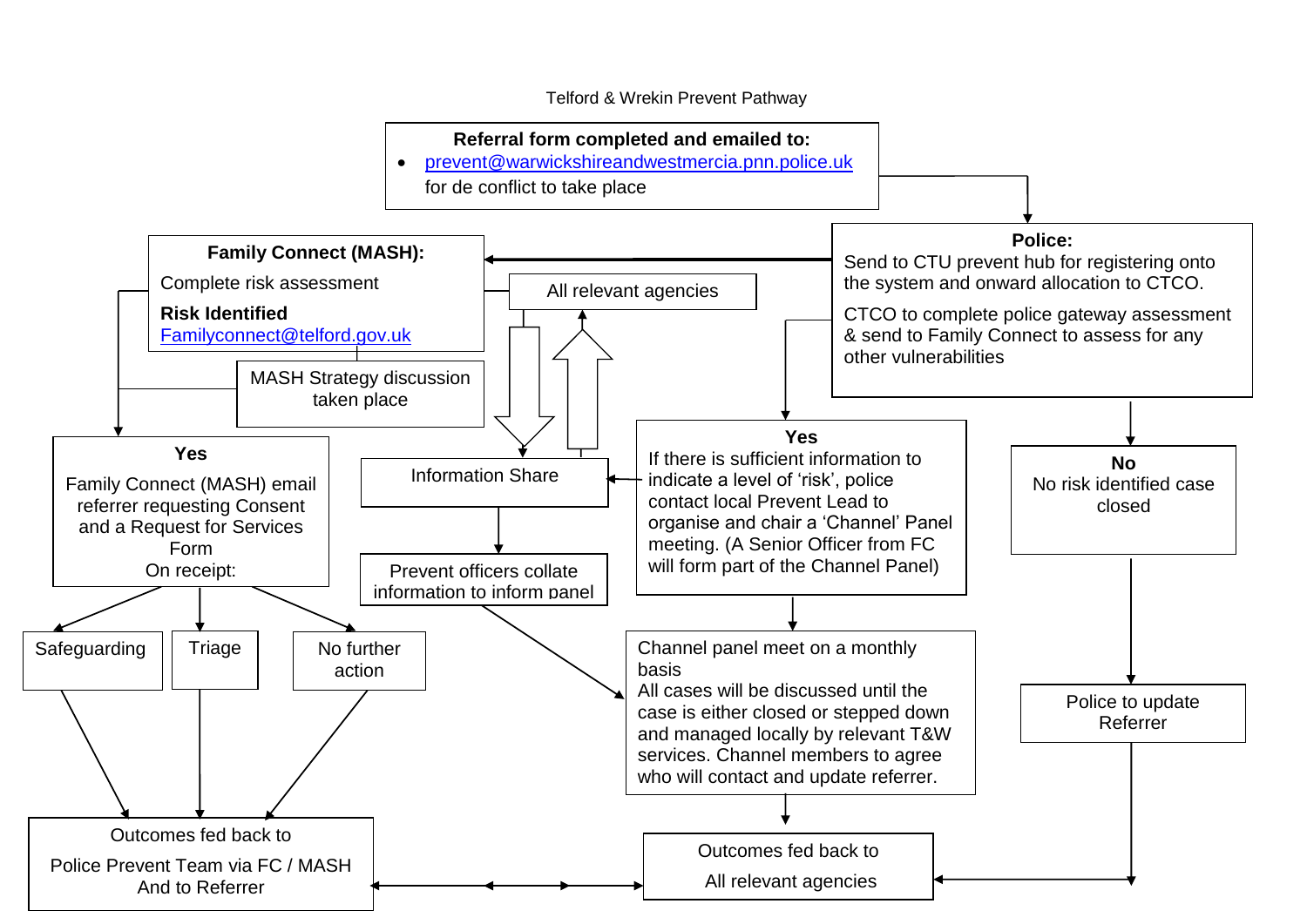Telford & Wrekin Prevent Pathway

**Referral form completed and emailed to:**

- prevent@warwickshireandwestmercia.pnn.police.uk
  for de conflict to take place

**Police:**
Send to CTU prevent hub for registering onto the system and onward allocation to CTCO.

CTCO to complete police gateway assessment & send to Family Connect to assess for any other vulnerabilities

**Family Connect (MASH):**
Complete risk assessment

**Risk Identified**
Familyconnect@telford.gov.uk

All relevant agencies

MASH Strategy discussion taken place

**Yes**
Family Connect (MASH) email referrer requesting Consent and a Request for Services Form
On receipt:

Safeguarding

Triage

No further action

Outcomes fed back to
Police Prevent Team via FC / MASH
And to Referrer

Information Share

Prevent officers collate information to inform panel

**Yes**
If there is sufficient information to indicate a level of 'risk', police contact local Prevent Lead to organise and chair a 'Channel' Panel meeting. (A Senior Officer from FC will form part of the Channel Panel)

Channel panel meet on a monthly basis
All cases will be discussed until the case is either closed or stepped down and managed locally by relevant T&W services. Channel members to agree who will contact and update referrer.

Outcomes fed back to
All relevant agencies

**No**
No risk identified case closed

Police to update Referrer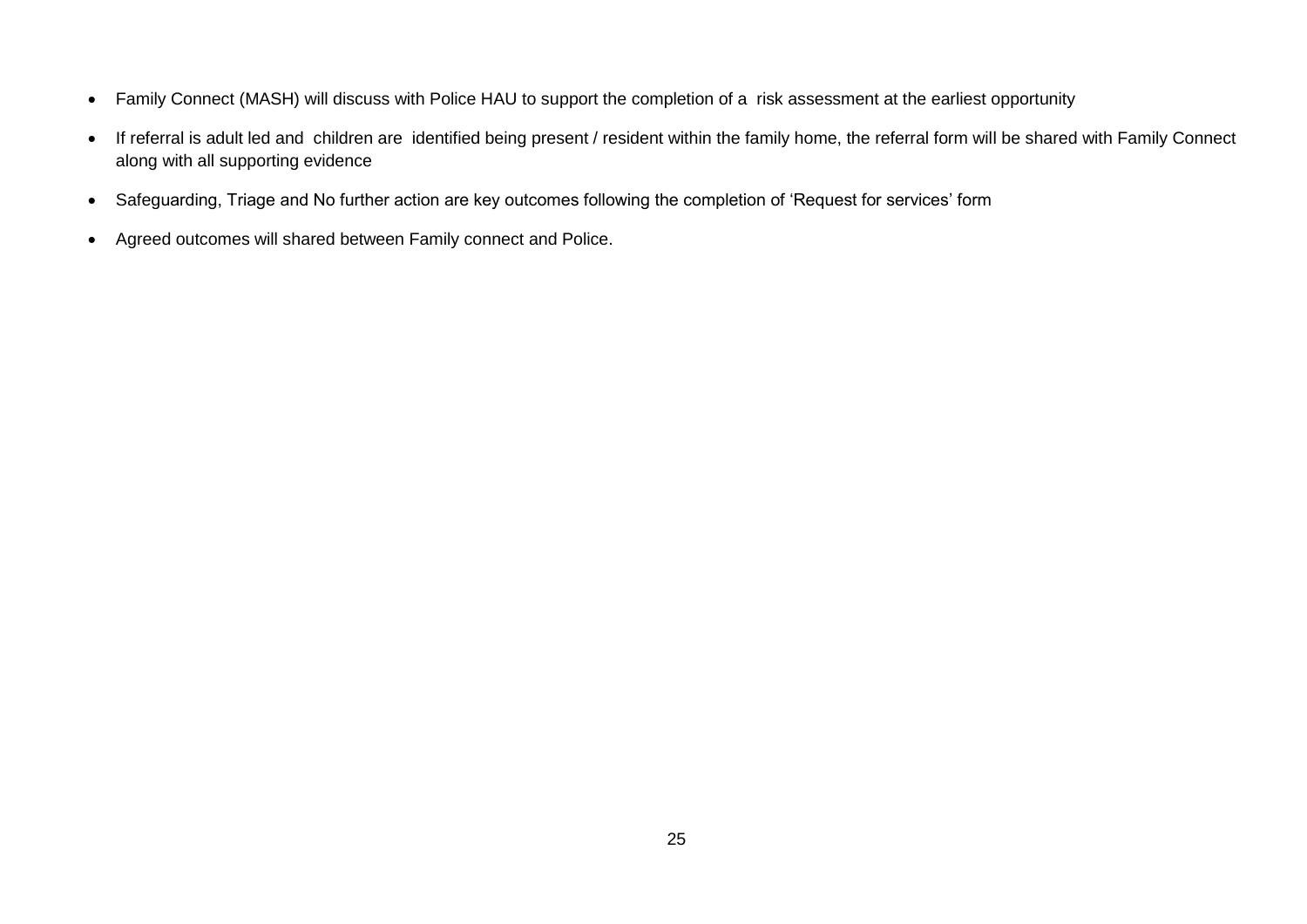- Family Connect (MASH) will discuss with Police HAU to support the completion of a risk assessment at the earliest opportunity
- If referral is adult led and children are identified being present / resident within the family home, the referral form will be shared with Family Connect along with all supporting evidence
- Safeguarding, Triage and No further action are key outcomes following the completion of 'Request for services' form
- Agreed outcomes will shared between Family connect and Police.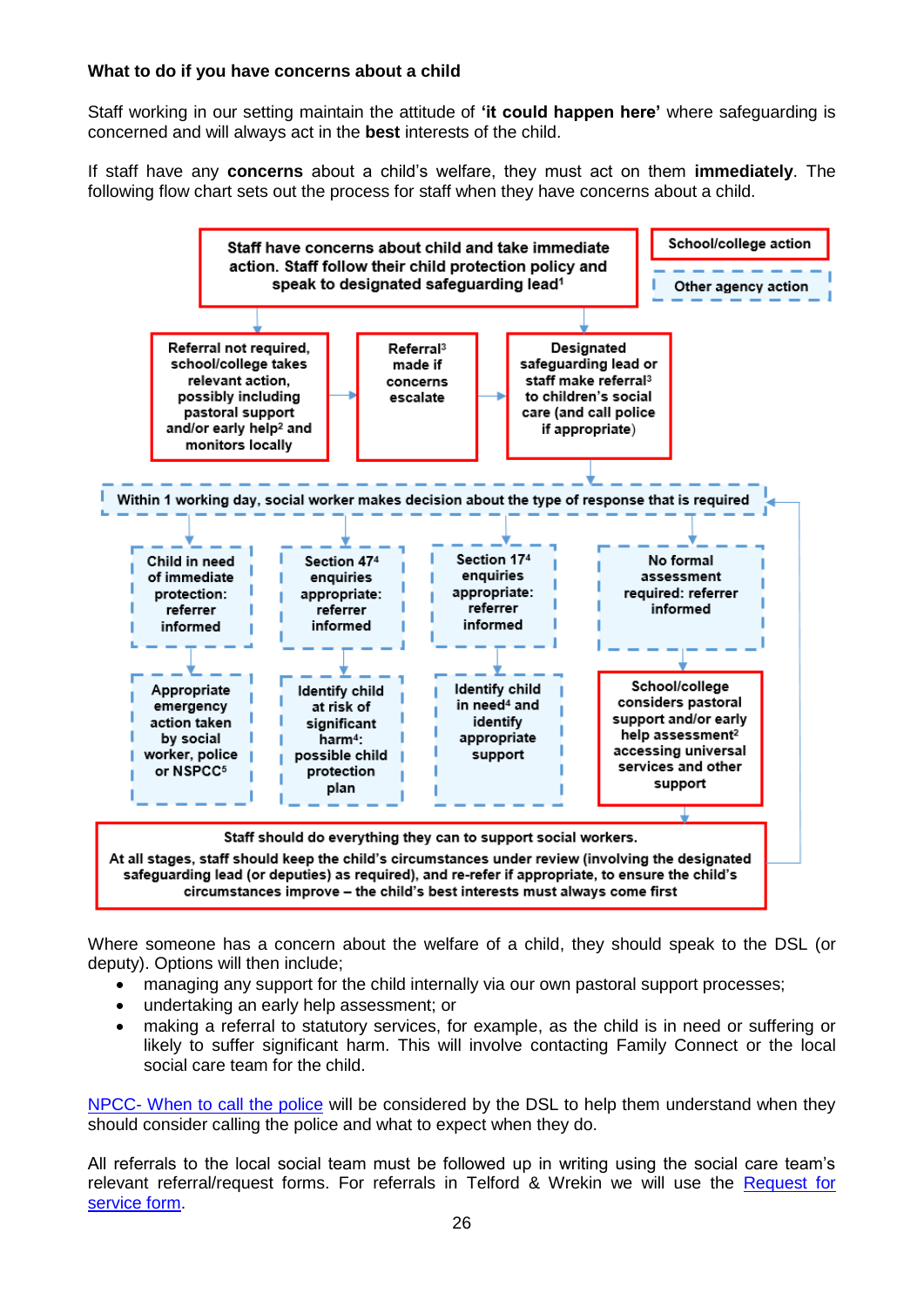**What to do if you have concerns about a child**

Staff working in our setting maintain the attitude of **'it could happen here'** where safeguarding is concerned and will always act in the **best** interests of the child.

If staff have any **concerns** about a child's welfare, they must act on them **immediately**. The following flow chart sets out the process for staff when they have concerns about a child.

School/college action

Other agency action

Staff have concerns about child and take immediate action. Staff follow their child protection policy and speak to designated safeguarding lead[1]

Referral not required, school/college takes relevant action, possibly including pastoral support and/or early help[2] and monitors locally

Referral[3] made if concerns escalate

Designated safeguarding lead or staff make referral[3] to children's social care (and call police if appropriate)

Within 1 working day, social worker makes decision about the type of response that is required

Child in need of immediate protection: referrer informed

Section 47[4] enquiries appropriate: referrer informed

Section 17[4] enquiries appropriate: referrer informed

No formal assessment required: referrer informed

Appropriate emergency action taken by social worker, police or NSPCC[5]

Identify child at risk of significant harm[4]: possible child protection plan

Identify child in need[4] and identify appropriate support

School/college considers pastoral support and/or early help assessment[2] accessing universal services and other support

Staff should do everything they can to support social workers.

At all stages, staff should keep the child's circumstances under review (involving the designated safeguarding lead (or deputies) as required), and re-refer if appropriate, to ensure the child's circumstances improve – the child's best interests must always come first

Where someone has a concern about the welfare of a child, they should speak to the DSL (or deputy). Options will then include;

- managing any support for the child internally via our own pastoral support processes;
- undertaking an early help assessment; or
- making a referral to statutory services, for example, as the child is in need or suffering or likely to suffer significant harm. This will involve contacting Family Connect or the local social care team for the child.

NPCC- When to call the police will be considered by the DSL to help them understand when they should consider calling the police and what to expect when they do.

All referrals to the local social team must be followed up in writing using the social care team's relevant referral/request forms. For referrals in Telford & Wrekin we will use the Request for service form.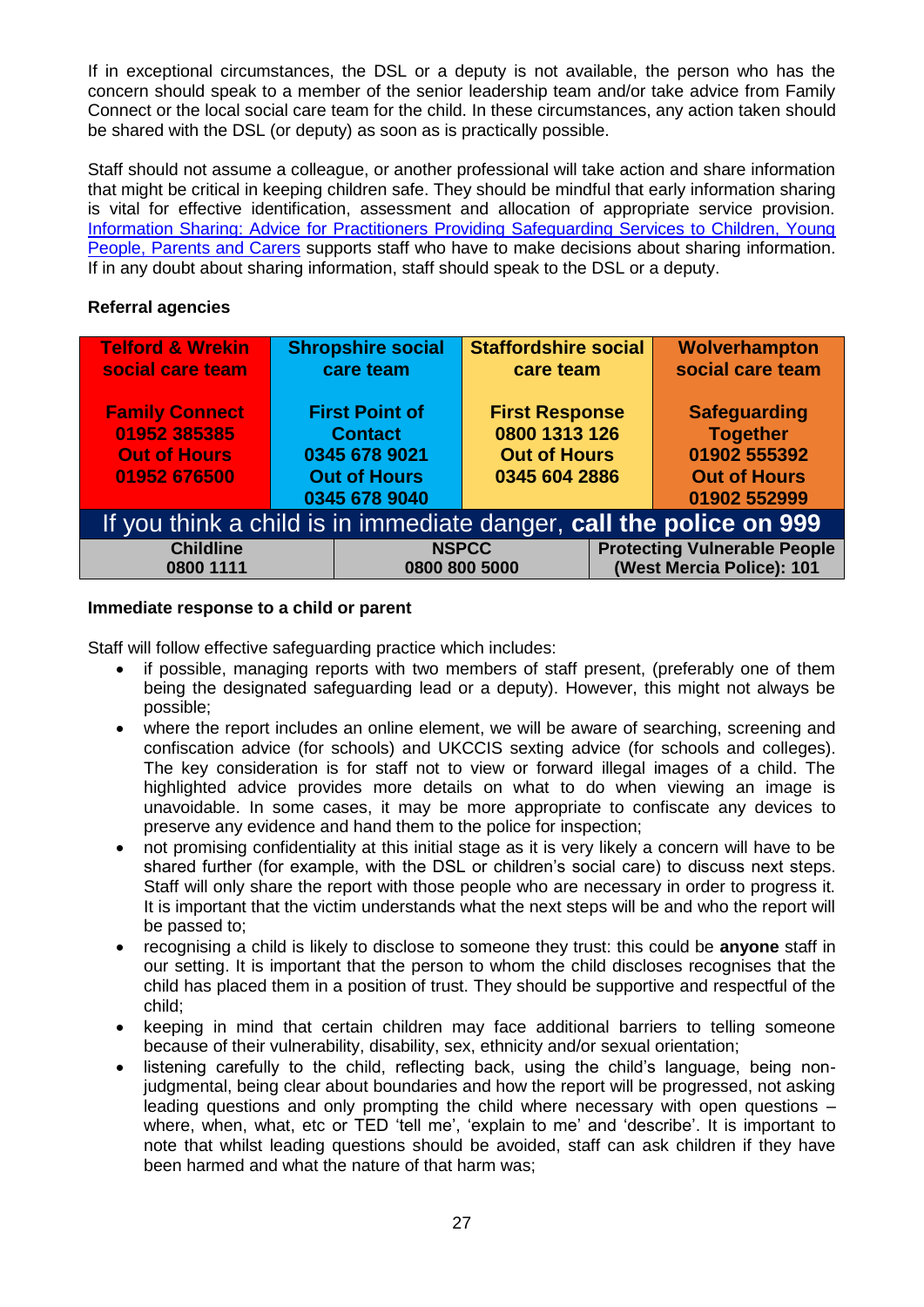If in exceptional circumstances, the DSL or a deputy is not available, the person who has the concern should speak to a member of the senior leadership team and/or take advice from Family Connect or the local social care team for the child. In these circumstances, any action taken should be shared with the DSL (or deputy) as soon as is practically possible.

Staff should not assume a colleague, or another professional will take action and share information that might be critical in keeping children safe. They should be mindful that early information sharing is vital for effective identification, assessment and allocation of appropriate service provision. [Information Sharing: Advice for Practitioners Providing Safeguarding Services to Children, Young People, Parents and Carers]() supports staff who have to make decisions about sharing information. If in any doubt about sharing information, staff should speak to the DSL or a deputy.

**Referral agencies**

| Telford & Wrekin social care team | Shropshire social care team | Staffordshire social care team | Wolverhampton social care team |
|---|---|---|---|
| **Family Connect** 01952 385385 **Out of Hours** 01952 676500 | **First Point of Contact** 0345 678 9021 **Out of Hours** 0345 678 9040 | **First Response** 0800 1313 126 **Out of Hours** 0345 604 2886 | **Safeguarding Together** 01902 555392 **Out of Hours** 01902 552999 |

If you think a child is in immediate danger, **call the police on 999**

| Childline | NSPCC | Protecting Vulnerable People |
|---|---|---|
| 0800 1111 | 0800 800 5000 | (West Mercia Police): 101 |

**Immediate response to a child or parent**

Staff will follow effective safeguarding practice which includes:

- if possible, managing reports with two members of staff present, (preferably one of them being the designated safeguarding lead or a deputy). However, this might not always be possible;
- where the report includes an online element, we will be aware of searching, screening and confiscation advice (for schools) and UKCCIS sexting advice (for schools and colleges). The key consideration is for staff not to view or forward illegal images of a child. The highlighted advice provides more details on what to do when viewing an image is unavoidable. In some cases, it may be more appropriate to confiscate any devices to preserve any evidence and hand them to the police for inspection;
- not promising confidentiality at this initial stage as it is very likely a concern will have to be shared further (for example, with the DSL or children's social care) to discuss next steps. Staff will only share the report with those people who are necessary in order to progress it. It is important that the victim understands what the next steps will be and who the report will be passed to;
- recognising a child is likely to disclose to someone they trust: this could be **anyone** staff in our setting. It is important that the person to whom the child discloses recognises that the child has placed them in a position of trust. They should be supportive and respectful of the child;
- keeping in mind that certain children may face additional barriers to telling someone because of their vulnerability, disability, sex, ethnicity and/or sexual orientation;
- listening carefully to the child, reflecting back, using the child's language, being non-judgmental, being clear about boundaries and how the report will be progressed, not asking leading questions and only prompting the child where necessary with open questions – where, when, what, etc or TED 'tell me', 'explain to me' and 'describe'. It is important to note that whilst leading questions should be avoided, staff can ask children if they have been harmed and what the nature of that harm was;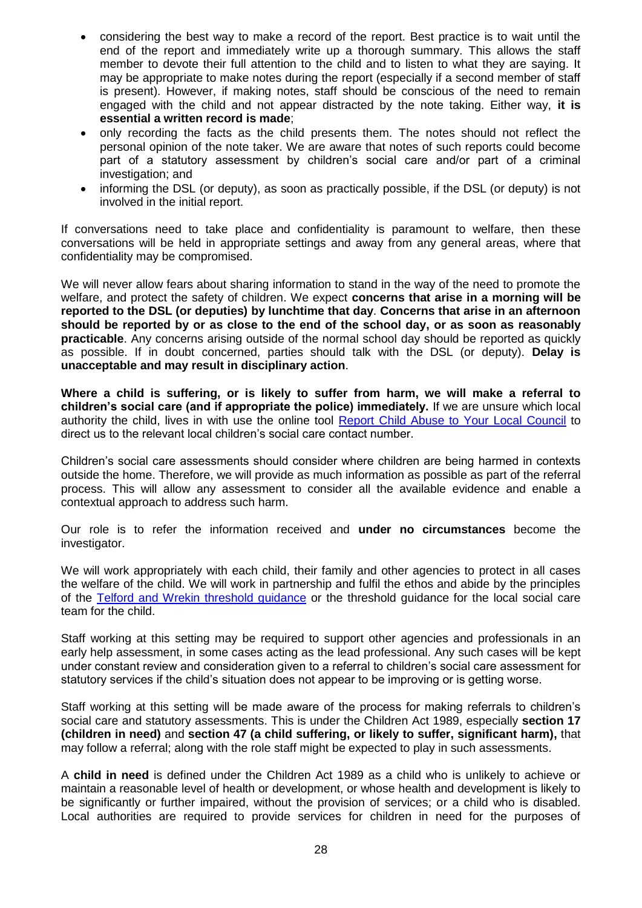- considering the best way to make a record of the report. Best practice is to wait until the end of the report and immediately write up a thorough summary. This allows the staff member to devote their full attention to the child and to listen to what they are saying. It may be appropriate to make notes during the report (especially if a second member of staff is present). However, if making notes, staff should be conscious of the need to remain engaged with the child and not appear distracted by the note taking. Either way, **it is essential a written record is made**;
- only recording the facts as the child presents them. The notes should not reflect the personal opinion of the note taker. We are aware that notes of such reports could become part of a statutory assessment by children's social care and/or part of a criminal investigation; and
- informing the DSL (or deputy), as soon as practically possible, if the DSL (or deputy) is not involved in the initial report.

If conversations need to take place and confidentiality is paramount to welfare, then these conversations will be held in appropriate settings and away from any general areas, where that confidentiality may be compromised.

We will never allow fears about sharing information to stand in the way of the need to promote the welfare, and protect the safety of children. We expect **concerns that arise in a morning will be reported to the DSL (or deputies) by lunchtime that day**. **Concerns that arise in an afternoon should be reported by or as close to the end of the school day, or as soon as reasonably practicable**. Any concerns arising outside of the normal school day should be reported as quickly as possible. If in doubt concerned, parties should talk with the DSL (or deputy). **Delay is unacceptable and may result in disciplinary action**.

**Where a child is suffering, or is likely to suffer from harm, we will make a referral to children's social care (and if appropriate the police) immediately.** If we are unsure which local authority the child, lives in with use the online tool Report Child Abuse to Your Local Council to direct us to the relevant local children's social care contact number.

Children's social care assessments should consider where children are being harmed in contexts outside the home. Therefore, we will provide as much information as possible as part of the referral process. This will allow any assessment to consider all the available evidence and enable a contextual approach to address such harm.

Our role is to refer the information received and **under no circumstances** become the investigator.

We will work appropriately with each child, their family and other agencies to protect in all cases the welfare of the child. We will work in partnership and fulfil the ethos and abide by the principles of the Telford and Wrekin threshold guidance or the threshold guidance for the local social care team for the child.

Staff working at this setting may be required to support other agencies and professionals in an early help assessment, in some cases acting as the lead professional. Any such cases will be kept under constant review and consideration given to a referral to children's social care assessment for statutory services if the child's situation does not appear to be improving or is getting worse.

Staff working at this setting will be made aware of the process for making referrals to children's social care and statutory assessments. This is under the Children Act 1989, especially **section 17 (children in need)** and **section 47 (a child suffering, or likely to suffer, significant harm),** that may follow a referral; along with the role staff might be expected to play in such assessments.

A **child in need** is defined under the Children Act 1989 as a child who is unlikely to achieve or maintain a reasonable level of health or development, or whose health and development is likely to be significantly or further impaired, without the provision of services; or a child who is disabled. Local authorities are required to provide services for children in need for the purposes of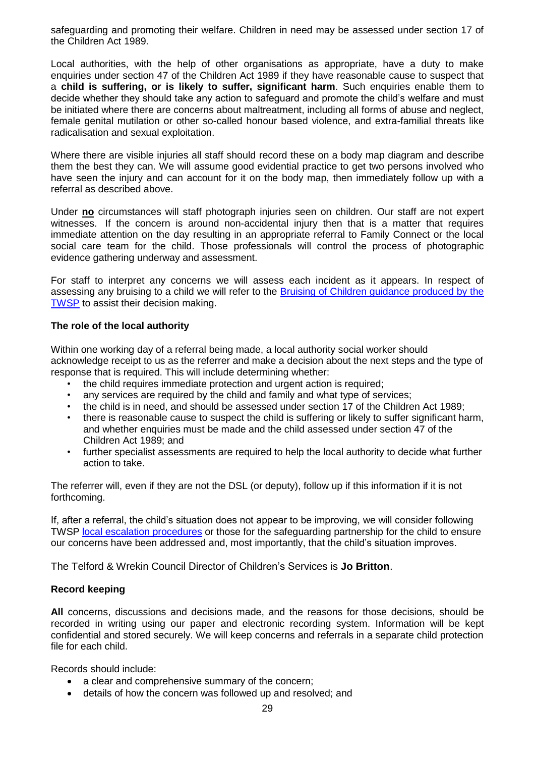safeguarding and promoting their welfare. Children in need may be assessed under section 17 of the Children Act 1989.

Local authorities, with the help of other organisations as appropriate, have a duty to make enquiries under section 47 of the Children Act 1989 if they have reasonable cause to suspect that a **child is suffering, or is likely to suffer, significant harm**. Such enquiries enable them to decide whether they should take any action to safeguard and promote the child's welfare and must be initiated where there are concerns about maltreatment, including all forms of abuse and neglect, female genital mutilation or other so-called honour based violence, and extra-familial threats like radicalisation and sexual exploitation.

Where there are visible injuries all staff should record these on a body map diagram and describe them the best they can. We will assume good evidential practice to get two persons involved who have seen the injury and can account for it on the body map, then immediately follow up with a referral as described above.

Under **no** circumstances will staff photograph injuries seen on children. Our staff are not expert witnesses. If the concern is around non-accidental injury then that is a matter that requires immediate attention on the day resulting in an appropriate referral to Family Connect or the local social care team for the child. Those professionals will control the process of photographic evidence gathering underway and assessment.

For staff to interpret any concerns we will assess each incident as it appears. In respect of assessing any bruising to a child we will refer to the Bruising of Children guidance produced by the TWSP to assist their decision making.

**The role of the local authority**

Within one working day of a referral being made, a local authority social worker should acknowledge receipt to us as the referrer and make a decision about the next steps and the type of response that is required. This will include determining whether:

- the child requires immediate protection and urgent action is required;
- any services are required by the child and family and what type of services;
- the child is in need, and should be assessed under section 17 of the Children Act 1989;
- there is reasonable cause to suspect the child is suffering or likely to suffer significant harm, and whether enquiries must be made and the child assessed under section 47 of the Children Act 1989; and
- further specialist assessments are required to help the local authority to decide what further action to take.

The referrer will, even if they are not the DSL (or deputy), follow up if this information if it is not forthcoming.

If, after a referral, the child's situation does not appear to be improving, we will consider following TWSP local escalation procedures or those for the safeguarding partnership for the child to ensure our concerns have been addressed and, most importantly, that the child's situation improves.

The Telford & Wrekin Council Director of Children's Services is **Jo Britton**.

**Record keeping**

**All** concerns, discussions and decisions made, and the reasons for those decisions, should be recorded in writing using our paper and electronic recording system. Information will be kept confidential and stored securely. We will keep concerns and referrals in a separate child protection file for each child.

Records should include:

- a clear and comprehensive summary of the concern;
- details of how the concern was followed up and resolved; and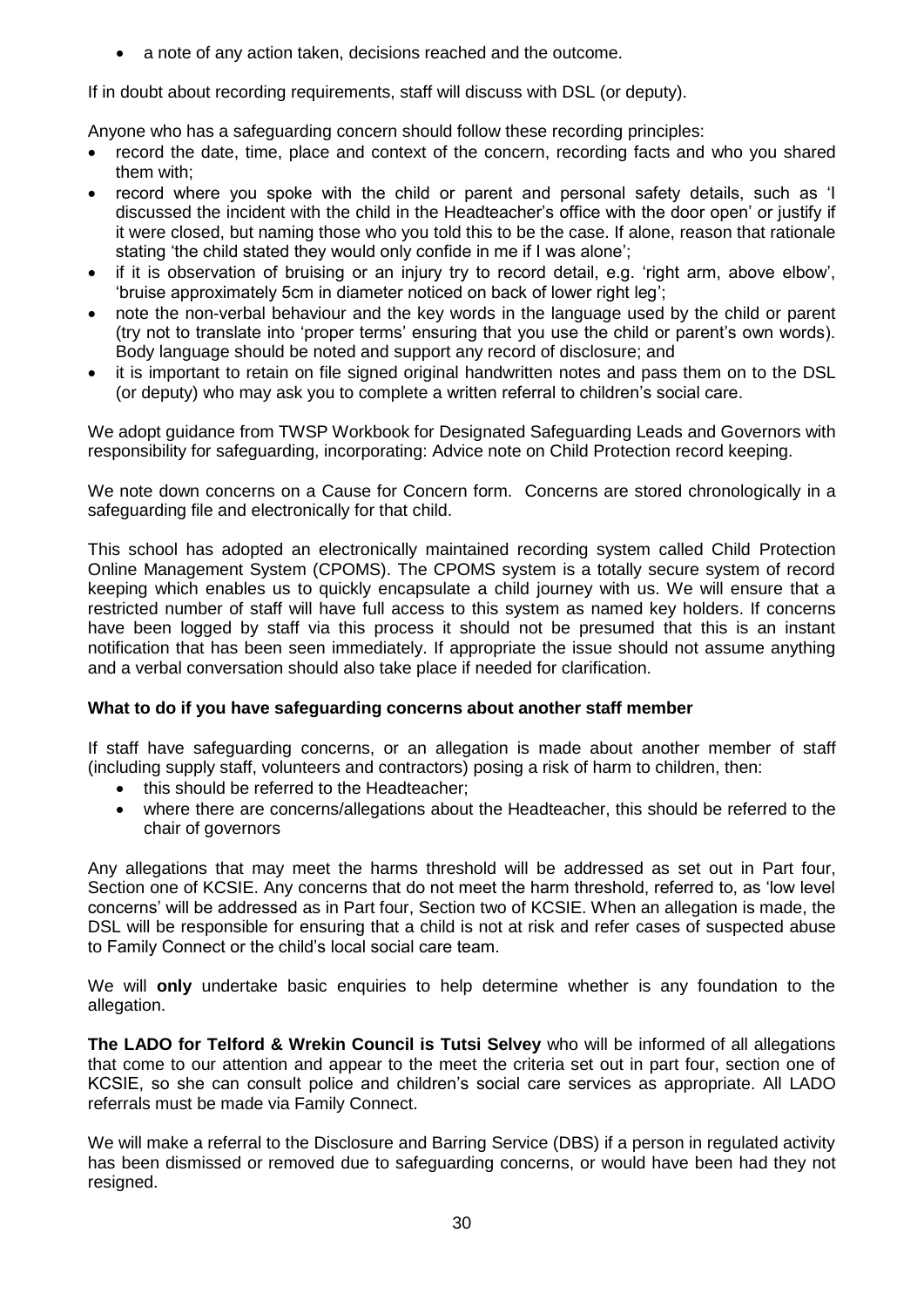- a note of any action taken, decisions reached and the outcome.

If in doubt about recording requirements, staff will discuss with DSL (or deputy).

Anyone who has a safeguarding concern should follow these recording principles:

- record the date, time, place and context of the concern, recording facts and who you shared them with;
- record where you spoke with the child or parent and personal safety details, such as 'I discussed the incident with the child in the Headteacher's office with the door open' or justify if it were closed, but naming those who you told this to be the case. If alone, reason that rationale stating 'the child stated they would only confide in me if I was alone';
- if it is observation of bruising or an injury try to record detail, e.g. 'right arm, above elbow', 'bruise approximately 5cm in diameter noticed on back of lower right leg';
- note the non-verbal behaviour and the key words in the language used by the child or parent (try not to translate into 'proper terms' ensuring that you use the child or parent's own words). Body language should be noted and support any record of disclosure; and
- it is important to retain on file signed original handwritten notes and pass them on to the DSL (or deputy) who may ask you to complete a written referral to children's social care.

We adopt guidance from TWSP Workbook for Designated Safeguarding Leads and Governors with responsibility for safeguarding, incorporating: Advice note on Child Protection record keeping.

We note down concerns on a Cause for Concern form. Concerns are stored chronologically in a safeguarding file and electronically for that child.

This school has adopted an electronically maintained recording system called Child Protection Online Management System (CPOMS). The CPOMS system is a totally secure system of record keeping which enables us to quickly encapsulate a child journey with us. We will ensure that a restricted number of staff will have full access to this system as named key holders. If concerns have been logged by staff via this process it should not be presumed that this is an instant notification that has been seen immediately. If appropriate the issue should not assume anything and a verbal conversation should also take place if needed for clarification.

**What to do if you have safeguarding concerns about another staff member**

If staff have safeguarding concerns, or an allegation is made about another member of staff (including supply staff, volunteers and contractors) posing a risk of harm to children, then:

- this should be referred to the Headteacher;
- where there are concerns/allegations about the Headteacher, this should be referred to the chair of governors

Any allegations that may meet the harms threshold will be addressed as set out in Part four, Section one of KCSIE. Any concerns that do not meet the harm threshold, referred to, as 'low level concerns' will be addressed as in Part four, Section two of KCSIE. When an allegation is made, the DSL will be responsible for ensuring that a child is not at risk and refer cases of suspected abuse to Family Connect or the child's local social care team.

We will **only** undertake basic enquiries to help determine whether is any foundation to the allegation.

**The LADO for Telford & Wrekin Council is Tutsi Selvey** who will be informed of all allegations that come to our attention and appear to the meet the criteria set out in part four, section one of KCSIE, so she can consult police and children's social care services as appropriate. All LADO referrals must be made via Family Connect.

We will make a referral to the Disclosure and Barring Service (DBS) if a person in regulated activity has been dismissed or removed due to safeguarding concerns, or would have been had they not resigned.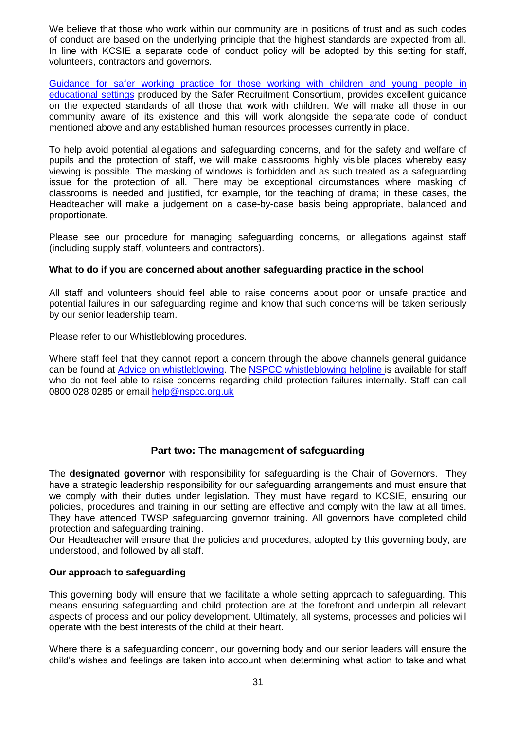We believe that those who work within our community are in positions of trust and as such codes of conduct are based on the underlying principle that the highest standards are expected from all. In line with KCSIE a separate code of conduct policy will be adopted by this setting for staff, volunteers, contractors and governors.

Guidance for safer working practice for those working with children and young people in educational settings produced by the Safer Recruitment Consortium, provides excellent guidance on the expected standards of all those that work with children. We will make all those in our community aware of its existence and this will work alongside the separate code of conduct mentioned above and any established human resources processes currently in place.

To help avoid potential allegations and safeguarding concerns, and for the safety and welfare of pupils and the protection of staff, we will make classrooms highly visible places whereby easy viewing is possible. The masking of windows is forbidden and as such treated as a safeguarding issue for the protection of all. There may be exceptional circumstances where masking of classrooms is needed and justified, for example, for the teaching of drama; in these cases, the Headteacher will make a judgement on a case-by-case basis being appropriate, balanced and proportionate.

Please see our procedure for managing safeguarding concerns, or allegations against staff (including supply staff, volunteers and contractors).

**What to do if you are concerned about another safeguarding practice in the school**

All staff and volunteers should feel able to raise concerns about poor or unsafe practice and potential failures in our safeguarding regime and know that such concerns will be taken seriously by our senior leadership team.

Please refer to our Whistleblowing procedures.

Where staff feel that they cannot report a concern through the above channels general guidance can be found at Advice on whistleblowing. The NSPCC whistleblowing helpline is available for staff who do not feel able to raise concerns regarding child protection failures internally. Staff can call 0800 028 0285 or email help@nspcc.org.uk

## Part two: The management of safeguarding

The **designated governor** with responsibility for safeguarding is the Chair of Governors. They have a strategic leadership responsibility for our safeguarding arrangements and must ensure that we comply with their duties under legislation. They must have regard to KCSIE, ensuring our policies, procedures and training in our setting are effective and comply with the law at all times. They have attended TWSP safeguarding governor training. All governors have completed child protection and safeguarding training.
Our Headteacher will ensure that the policies and procedures, adopted by this governing body, are understood, and followed by all staff.

**Our approach to safeguarding**

This governing body will ensure that we facilitate a whole setting approach to safeguarding. This means ensuring safeguarding and child protection are at the forefront and underpin all relevant aspects of process and our policy development. Ultimately, all systems, processes and policies will operate with the best interests of the child at their heart.

Where there is a safeguarding concern, our governing body and our senior leaders will ensure the child's wishes and feelings are taken into account when determining what action to take and what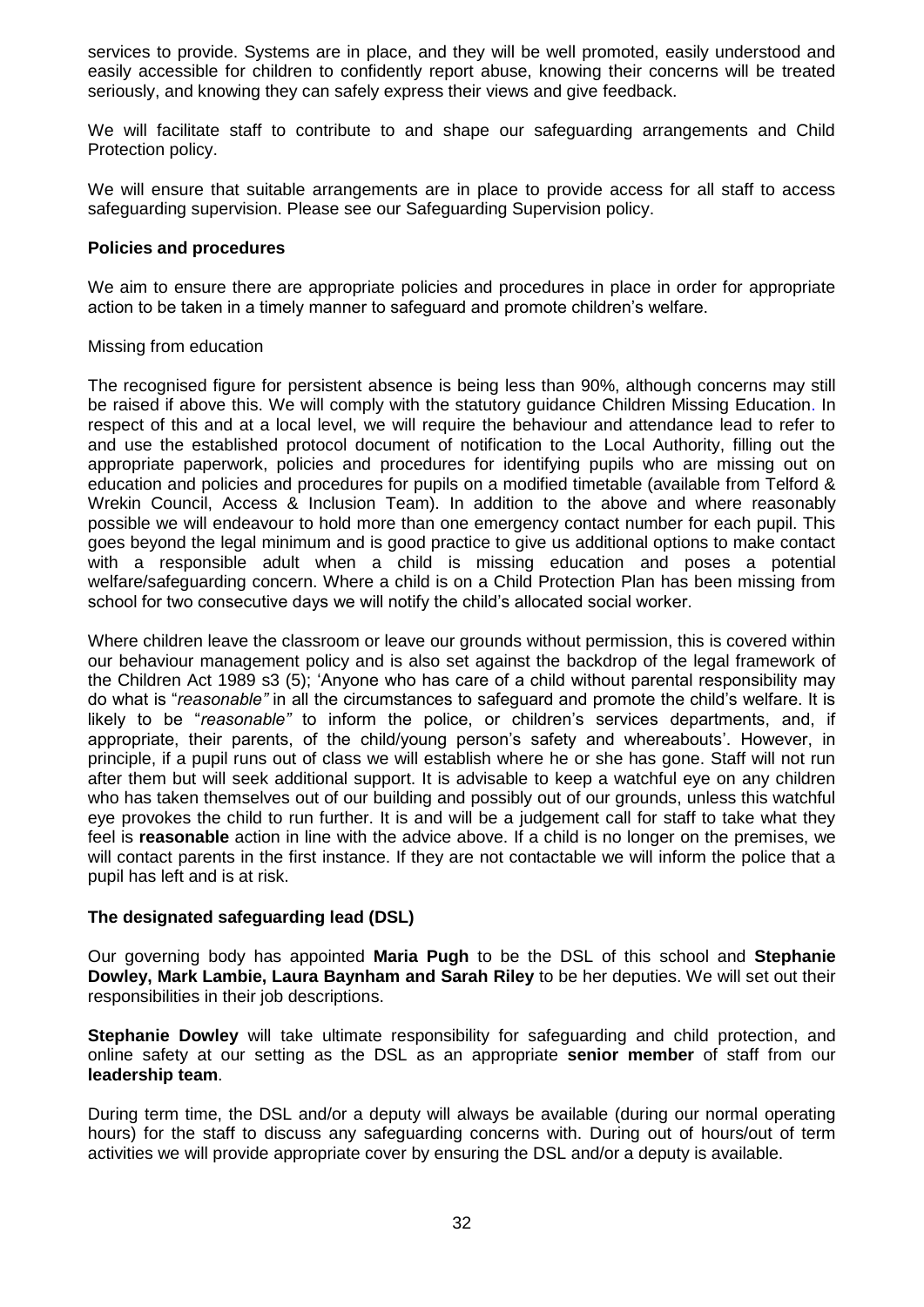services to provide. Systems are in place, and they will be well promoted, easily understood and easily accessible for children to confidently report abuse, knowing their concerns will be treated seriously, and knowing they can safely express their views and give feedback.

We will facilitate staff to contribute to and shape our safeguarding arrangements and Child Protection policy.

We will ensure that suitable arrangements are in place to provide access for all staff to access safeguarding supervision. Please see our Safeguarding Supervision policy.

**Policies and procedures**

We aim to ensure there are appropriate policies and procedures in place in order for appropriate action to be taken in a timely manner to safeguard and promote children's welfare.

Missing from education

The recognised figure for persistent absence is being less than 90%, although concerns may still be raised if above this. We will comply with the statutory guidance Children Missing Education. In respect of this and at a local level, we will require the behaviour and attendance lead to refer to and use the established protocol document of notification to the Local Authority, filling out the appropriate paperwork, policies and procedures for identifying pupils who are missing out on education and policies and procedures for pupils on a modified timetable (available from Telford & Wrekin Council, Access & Inclusion Team). In addition to the above and where reasonably possible we will endeavour to hold more than one emergency contact number for each pupil. This goes beyond the legal minimum and is good practice to give us additional options to make contact with a responsible adult when a child is missing education and poses a potential welfare/safeguarding concern. Where a child is on a Child Protection Plan has been missing from school for two consecutive days we will notify the child's allocated social worker.

Where children leave the classroom or leave our grounds without permission, this is covered within our behaviour management policy and is also set against the backdrop of the legal framework of the Children Act 1989 s3 (5); 'Anyone who has care of a child without parental responsibility may do what is "*reasonable"* in all the circumstances to safeguard and promote the child's welfare. It is likely to be "*reasonable"* to inform the police, or children's services departments, and, if appropriate, their parents, of the child/young person's safety and whereabouts'. However, in principle, if a pupil runs out of class we will establish where he or she has gone. Staff will not run after them but will seek additional support. It is advisable to keep a watchful eye on any children who has taken themselves out of our building and possibly out of our grounds, unless this watchful eye provokes the child to run further. It is and will be a judgement call for staff to take what they feel is **reasonable** action in line with the advice above. If a child is no longer on the premises, we will contact parents in the first instance. If they are not contactable we will inform the police that a pupil has left and is at risk.

**The designated safeguarding lead (DSL)**

Our governing body has appointed **Maria Pugh** to be the DSL of this school and **Stephanie Dowley, Mark Lambie, Laura Baynham and Sarah Riley** to be her deputies. We will set out their responsibilities in their job descriptions.

**Stephanie Dowley** will take ultimate responsibility for safeguarding and child protection, and online safety at our setting as the DSL as an appropriate **senior member** of staff from our **leadership team**.

During term time, the DSL and/or a deputy will always be available (during our normal operating hours) for the staff to discuss any safeguarding concerns with. During out of hours/out of term activities we will provide appropriate cover by ensuring the DSL and/or a deputy is available.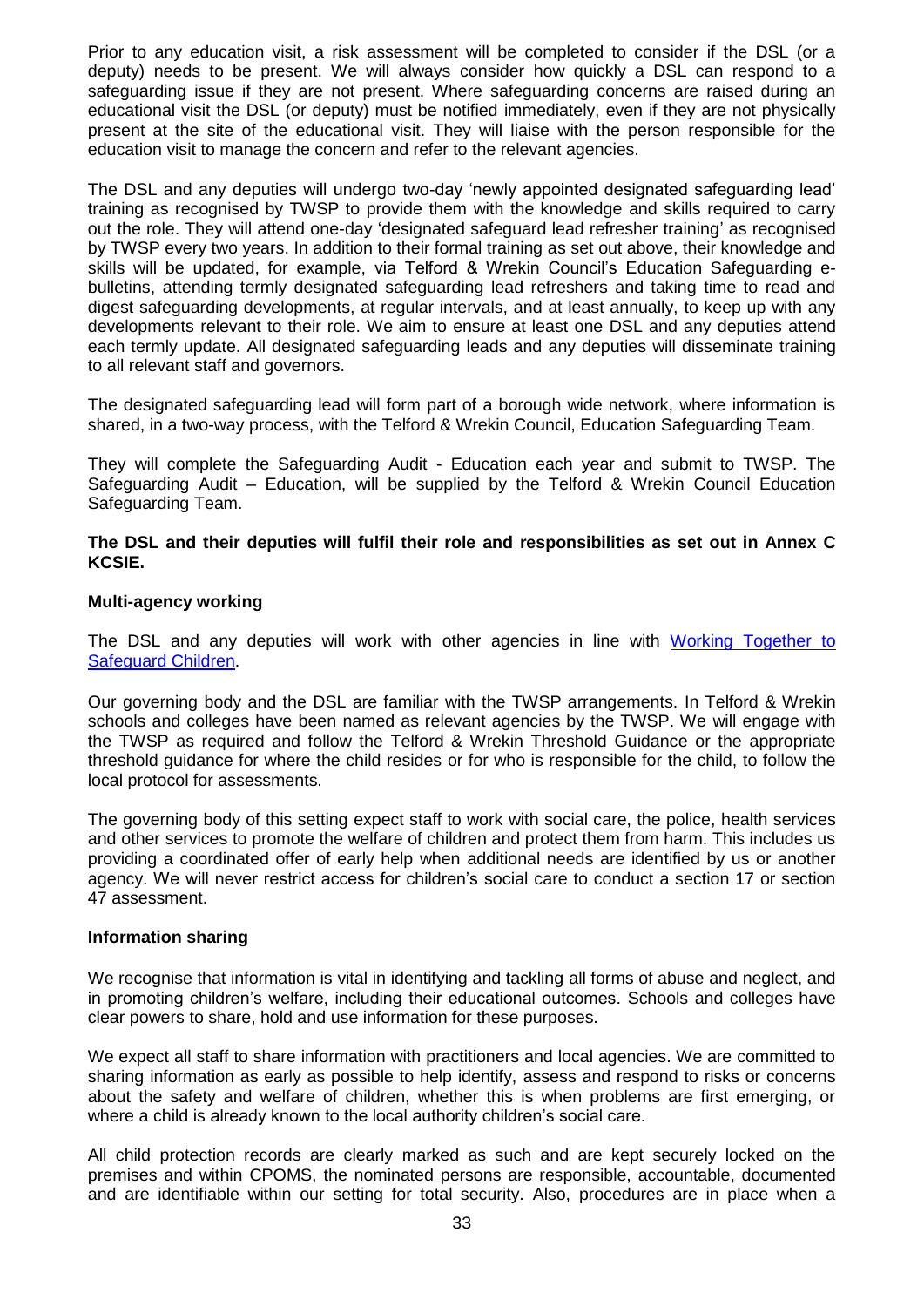Prior to any education visit, a risk assessment will be completed to consider if the DSL (or a deputy) needs to be present. We will always consider how quickly a DSL can respond to a safeguarding issue if they are not present. Where safeguarding concerns are raised during an educational visit the DSL (or deputy) must be notified immediately, even if they are not physically present at the site of the educational visit. They will liaise with the person responsible for the education visit to manage the concern and refer to the relevant agencies.

The DSL and any deputies will undergo two-day 'newly appointed designated safeguarding lead' training as recognised by TWSP to provide them with the knowledge and skills required to carry out the role. They will attend one-day 'designated safeguard lead refresher training' as recognised by TWSP every two years. In addition to their formal training as set out above, their knowledge and skills will be updated, for example, via Telford & Wrekin Council's Education Safeguarding e-bulletins, attending termly designated safeguarding lead refreshers and taking time to read and digest safeguarding developments, at regular intervals, and at least annually, to keep up with any developments relevant to their role. We aim to ensure at least one DSL and any deputies attend each termly update. All designated safeguarding leads and any deputies will disseminate training to all relevant staff and governors.

The designated safeguarding lead will form part of a borough wide network, where information is shared, in a two-way process, with the Telford & Wrekin Council, Education Safeguarding Team.

They will complete the Safeguarding Audit - Education each year and submit to TWSP. The Safeguarding Audit – Education, will be supplied by the Telford & Wrekin Council Education Safeguarding Team.

**The DSL and their deputies will fulfil their role and responsibilities as set out in Annex C KCSIE.**

**Multi-agency working**

The DSL and any deputies will work with other agencies in line with Working Together to Safeguard Children.

Our governing body and the DSL are familiar with the TWSP arrangements. In Telford & Wrekin schools and colleges have been named as relevant agencies by the TWSP. We will engage with the TWSP as required and follow the Telford & Wrekin Threshold Guidance or the appropriate threshold guidance for where the child resides or for who is responsible for the child, to follow the local protocol for assessments.

The governing body of this setting expect staff to work with social care, the police, health services and other services to promote the welfare of children and protect them from harm. This includes us providing a coordinated offer of early help when additional needs are identified by us or another agency. We will never restrict access for children's social care to conduct a section 17 or section 47 assessment.

**Information sharing**

We recognise that information is vital in identifying and tackling all forms of abuse and neglect, and in promoting children's welfare, including their educational outcomes. Schools and colleges have clear powers to share, hold and use information for these purposes.

We expect all staff to share information with practitioners and local agencies. We are committed to sharing information as early as possible to help identify, assess and respond to risks or concerns about the safety and welfare of children, whether this is when problems are first emerging, or where a child is already known to the local authority children's social care.

All child protection records are clearly marked as such and are kept securely locked on the premises and within CPOMS, the nominated persons are responsible, accountable, documented and are identifiable within our setting for total security. Also, procedures are in place when a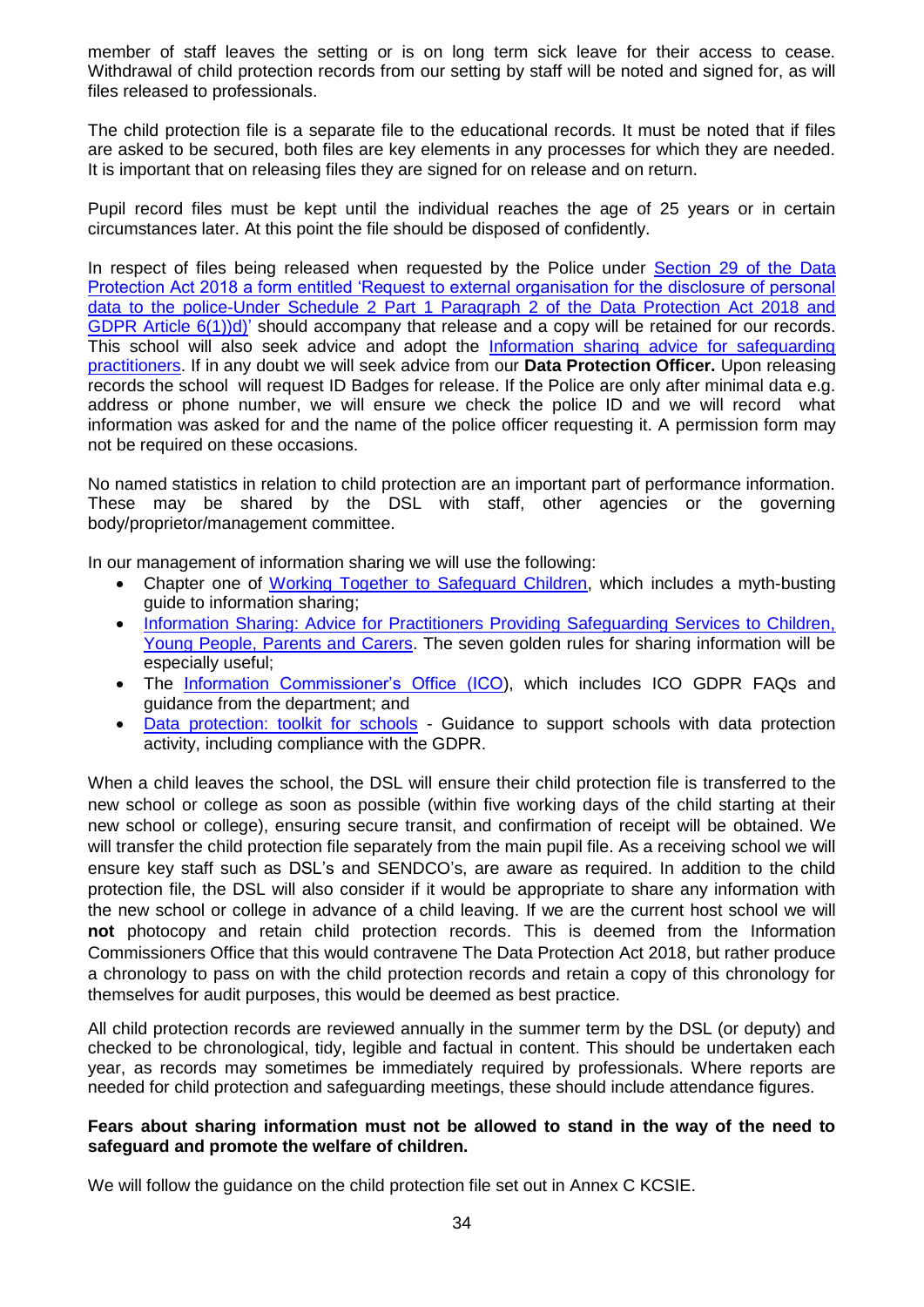member of staff leaves the setting or is on long term sick leave for their access to cease. Withdrawal of child protection records from our setting by staff will be noted and signed for, as will files released to professionals.

The child protection file is a separate file to the educational records. It must be noted that if files are asked to be secured, both files are key elements in any processes for which they are needed. It is important that on releasing files they are signed for on release and on return.

Pupil record files must be kept until the individual reaches the age of 25 years or in certain circumstances later. At this point the file should be disposed of confidently.

In respect of files being released when requested by the Police under Section 29 of the Data Protection Act 2018 a form entitled 'Request to external organisation for the disclosure of personal data to the police-Under Schedule 2 Part 1 Paragraph 2 of the Data Protection Act 2018 and GDPR Article 6(1))d)' should accompany that release and a copy will be retained for our records. This school will also seek advice and adopt the Information sharing advice for safeguarding practitioners. If in any doubt we will seek advice from our **Data Protection Officer.** Upon releasing records the school will request ID Badges for release. If the Police are only after minimal data e.g. address or phone number, we will ensure we check the police ID and we will record what information was asked for and the name of the police officer requesting it. A permission form may not be required on these occasions.

No named statistics in relation to child protection are an important part of performance information. These may be shared by the DSL with staff, other agencies or the governing body/proprietor/management committee.

In our management of information sharing we will use the following:

- Chapter one of Working Together to Safeguard Children, which includes a myth-busting guide to information sharing;
- Information Sharing: Advice for Practitioners Providing Safeguarding Services to Children, Young People, Parents and Carers. The seven golden rules for sharing information will be especially useful;
- The Information Commissioner's Office (ICO), which includes ICO GDPR FAQs and guidance from the department; and
- Data protection: toolkit for schools - Guidance to support schools with data protection activity, including compliance with the GDPR.

When a child leaves the school, the DSL will ensure their child protection file is transferred to the new school or college as soon as possible (within five working days of the child starting at their new school or college), ensuring secure transit, and confirmation of receipt will be obtained. We will transfer the child protection file separately from the main pupil file. As a receiving school we will ensure key staff such as DSL's and SENDCO's, are aware as required. In addition to the child protection file, the DSL will also consider if it would be appropriate to share any information with the new school or college in advance of a child leaving. If we are the current host school we will **not** photocopy and retain child protection records. This is deemed from the Information Commissioners Office that this would contravene The Data Protection Act 2018, but rather produce a chronology to pass on with the child protection records and retain a copy of this chronology for themselves for audit purposes, this would be deemed as best practice.

All child protection records are reviewed annually in the summer term by the DSL (or deputy) and checked to be chronological, tidy, legible and factual in content. This should be undertaken each year, as records may sometimes be immediately required by professionals. Where reports are needed for child protection and safeguarding meetings, these should include attendance figures.

**Fears about sharing information must not be allowed to stand in the way of the need to safeguard and promote the welfare of children.**

We will follow the guidance on the child protection file set out in Annex C KCSIE.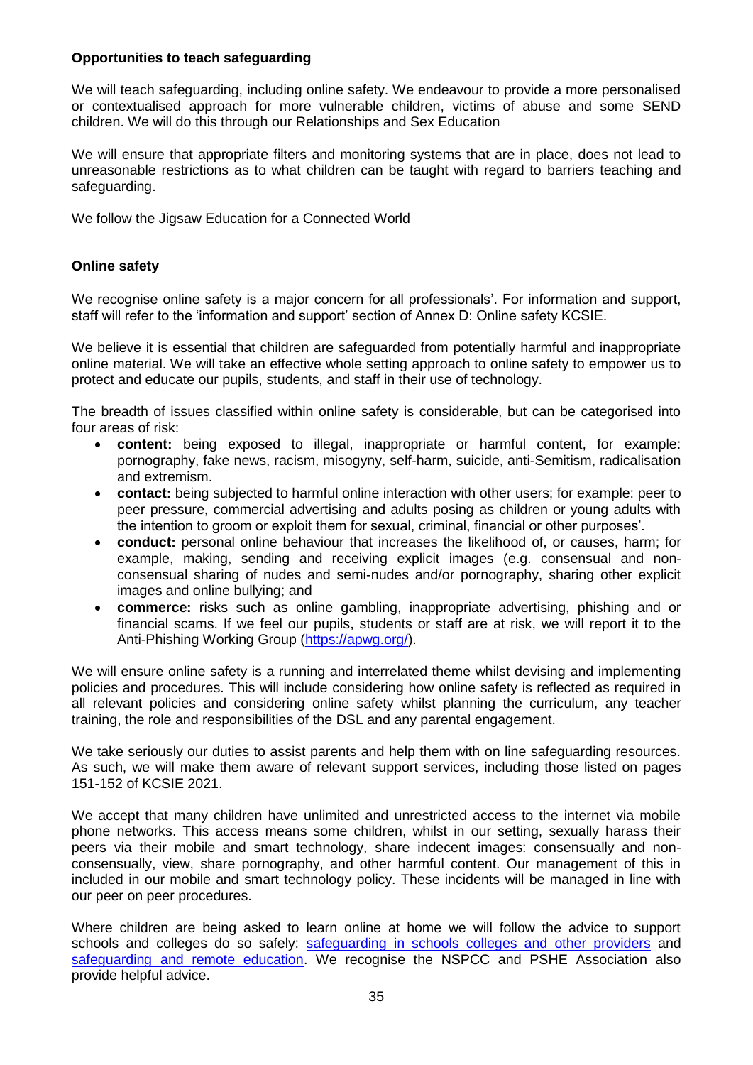**Opportunities to teach safeguarding**

We will teach safeguarding, including online safety. We endeavour to provide a more personalised or contextualised approach for more vulnerable children, victims of abuse and some SEND children. We will do this through our Relationships and Sex Education

We will ensure that appropriate filters and monitoring systems that are in place, does not lead to unreasonable restrictions as to what children can be taught with regard to barriers teaching and safeguarding.

We follow the Jigsaw Education for a Connected World

**Online safety**

We recognise online safety is a major concern for all professionals'. For information and support, staff will refer to the 'information and support' section of Annex D: Online safety KCSIE.

We believe it is essential that children are safeguarded from potentially harmful and inappropriate online material. We will take an effective whole setting approach to online safety to empower us to protect and educate our pupils, students, and staff in their use of technology.

The breadth of issues classified within online safety is considerable, but can be categorised into four areas of risk:

- **content:** being exposed to illegal, inappropriate or harmful content, for example: pornography, fake news, racism, misogyny, self-harm, suicide, anti-Semitism, radicalisation and extremism.
- **contact:** being subjected to harmful online interaction with other users; for example: peer to peer pressure, commercial advertising and adults posing as children or young adults with the intention to groom or exploit them for sexual, criminal, financial or other purposes'.
- **conduct:** personal online behaviour that increases the likelihood of, or causes, harm; for example, making, sending and receiving explicit images (e.g. consensual and non-consensual sharing of nudes and semi-nudes and/or pornography, sharing other explicit images and online bullying; and
- **commerce:** risks such as online gambling, inappropriate advertising, phishing and or financial scams. If we feel our pupils, students or staff are at risk, we will report it to the Anti-Phishing Working Group (https://apwg.org/).

We will ensure online safety is a running and interrelated theme whilst devising and implementing policies and procedures. This will include considering how online safety is reflected as required in all relevant policies and considering online safety whilst planning the curriculum, any teacher training, the role and responsibilities of the DSL and any parental engagement.

We take seriously our duties to assist parents and help them with on line safeguarding resources. As such, we will make them aware of relevant support services, including those listed on pages 151-152 of KCSIE 2021.

We accept that many children have unlimited and unrestricted access to the internet via mobile phone networks. This access means some children, whilst in our setting, sexually harass their peers via their mobile and smart technology, share indecent images: consensually and non-consensually, view, share pornography, and other harmful content. Our management of this in included in our mobile and smart technology policy. These incidents will be managed in line with our peer on peer procedures.

Where children are being asked to learn online at home we will follow the advice to support schools and colleges do so safely: safeguarding in schools colleges and other providers and safeguarding and remote education. We recognise the NSPCC and PSHE Association also provide helpful advice.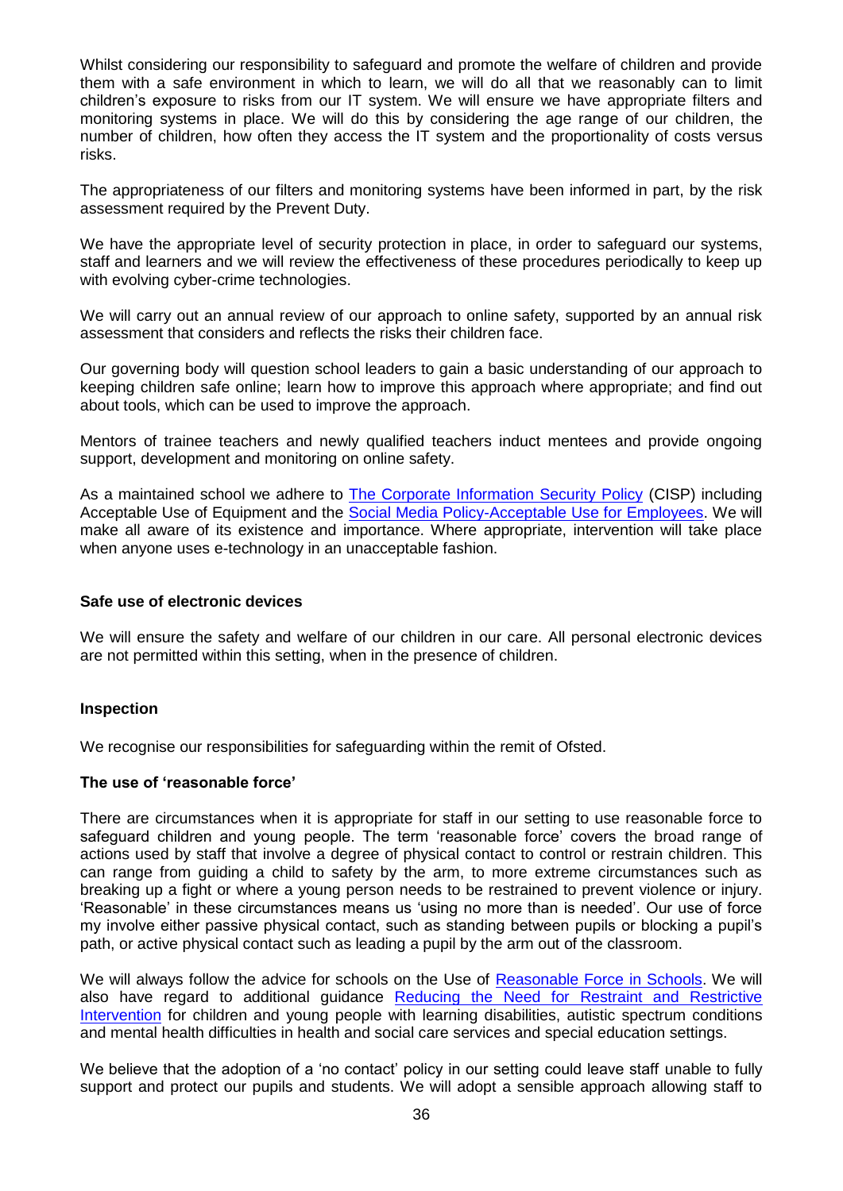Whilst considering our responsibility to safeguard and promote the welfare of children and provide them with a safe environment in which to learn, we will do all that we reasonably can to limit children's exposure to risks from our IT system. We will ensure we have appropriate filters and monitoring systems in place. We will do this by considering the age range of our children, the number of children, how often they access the IT system and the proportionality of costs versus risks.

The appropriateness of our filters and monitoring systems have been informed in part, by the risk assessment required by the Prevent Duty.

We have the appropriate level of security protection in place, in order to safeguard our systems, staff and learners and we will review the effectiveness of these procedures periodically to keep up with evolving cyber-crime technologies.

We will carry out an annual review of our approach to online safety, supported by an annual risk assessment that considers and reflects the risks their children face.

Our governing body will question school leaders to gain a basic understanding of our approach to keeping children safe online; learn how to improve this approach where appropriate; and find out about tools, which can be used to improve the approach.

Mentors of trainee teachers and newly qualified teachers induct mentees and provide ongoing support, development and monitoring on online safety.

As a maintained school we adhere to The Corporate Information Security Policy (CISP) including Acceptable Use of Equipment and the Social Media Policy-Acceptable Use for Employees. We will make all aware of its existence and importance. Where appropriate, intervention will take place when anyone uses e-technology in an unacceptable fashion.

**Safe use of electronic devices**

We will ensure the safety and welfare of our children in our care. All personal electronic devices are not permitted within this setting, when in the presence of children.

**Inspection**

We recognise our responsibilities for safeguarding within the remit of Ofsted.

**The use of 'reasonable force'**

There are circumstances when it is appropriate for staff in our setting to use reasonable force to safeguard children and young people. The term 'reasonable force' covers the broad range of actions used by staff that involve a degree of physical contact to control or restrain children. This can range from guiding a child to safety by the arm, to more extreme circumstances such as breaking up a fight or where a young person needs to be restrained to prevent violence or injury. 'Reasonable' in these circumstances means us 'using no more than is needed'. Our use of force my involve either passive physical contact, such as standing between pupils or blocking a pupil's path, or active physical contact such as leading a pupil by the arm out of the classroom.

We will always follow the advice for schools on the Use of Reasonable Force in Schools. We will also have regard to additional guidance Reducing the Need for Restraint and Restrictive Intervention for children and young people with learning disabilities, autistic spectrum conditions and mental health difficulties in health and social care services and special education settings.

We believe that the adoption of a 'no contact' policy in our setting could leave staff unable to fully support and protect our pupils and students. We will adopt a sensible approach allowing staff to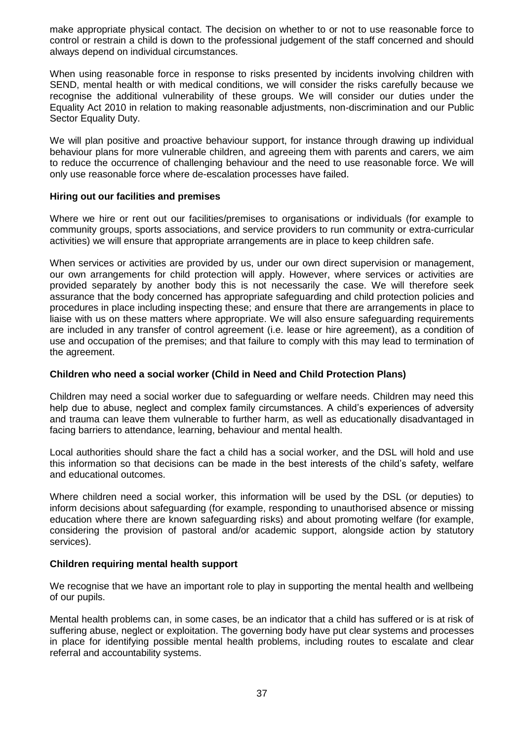make appropriate physical contact. The decision on whether to or not to use reasonable force to control or restrain a child is down to the professional judgement of the staff concerned and should always depend on individual circumstances.

When using reasonable force in response to risks presented by incidents involving children with SEND, mental health or with medical conditions, we will consider the risks carefully because we recognise the additional vulnerability of these groups. We will consider our duties under the Equality Act 2010 in relation to making reasonable adjustments, non-discrimination and our Public Sector Equality Duty.

We will plan positive and proactive behaviour support, for instance through drawing up individual behaviour plans for more vulnerable children, and agreeing them with parents and carers, we aim to reduce the occurrence of challenging behaviour and the need to use reasonable force. We will only use reasonable force where de-escalation processes have failed.

**Hiring out our facilities and premises**

Where we hire or rent out our facilities/premises to organisations or individuals (for example to community groups, sports associations, and service providers to run community or extra-curricular activities) we will ensure that appropriate arrangements are in place to keep children safe.

When services or activities are provided by us, under our own direct supervision or management, our own arrangements for child protection will apply. However, where services or activities are provided separately by another body this is not necessarily the case. We will therefore seek assurance that the body concerned has appropriate safeguarding and child protection policies and procedures in place including inspecting these; and ensure that there are arrangements in place to liaise with us on these matters where appropriate. We will also ensure safeguarding requirements are included in any transfer of control agreement (i.e. lease or hire agreement), as a condition of use and occupation of the premises; and that failure to comply with this may lead to termination of the agreement.

**Children who need a social worker (Child in Need and Child Protection Plans)**

Children may need a social worker due to safeguarding or welfare needs. Children may need this help due to abuse, neglect and complex family circumstances. A child's experiences of adversity and trauma can leave them vulnerable to further harm, as well as educationally disadvantaged in facing barriers to attendance, learning, behaviour and mental health.

Local authorities should share the fact a child has a social worker, and the DSL will hold and use this information so that decisions can be made in the best interests of the child's safety, welfare and educational outcomes.

Where children need a social worker, this information will be used by the DSL (or deputies) to inform decisions about safeguarding (for example, responding to unauthorised absence or missing education where there are known safeguarding risks) and about promoting welfare (for example, considering the provision of pastoral and/or academic support, alongside action by statutory services).

**Children requiring mental health support**

We recognise that we have an important role to play in supporting the mental health and wellbeing of our pupils.

Mental health problems can, in some cases, be an indicator that a child has suffered or is at risk of suffering abuse, neglect or exploitation. The governing body have put clear systems and processes in place for identifying possible mental health problems, including routes to escalate and clear referral and accountability systems.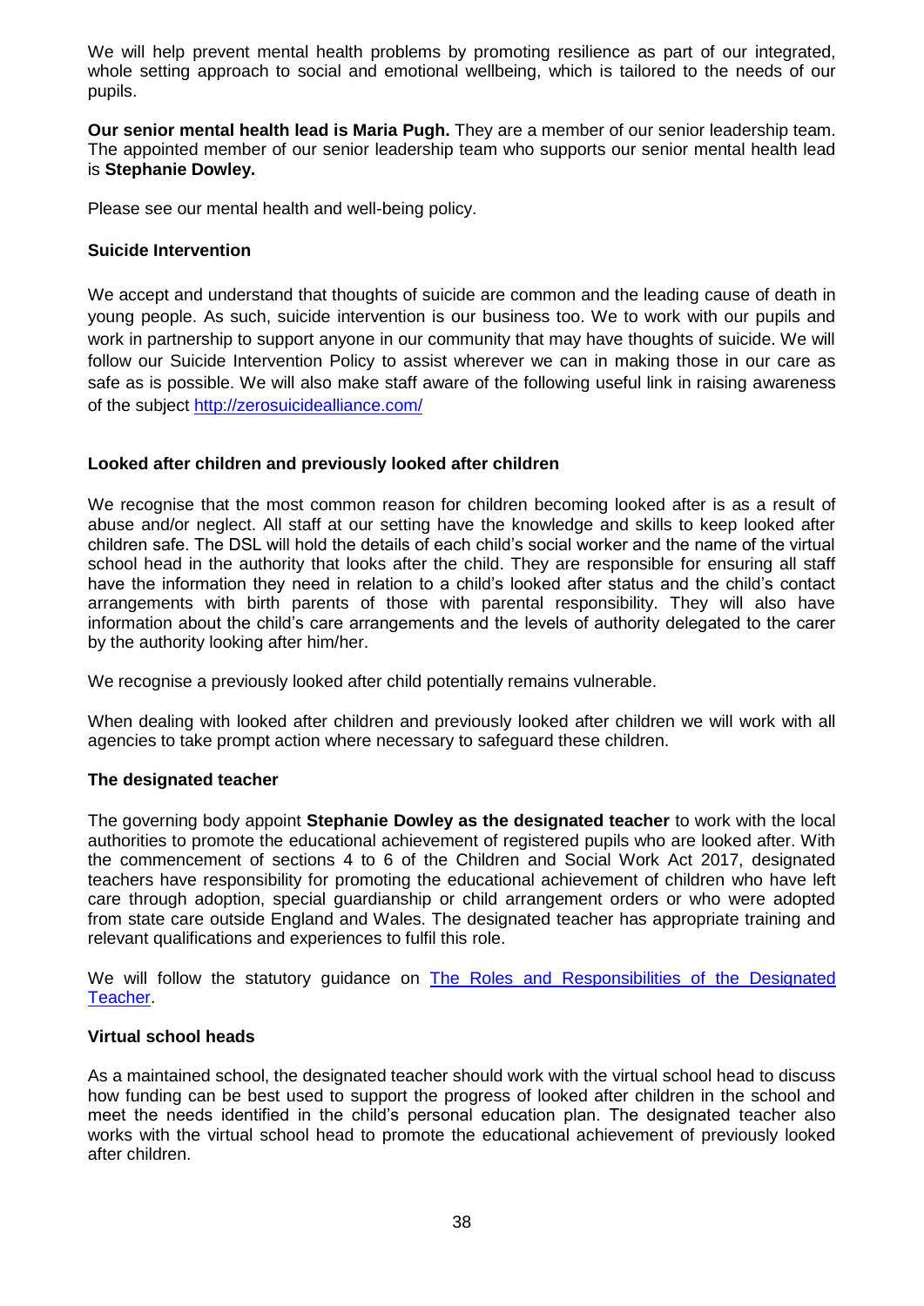We will help prevent mental health problems by promoting resilience as part of our integrated, whole setting approach to social and emotional wellbeing, which is tailored to the needs of our pupils.

**Our senior mental health lead is Maria Pugh.** They are a member of our senior leadership team. The appointed member of our senior leadership team who supports our senior mental health lead is **Stephanie Dowley.**

Please see our mental health and well-being policy.

### Suicide Intervention

We accept and understand that thoughts of suicide are common and the leading cause of death in young people. As such, suicide intervention is our business too. We to work with our pupils and work in partnership to support anyone in our community that may have thoughts of suicide. We will follow our Suicide Intervention Policy to assist wherever we can in making those in our care as safe as is possible. We will also make staff aware of the following useful link in raising awareness of the subject [http://zerosuicidealliance.com/](http://zerosuicidealliance.com/)

### Looked after children and previously looked after children

We recognise that the most common reason for children becoming looked after is as a result of abuse and/or neglect. All staff at our setting have the knowledge and skills to keep looked after children safe. The DSL will hold the details of each child's social worker and the name of the virtual school head in the authority that looks after the child. They are responsible for ensuring all staff have the information they need in relation to a child's looked after status and the child's contact arrangements with birth parents of those with parental responsibility. They will also have information about the child's care arrangements and the levels of authority delegated to the carer by the authority looking after him/her.

We recognise a previously looked after child potentially remains vulnerable.

When dealing with looked after children and previously looked after children we will work with all agencies to take prompt action where necessary to safeguard these children.

### The designated teacher

The governing body appoint **Stephanie Dowley as the designated teacher** to work with the local authorities to promote the educational achievement of registered pupils who are looked after. With the commencement of sections 4 to 6 of the Children and Social Work Act 2017, designated teachers have responsibility for promoting the educational achievement of children who have left care through adoption, special guardianship or child arrangement orders or who were adopted from state care outside England and Wales. The designated teacher has appropriate training and relevant qualifications and experiences to fulfil this role.

We will follow the statutory guidance on The Roles and Responsibilities of the Designated Teacher.

### Virtual school heads

As a maintained school, the designated teacher should work with the virtual school head to discuss how funding can be best used to support the progress of looked after children in the school and meet the needs identified in the child's personal education plan. The designated teacher also works with the virtual school head to promote the educational achievement of previously looked after children.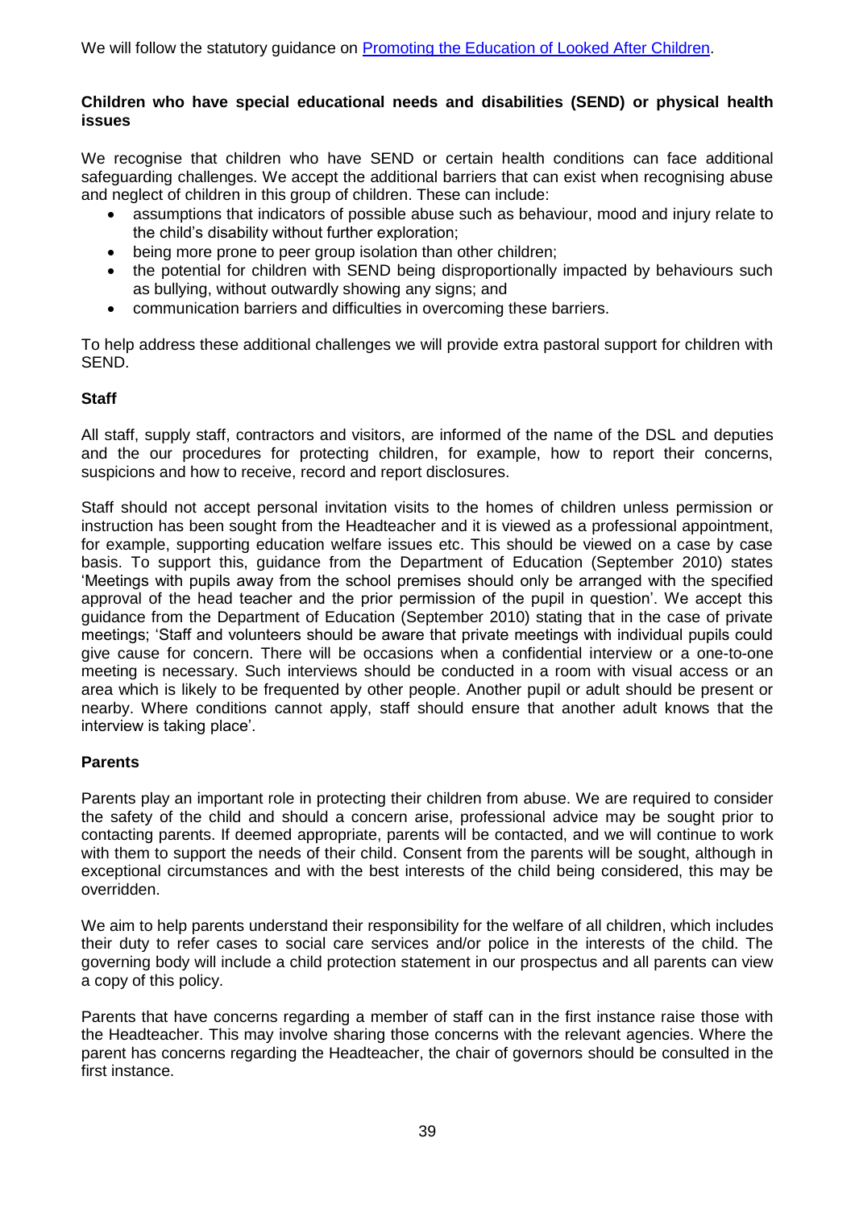We will follow the statutory guidance on [Promoting the Education of Looked After Children](#).

**Children who have special educational needs and disabilities (SEND) or physical health issues**

We recognise that children who have SEND or certain health conditions can face additional safeguarding challenges. We accept the additional barriers that can exist when recognising abuse and neglect of children in this group of children. These can include:

- assumptions that indicators of possible abuse such as behaviour, mood and injury relate to the child's disability without further exploration;
- being more prone to peer group isolation than other children;
- the potential for children with SEND being disproportionally impacted by behaviours such as bullying, without outwardly showing any signs; and
- communication barriers and difficulties in overcoming these barriers.

To help address these additional challenges we will provide extra pastoral support for children with SEND.

**Staff**

All staff, supply staff, contractors and visitors, are informed of the name of the DSL and deputies and the our procedures for protecting children, for example, how to report their concerns, suspicions and how to receive, record and report disclosures.

Staff should not accept personal invitation visits to the homes of children unless permission or instruction has been sought from the Headteacher and it is viewed as a professional appointment, for example, supporting education welfare issues etc. This should be viewed on a case by case basis. To support this, guidance from the Department of Education (September 2010) states 'Meetings with pupils away from the school premises should only be arranged with the specified approval of the head teacher and the prior permission of the pupil in question'. We accept this guidance from the Department of Education (September 2010) stating that in the case of private meetings; 'Staff and volunteers should be aware that private meetings with individual pupils could give cause for concern. There will be occasions when a confidential interview or a one-to-one meeting is necessary. Such interviews should be conducted in a room with visual access or an area which is likely to be frequented by other people. Another pupil or adult should be present or nearby. Where conditions cannot apply, staff should ensure that another adult knows that the interview is taking place'.

**Parents**

Parents play an important role in protecting their children from abuse. We are required to consider the safety of the child and should a concern arise, professional advice may be sought prior to contacting parents. If deemed appropriate, parents will be contacted, and we will continue to work with them to support the needs of their child. Consent from the parents will be sought, although in exceptional circumstances and with the best interests of the child being considered, this may be overridden.

We aim to help parents understand their responsibility for the welfare of all children, which includes their duty to refer cases to social care services and/or police in the interests of the child. The governing body will include a child protection statement in our prospectus and all parents can view a copy of this policy.

Parents that have concerns regarding a member of staff can in the first instance raise those with the Headteacher. This may involve sharing those concerns with the relevant agencies. Where the parent has concerns regarding the Headteacher, the chair of governors should be consulted in the first instance.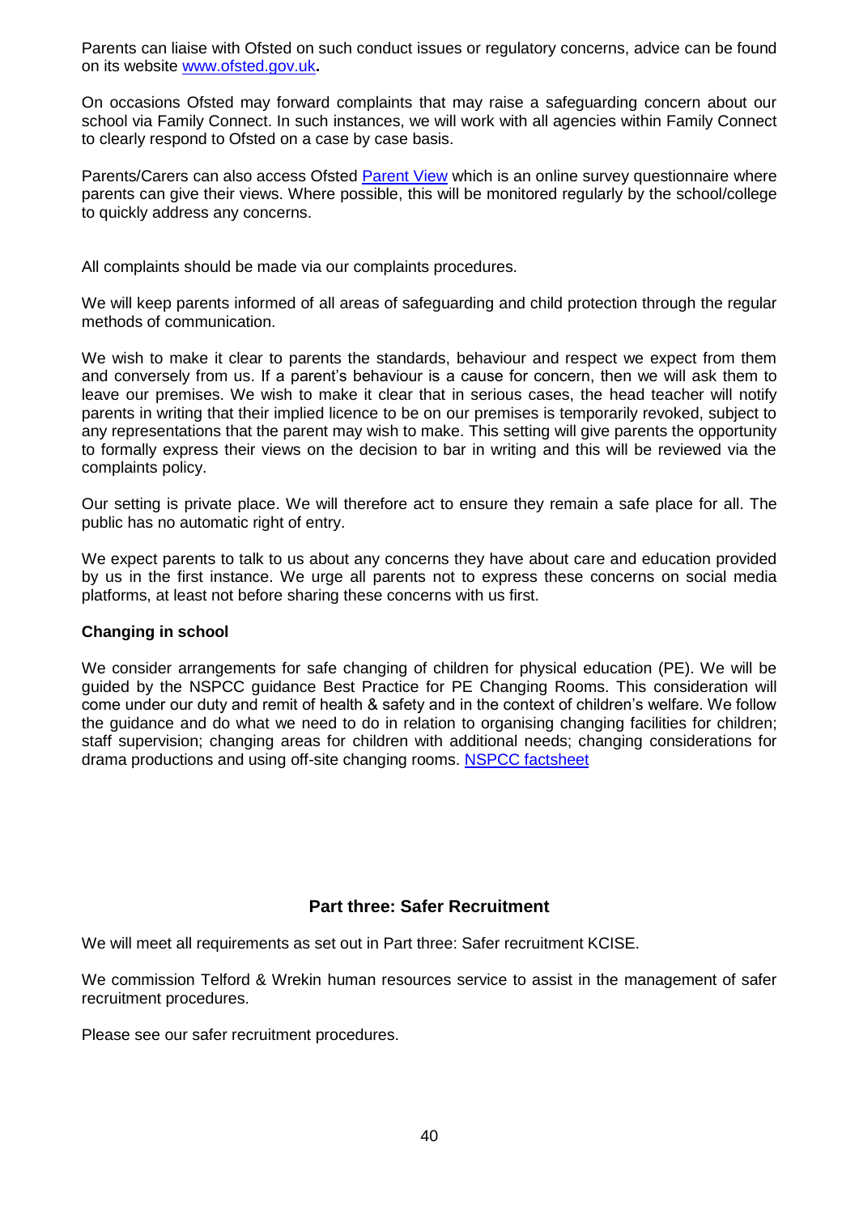Parents can liaise with Ofsted on such conduct issues or regulatory concerns, advice can be found on its website [www.ofsted.gov.uk](www.ofsted.gov.uk)**.**

On occasions Ofsted may forward complaints that may raise a safeguarding concern about our school via Family Connect. In such instances, we will work with all agencies within Family Connect to clearly respond to Ofsted on a case by case basis.

Parents/Carers can also access Ofsted [Parent View](Parent View) which is an online survey questionnaire where parents can give their views. Where possible, this will be monitored regularly by the school/college to quickly address any concerns.

All complaints should be made via our complaints procedures.

We will keep parents informed of all areas of safeguarding and child protection through the regular methods of communication.

We wish to make it clear to parents the standards, behaviour and respect we expect from them and conversely from us. If a parent's behaviour is a cause for concern, then we will ask them to leave our premises. We wish to make it clear that in serious cases, the head teacher will notify parents in writing that their implied licence to be on our premises is temporarily revoked, subject to any representations that the parent may wish to make. This setting will give parents the opportunity to formally express their views on the decision to bar in writing and this will be reviewed via the complaints policy.

Our setting is private place. We will therefore act to ensure they remain a safe place for all. The public has no automatic right of entry.

We expect parents to talk to us about any concerns they have about care and education provided by us in the first instance. We urge all parents not to express these concerns on social media platforms, at least not before sharing these concerns with us first.

**Changing in school**

We consider arrangements for safe changing of children for physical education (PE). We will be guided by the NSPCC guidance Best Practice for PE Changing Rooms. This consideration will come under our duty and remit of health & safety and in the context of children's welfare. We follow the guidance and do what we need to do in relation to organising changing facilities for children; staff supervision; changing areas for children with additional needs; changing considerations for drama productions and using off-site changing rooms. [NSPCC factsheet](NSPCC factsheet)

## Part three: Safer Recruitment

We will meet all requirements as set out in Part three: Safer recruitment KCISE.

We commission Telford & Wrekin human resources service to assist in the management of safer recruitment procedures.

Please see our safer recruitment procedures.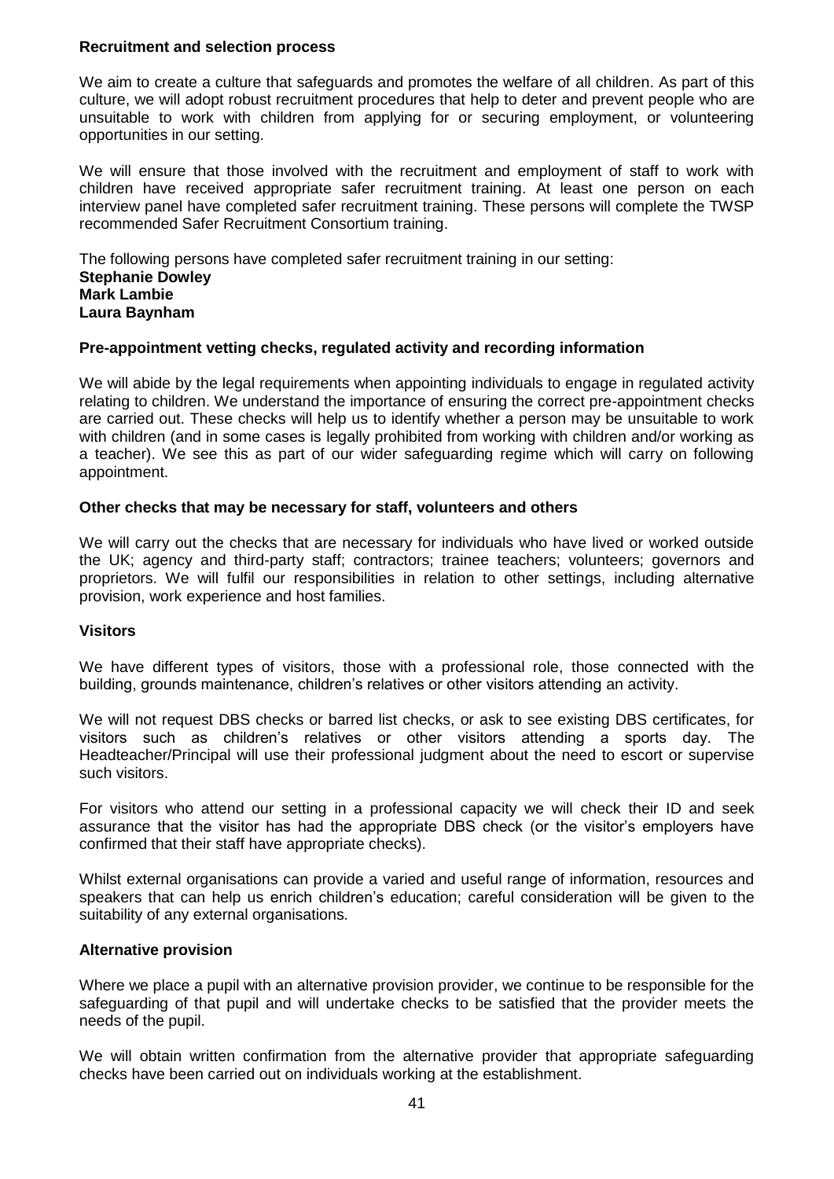**Recruitment and selection process**

We aim to create a culture that safeguards and promotes the welfare of all children. As part of this culture, we will adopt robust recruitment procedures that help to deter and prevent people who are unsuitable to work with children from applying for or securing employment, or volunteering opportunities in our setting.

We will ensure that those involved with the recruitment and employment of staff to work with children have received appropriate safer recruitment training. At least one person on each interview panel have completed safer recruitment training. These persons will complete the TWSP recommended Safer Recruitment Consortium training.

The following persons have completed safer recruitment training in our setting:
**Stephanie Dowley**
**Mark Lambie**
**Laura Baynham**

**Pre-appointment vetting checks, regulated activity and recording information**

We will abide by the legal requirements when appointing individuals to engage in regulated activity relating to children. We understand the importance of ensuring the correct pre-appointment checks are carried out. These checks will help us to identify whether a person may be unsuitable to work with children (and in some cases is legally prohibited from working with children and/or working as a teacher). We see this as part of our wider safeguarding regime which will carry on following appointment.

**Other checks that may be necessary for staff, volunteers and others**

We will carry out the checks that are necessary for individuals who have lived or worked outside the UK; agency and third-party staff; contractors; trainee teachers; volunteers; governors and proprietors. We will fulfil our responsibilities in relation to other settings, including alternative provision, work experience and host families.

**Visitors**

We have different types of visitors, those with a professional role, those connected with the building, grounds maintenance, children's relatives or other visitors attending an activity.

We will not request DBS checks or barred list checks, or ask to see existing DBS certificates, for visitors such as children's relatives or other visitors attending a sports day. The Headteacher/Principal will use their professional judgment about the need to escort or supervise such visitors.

For visitors who attend our setting in a professional capacity we will check their ID and seek assurance that the visitor has had the appropriate DBS check (or the visitor's employers have confirmed that their staff have appropriate checks).

Whilst external organisations can provide a varied and useful range of information, resources and speakers that can help us enrich children's education; careful consideration will be given to the suitability of any external organisations.

**Alternative provision**

Where we place a pupil with an alternative provision provider, we continue to be responsible for the safeguarding of that pupil and will undertake checks to be satisfied that the provider meets the needs of the pupil.

We will obtain written confirmation from the alternative provider that appropriate safeguarding checks have been carried out on individuals working at the establishment.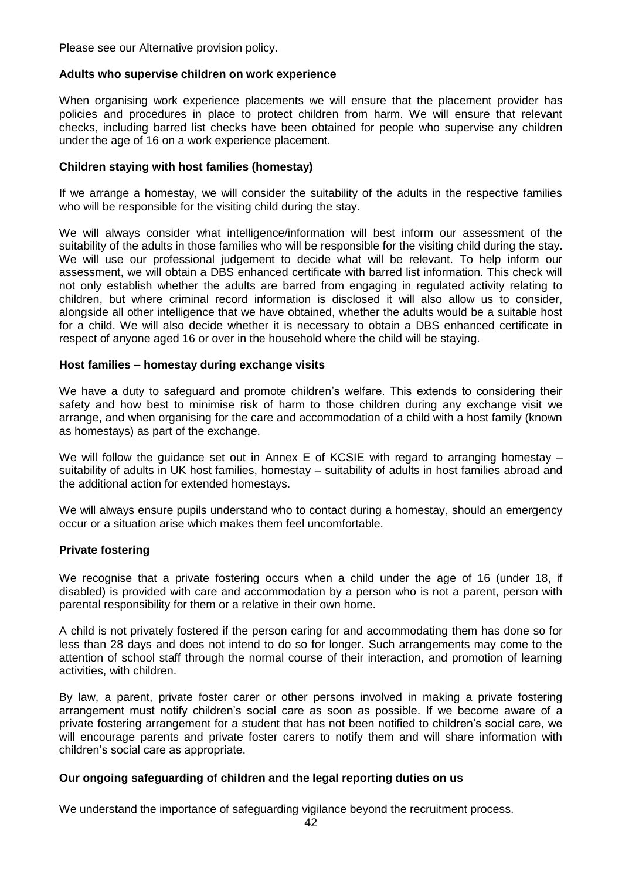Please see our Alternative provision policy.

### Adults who supervise children on work experience

When organising work experience placements we will ensure that the placement provider has policies and procedures in place to protect children from harm. We will ensure that relevant checks, including barred list checks have been obtained for people who supervise any children under the age of 16 on a work experience placement.

### Children staying with host families (homestay)

If we arrange a homestay, we will consider the suitability of the adults in the respective families who will be responsible for the visiting child during the stay.

We will always consider what intelligence/information will best inform our assessment of the suitability of the adults in those families who will be responsible for the visiting child during the stay. We will use our professional judgement to decide what will be relevant. To help inform our assessment, we will obtain a DBS enhanced certificate with barred list information. This check will not only establish whether the adults are barred from engaging in regulated activity relating to children, but where criminal record information is disclosed it will also allow us to consider, alongside all other intelligence that we have obtained, whether the adults would be a suitable host for a child. We will also decide whether it is necessary to obtain a DBS enhanced certificate in respect of anyone aged 16 or over in the household where the child will be staying.

### Host families – homestay during exchange visits

We have a duty to safeguard and promote children's welfare. This extends to considering their safety and how best to minimise risk of harm to those children during any exchange visit we arrange, and when organising for the care and accommodation of a child with a host family (known as homestays) as part of the exchange.

We will follow the guidance set out in Annex E of KCSIE with regard to arranging homestay – suitability of adults in UK host families, homestay – suitability of adults in host families abroad and the additional action for extended homestays.

We will always ensure pupils understand who to contact during a homestay, should an emergency occur or a situation arise which makes them feel uncomfortable.

### Private fostering

We recognise that a private fostering occurs when a child under the age of 16 (under 18, if disabled) is provided with care and accommodation by a person who is not a parent, person with parental responsibility for them or a relative in their own home.

A child is not privately fostered if the person caring for and accommodating them has done so for less than 28 days and does not intend to do so for longer. Such arrangements may come to the attention of school staff through the normal course of their interaction, and promotion of learning activities, with children.

By law, a parent, private foster carer or other persons involved in making a private fostering arrangement must notify children's social care as soon as possible. If we become aware of a private fostering arrangement for a student that has not been notified to children's social care, we will encourage parents and private foster carers to notify them and will share information with children's social care as appropriate.

### Our ongoing safeguarding of children and the legal reporting duties on us

We understand the importance of safeguarding vigilance beyond the recruitment process.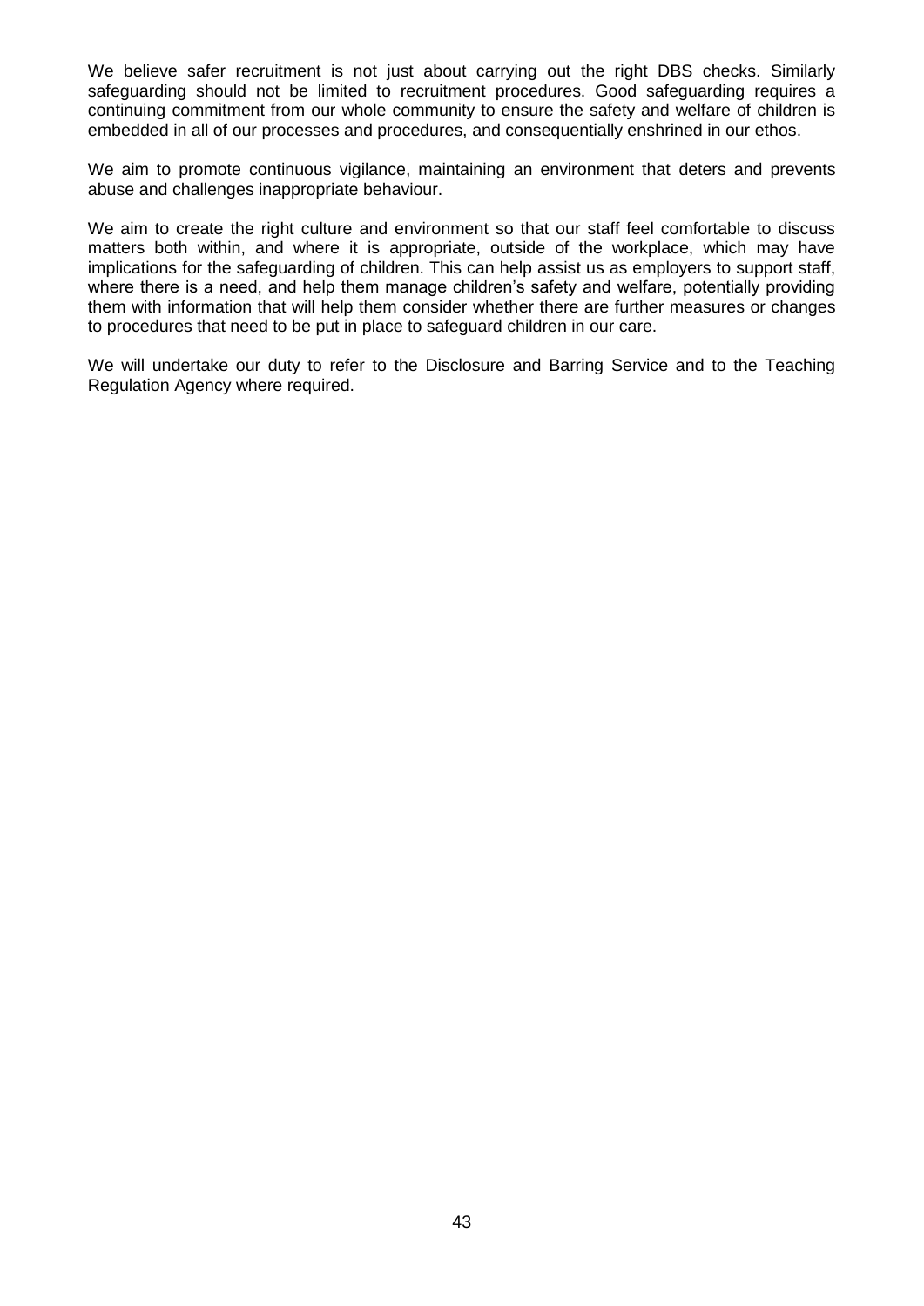We believe safer recruitment is not just about carrying out the right DBS checks. Similarly safeguarding should not be limited to recruitment procedures. Good safeguarding requires a continuing commitment from our whole community to ensure the safety and welfare of children is embedded in all of our processes and procedures, and consequentially enshrined in our ethos.

We aim to promote continuous vigilance, maintaining an environment that deters and prevents abuse and challenges inappropriate behaviour.

We aim to create the right culture and environment so that our staff feel comfortable to discuss matters both within, and where it is appropriate, outside of the workplace, which may have implications for the safeguarding of children. This can help assist us as employers to support staff, where there is a need, and help them manage children's safety and welfare, potentially providing them with information that will help them consider whether there are further measures or changes to procedures that need to be put in place to safeguard children in our care.

We will undertake our duty to refer to the Disclosure and Barring Service and to the Teaching Regulation Agency where required.